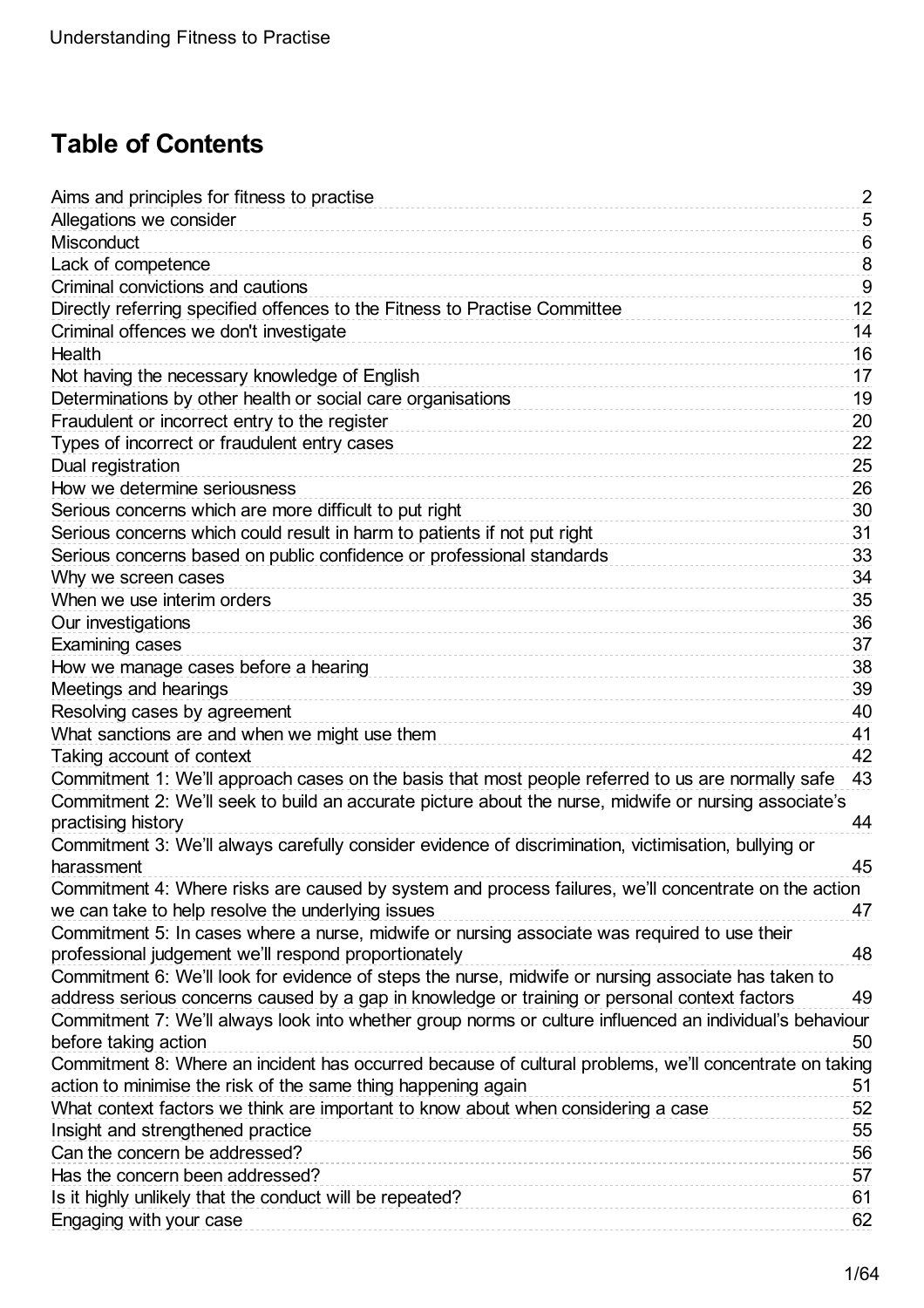# Table of Contents

| | |
|---|---|
| Aims and principles for fitness to practise | 2 |
| Allegations we consider | 5 |
| Misconduct | 6 |
| Lack of competence | 8 |
| Criminal convictions and cautions | 9 |
| Directly referring specified offences to the Fitness to Practise Committee | 12 |
| Criminal offences we don't investigate | 14 |
| Health | 16 |
| Not having the necessary knowledge of English | 17 |
| Determinations by other health or social care organisations | 19 |
| Fraudulent or incorrect entry to the register | 20 |
| Types of incorrect or fraudulent entry cases | 22 |
| Dual registration | 25 |
| How we determine seriousness | 26 |
| Serious concerns which are more difficult to put right | 30 |
| Serious concerns which could result in harm to patients if not put right | 31 |
| Serious concerns based on public confidence or professional standards | 33 |
| Why we screen cases | 34 |
| When we use interim orders | 35 |
| Our investigations | 36 |
| Examining cases | 37 |
| How we manage cases before a hearing | 38 |
| Meetings and hearings | 39 |
| Resolving cases by agreement | 40 |
| What sanctions are and when we might use them | 41 |
| Taking account of context | 42 |
| Commitment 1: We'll approach cases on the basis that most people referred to us are normally safe | 43 |
| Commitment 2: We'll seek to build an accurate picture about the nurse, midwife or nursing associate's practising history | 44 |
| Commitment 3: We'll always carefully consider evidence of discrimination, victimisation, bullying or harassment | 45 |
| Commitment 4: Where risks are caused by system and process failures, we'll concentrate on the action we can take to help resolve the underlying issues | 47 |
| Commitment 5: In cases where a nurse, midwife or nursing associate was required to use their professional judgement we'll respond proportionately | 48 |
| Commitment 6: We'll look for evidence of steps the nurse, midwife or nursing associate has taken to address serious concerns caused by a gap in knowledge or training or personal context factors | 49 |
| Commitment 7: We'll always look into whether group norms or culture influenced an individual's behaviour before taking action | 50 |
| Commitment 8: Where an incident has occurred because of cultural problems, we'll concentrate on taking action to minimise the risk of the same thing happening again | 51 |
| What context factors we think are important to know about when considering a case | 52 |
| Insight and strengthened practice | 55 |
| Can the concern be addressed? | 56 |
| Has the concern been addressed? | 57 |
| Is it highly unlikely that the conduct will be repeated? | 61 |
| Engaging with your case | 62 |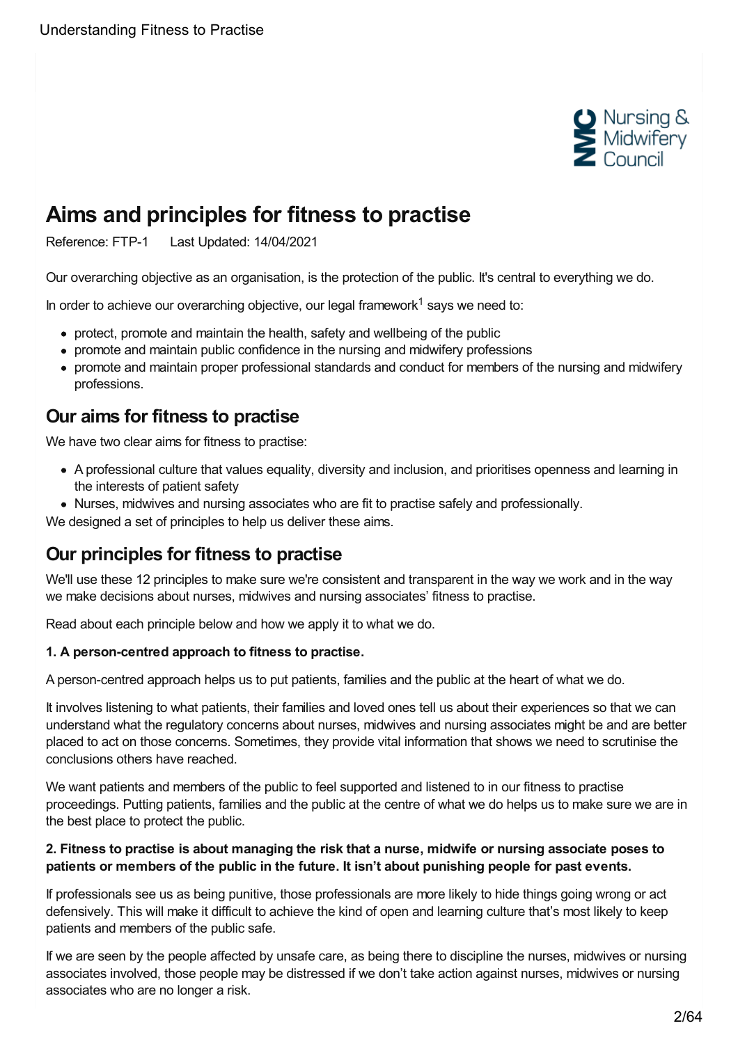# Aims and principles for fitness to practise

Reference: FTP-1    Last Updated: 14/04/2021

Our overarching objective as an organisation, is the protection of the public. It's central to everything we do.

In order to achieve our overarching objective, our legal framework[1] says we need to:

- protect, promote and maintain the health, safety and wellbeing of the public
- promote and maintain public confidence in the nursing and midwifery professions
- promote and maintain proper professional standards and conduct for members of the nursing and midwifery professions.

## Our aims for fitness to practise

We have two clear aims for fitness to practise:

- A professional culture that values equality, diversity and inclusion, and prioritises openness and learning in the interests of patient safety
- Nurses, midwives and nursing associates who are fit to practise safely and professionally.

We designed a set of principles to help us deliver these aims.

## Our principles for fitness to practise

We'll use these 12 principles to make sure we're consistent and transparent in the way we work and in the way we make decisions about nurses, midwives and nursing associates' fitness to practise.

Read about each principle below and how we apply it to what we do.

**1. A person-centred approach to fitness to practise.**

A person-centred approach helps us to put patients, families and the public at the heart of what we do.

It involves listening to what patients, their families and loved ones tell us about their experiences so that we can understand what the regulatory concerns about nurses, midwives and nursing associates might be and are better placed to act on those concerns. Sometimes, they provide vital information that shows we need to scrutinise the conclusions others have reached.

We want patients and members of the public to feel supported and listened to in our fitness to practise proceedings. Putting patients, families and the public at the centre of what we do helps us to make sure we are in the best place to protect the public.

**2. Fitness to practise is about managing the risk that a nurse, midwife or nursing associate poses to patients or members of the public in the future. It isn't about punishing people for past events.**

If professionals see us as being punitive, those professionals are more likely to hide things going wrong or act defensively. This will make it difficult to achieve the kind of open and learning culture that's most likely to keep patients and members of the public safe.

If we are seen by the people affected by unsafe care, as being there to discipline the nurses, midwives or nursing associates involved, those people may be distressed if we don't take action against nurses, midwives or nursing associates who are no longer a risk.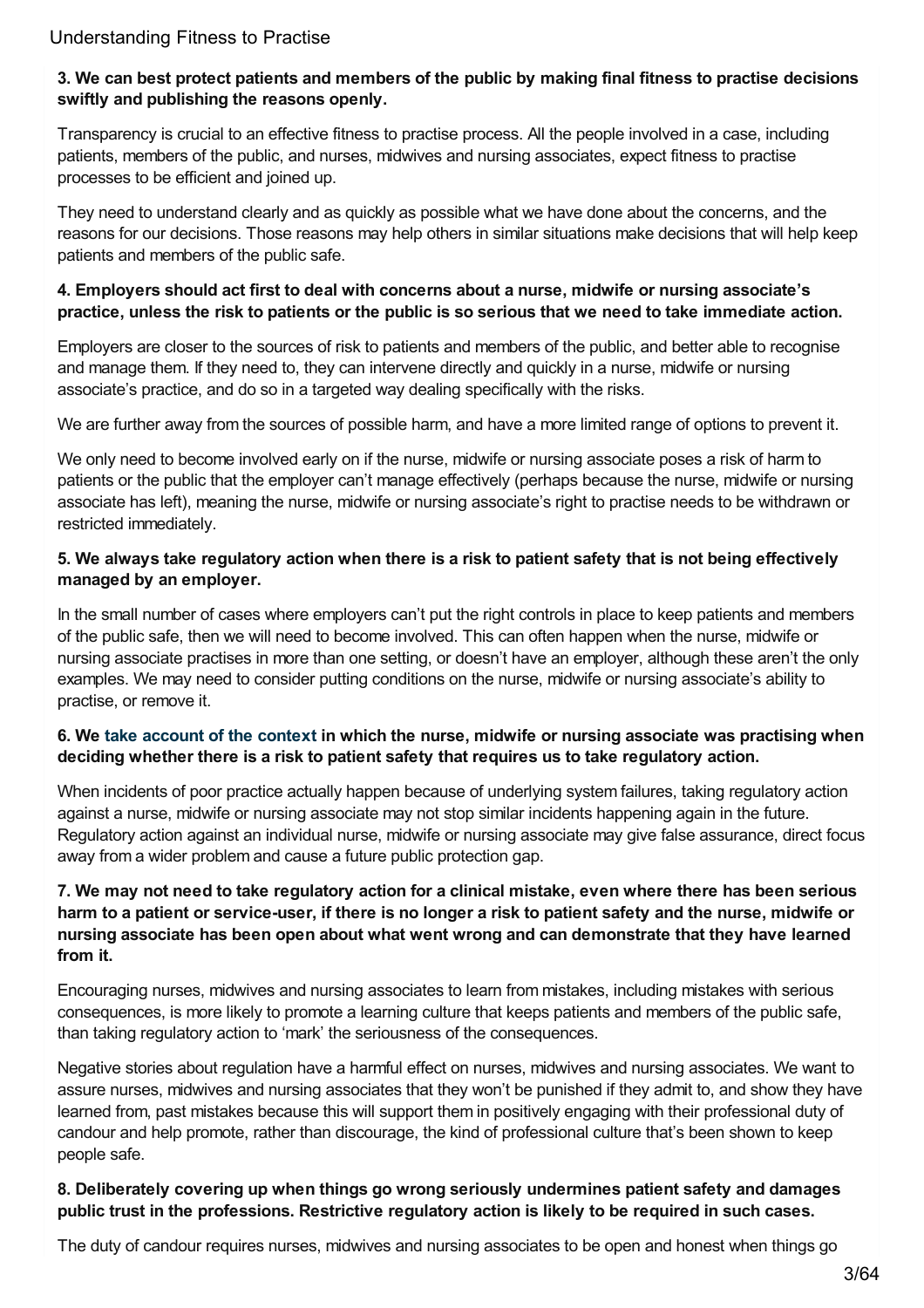**3. We can best protect patients and members of the public by making final fitness to practise decisions swiftly and publishing the reasons openly.**

Transparency is crucial to an effective fitness to practise process. All the people involved in a case, including patients, members of the public, and nurses, midwives and nursing associates, expect fitness to practise processes to be efficient and joined up.

They need to understand clearly and as quickly as possible what we have done about the concerns, and the reasons for our decisions. Those reasons may help others in similar situations make decisions that will help keep patients and members of the public safe.

**4. Employers should act first to deal with concerns about a nurse, midwife or nursing associate's practice, unless the risk to patients or the public is so serious that we need to take immediate action.**

Employers are closer to the sources of risk to patients and members of the public, and better able to recognise and manage them. If they need to, they can intervene directly and quickly in a nurse, midwife or nursing associate's practice, and do so in a targeted way dealing specifically with the risks.

We are further away from the sources of possible harm, and have a more limited range of options to prevent it.

We only need to become involved early on if the nurse, midwife or nursing associate poses a risk of harm to patients or the public that the employer can't manage effectively (perhaps because the nurse, midwife or nursing associate has left), meaning the nurse, midwife or nursing associate's right to practise needs to be withdrawn or restricted immediately.

**5. We always take regulatory action when there is a risk to patient safety that is not being effectively managed by an employer.**

In the small number of cases where employers can't put the right controls in place to keep patients and members of the public safe, then we will need to become involved. This can often happen when the nurse, midwife or nursing associate practises in more than one setting, or doesn't have an employer, although these aren't the only examples. We may need to consider putting conditions on the nurse, midwife or nursing associate's ability to practise, or remove it.

**6. We take account of the context in which the nurse, midwife or nursing associate was practising when deciding whether there is a risk to patient safety that requires us to take regulatory action.**

When incidents of poor practice actually happen because of underlying system failures, taking regulatory action against a nurse, midwife or nursing associate may not stop similar incidents happening again in the future. Regulatory action against an individual nurse, midwife or nursing associate may give false assurance, direct focus away from a wider problem and cause a future public protection gap.

**7. We may not need to take regulatory action for a clinical mistake, even where there has been serious harm to a patient or service-user, if there is no longer a risk to patient safety and the nurse, midwife or nursing associate has been open about what went wrong and can demonstrate that they have learned from it.**

Encouraging nurses, midwives and nursing associates to learn from mistakes, including mistakes with serious consequences, is more likely to promote a learning culture that keeps patients and members of the public safe, than taking regulatory action to 'mark' the seriousness of the consequences.

Negative stories about regulation have a harmful effect on nurses, midwives and nursing associates. We want to assure nurses, midwives and nursing associates that they won't be punished if they admit to, and show they have learned from, past mistakes because this will support them in positively engaging with their professional duty of candour and help promote, rather than discourage, the kind of professional culture that's been shown to keep people safe.

**8. Deliberately covering up when things go wrong seriously undermines patient safety and damages public trust in the professions. Restrictive regulatory action is likely to be required in such cases.**

The duty of candour requires nurses, midwives and nursing associates to be open and honest when things go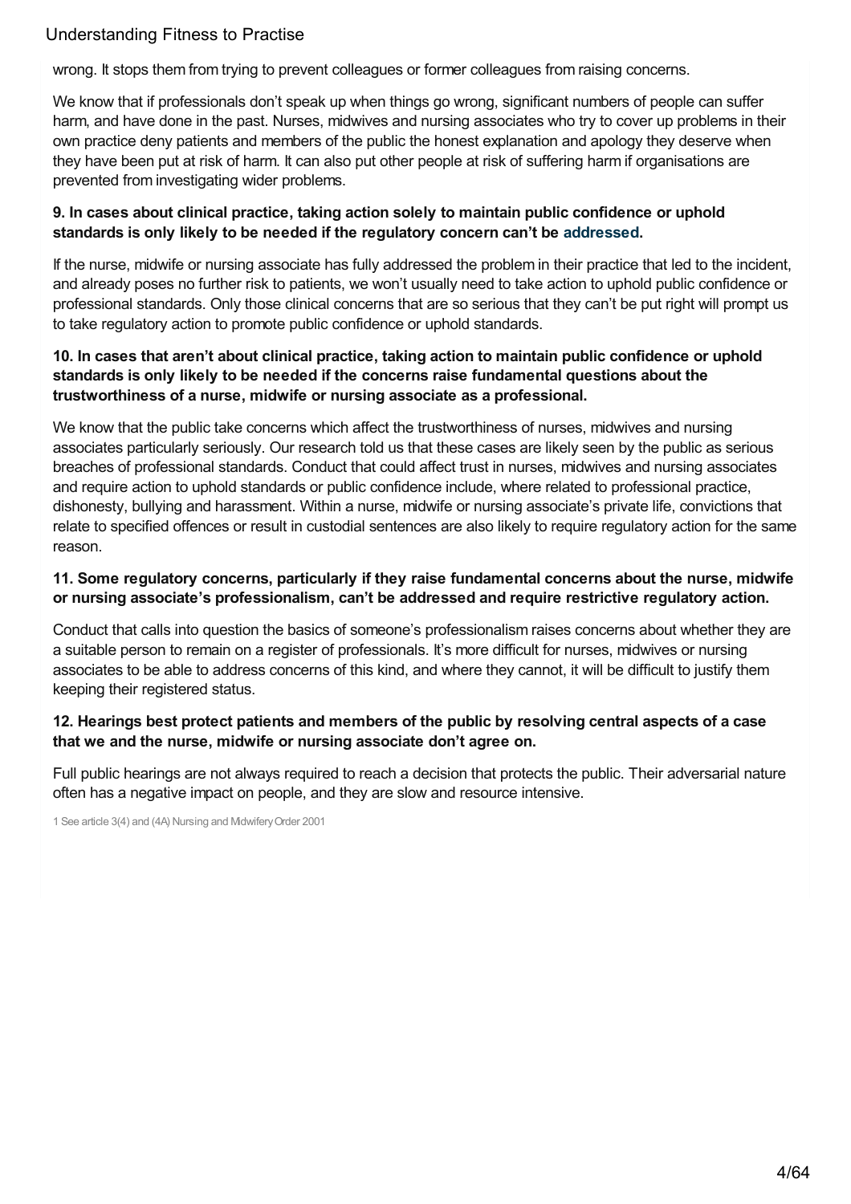wrong. It stops them from trying to prevent colleagues or former colleagues from raising concerns.

We know that if professionals don't speak up when things go wrong, significant numbers of people can suffer harm, and have done in the past. Nurses, midwives and nursing associates who try to cover up problems in their own practice deny patients and members of the public the honest explanation and apology they deserve when they have been put at risk of harm. It can also put other people at risk of suffering harm if organisations are prevented from investigating wider problems.

**9. In cases about clinical practice, taking action solely to maintain public confidence or uphold standards is only likely to be needed if the regulatory concern can't be addressed.**

If the nurse, midwife or nursing associate has fully addressed the problem in their practice that led to the incident, and already poses no further risk to patients, we won't usually need to take action to uphold public confidence or professional standards. Only those clinical concerns that are so serious that they can't be put right will prompt us to take regulatory action to promote public confidence or uphold standards.

**10. In cases that aren't about clinical practice, taking action to maintain public confidence or uphold standards is only likely to be needed if the concerns raise fundamental questions about the trustworthiness of a nurse, midwife or nursing associate as a professional.**

We know that the public take concerns which affect the trustworthiness of nurses, midwives and nursing associates particularly seriously. Our research told us that these cases are likely seen by the public as serious breaches of professional standards. Conduct that could affect trust in nurses, midwives and nursing associates and require action to uphold standards or public confidence include, where related to professional practice, dishonesty, bullying and harassment. Within a nurse, midwife or nursing associate's private life, convictions that relate to specified offences or result in custodial sentences are also likely to require regulatory action for the same reason.

**11. Some regulatory concerns, particularly if they raise fundamental concerns about the nurse, midwife or nursing associate's professionalism, can't be addressed and require restrictive regulatory action.**

Conduct that calls into question the basics of someone's professionalism raises concerns about whether they are a suitable person to remain on a register of professionals. It's more difficult for nurses, midwives or nursing associates to be able to address concerns of this kind, and where they cannot, it will be difficult to justify them keeping their registered status.

**12. Hearings best protect patients and members of the public by resolving central aspects of a case that we and the nurse, midwife or nursing associate don't agree on.**

Full public hearings are not always required to reach a decision that protects the public. Their adversarial nature often has a negative impact on people, and they are slow and resource intensive.

1 See article 3(4) and (4A) Nursing and Midwifery Order 2001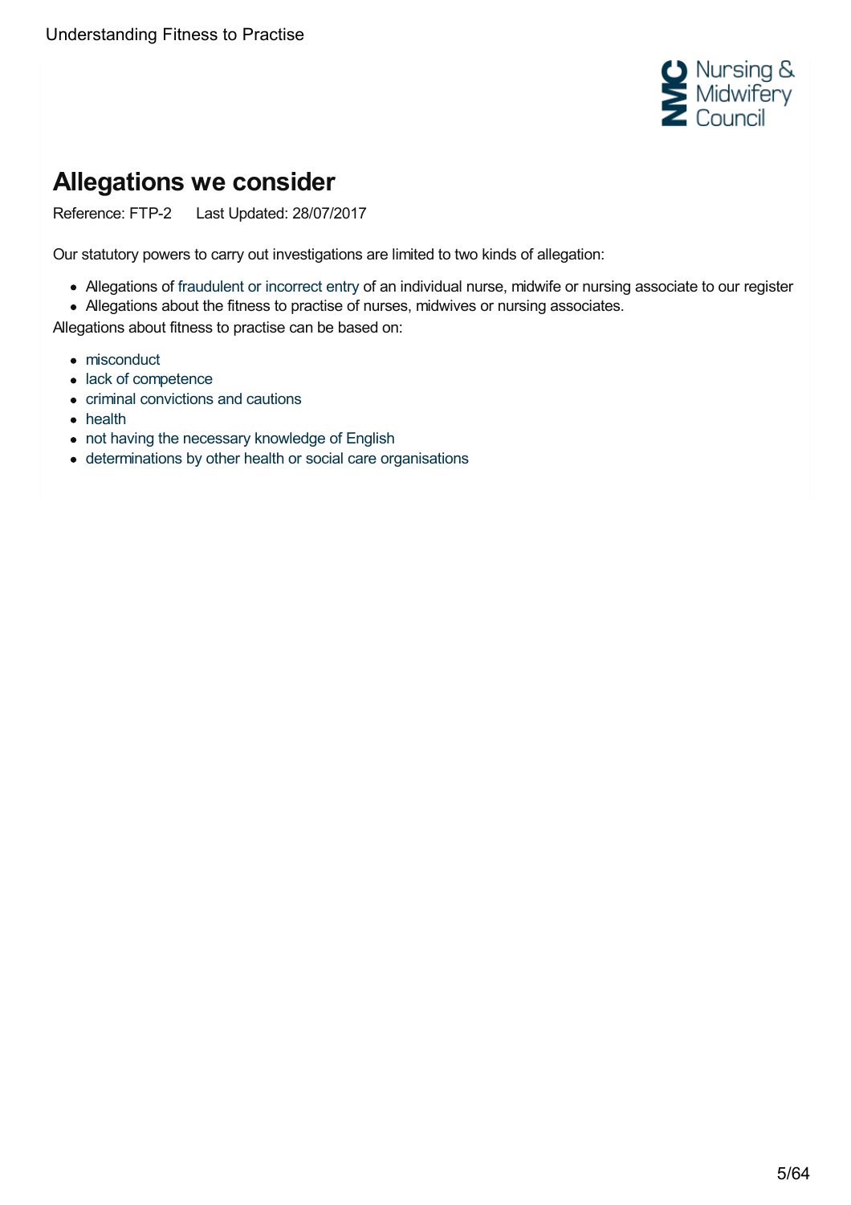# Allegations we consider

Reference: FTP-2    Last Updated: 28/07/2017

Our statutory powers to carry out investigations are limited to two kinds of allegation:

- Allegations of fraudulent or incorrect entry of an individual nurse, midwife or nursing associate to our register
- Allegations about the fitness to practise of nurses, midwives or nursing associates.

Allegations about fitness to practise can be based on:

- misconduct
- lack of competence
- criminal convictions and cautions
- health
- not having the necessary knowledge of English
- determinations by other health or social care organisations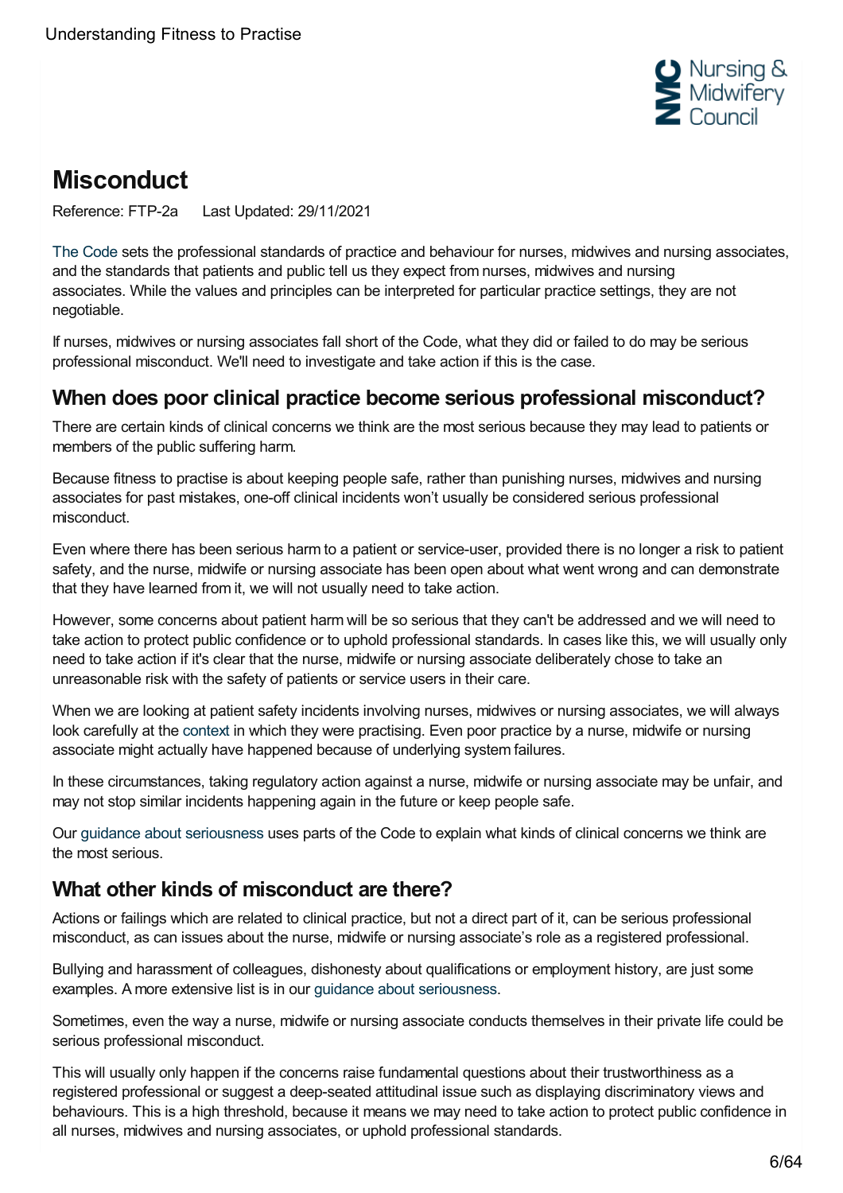# Misconduct

Reference: FTP-2a  Last Updated: 29/11/2021

The Code sets the professional standards of practice and behaviour for nurses, midwives and nursing associates, and the standards that patients and public tell us they expect from nurses, midwives and nursing associates. While the values and principles can be interpreted for particular practice settings, they are not negotiable.

If nurses, midwives or nursing associates fall short of the Code, what they did or failed to do may be serious professional misconduct. We'll need to investigate and take action if this is the case.

## When does poor clinical practice become serious professional misconduct?

There are certain kinds of clinical concerns we think are the most serious because they may lead to patients or members of the public suffering harm.

Because fitness to practise is about keeping people safe, rather than punishing nurses, midwives and nursing associates for past mistakes, one-off clinical incidents won't usually be considered serious professional misconduct.

Even where there has been serious harm to a patient or service-user, provided there is no longer a risk to patient safety, and the nurse, midwife or nursing associate has been open about what went wrong and can demonstrate that they have learned from it, we will not usually need to take action.

However, some concerns about patient harm will be so serious that they can't be addressed and we will need to take action to protect public confidence or to uphold professional standards. In cases like this, we will usually only need to take action if it's clear that the nurse, midwife or nursing associate deliberately chose to take an unreasonable risk with the safety of patients or service users in their care.

When we are looking at patient safety incidents involving nurses, midwives or nursing associates, we will always look carefully at the context in which they were practising. Even poor practice by a nurse, midwife or nursing associate might actually have happened because of underlying system failures.

In these circumstances, taking regulatory action against a nurse, midwife or nursing associate may be unfair, and may not stop similar incidents happening again in the future or keep people safe.

Our guidance about seriousness uses parts of the Code to explain what kinds of clinical concerns we think are the most serious.

## What other kinds of misconduct are there?

Actions or failings which are related to clinical practice, but not a direct part of it, can be serious professional misconduct, as can issues about the nurse, midwife or nursing associate's role as a registered professional.

Bullying and harassment of colleagues, dishonesty about qualifications or employment history, are just some examples. A more extensive list is in our guidance about seriousness.

Sometimes, even the way a nurse, midwife or nursing associate conducts themselves in their private life could be serious professional misconduct.

This will usually only happen if the concerns raise fundamental questions about their trustworthiness as a registered professional or suggest a deep-seated attitudinal issue such as displaying discriminatory views and behaviours. This is a high threshold, because it means we may need to take action to protect public confidence in all nurses, midwives and nursing associates, or uphold professional standards.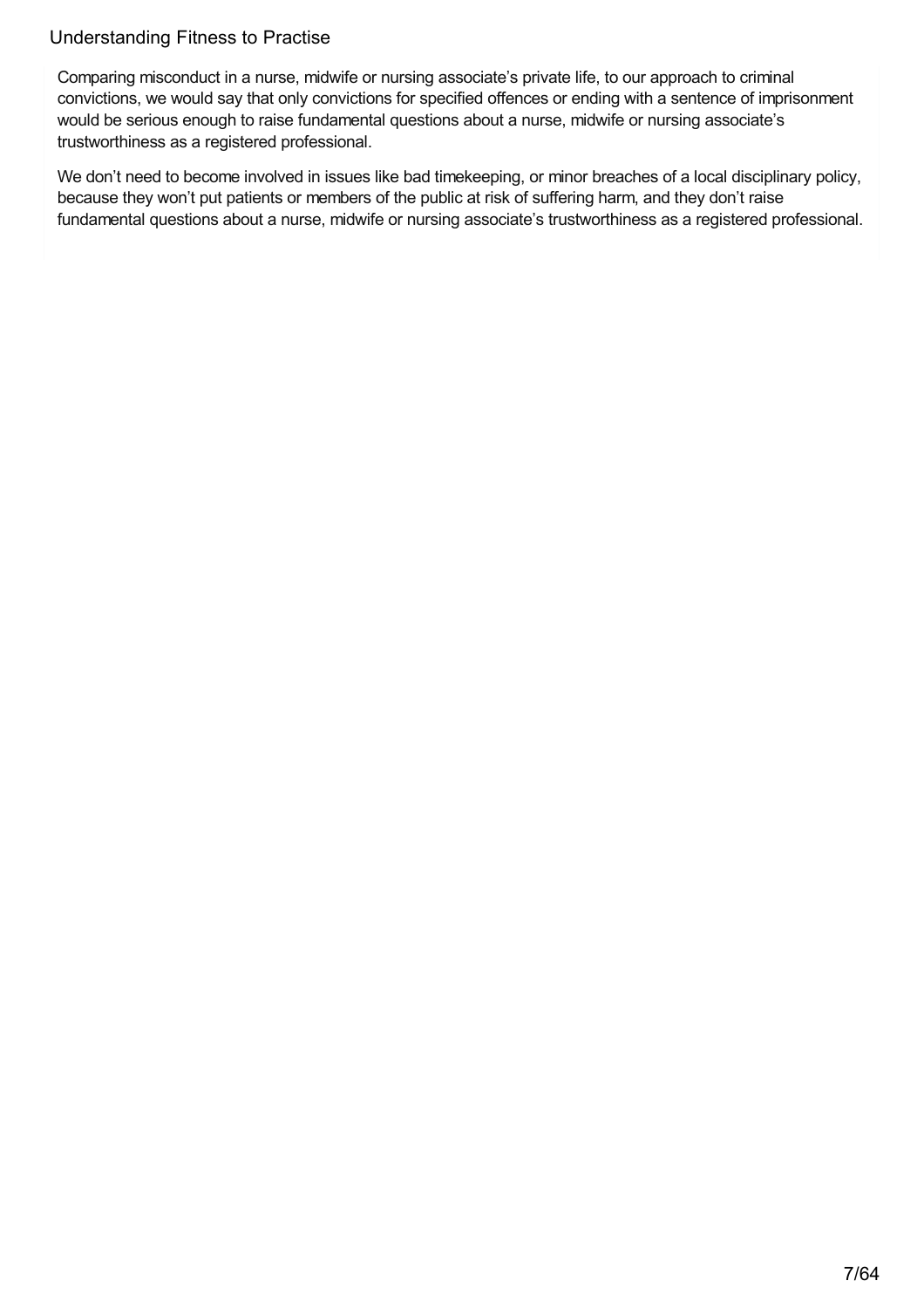Comparing misconduct in a nurse, midwife or nursing associate's private life, to our approach to criminal convictions, we would say that only convictions for specified offences or ending with a sentence of imprisonment would be serious enough to raise fundamental questions about a nurse, midwife or nursing associate's trustworthiness as a registered professional.

We don't need to become involved in issues like bad timekeeping, or minor breaches of a local disciplinary policy, because they won't put patients or members of the public at risk of suffering harm, and they don't raise fundamental questions about a nurse, midwife or nursing associate's trustworthiness as a registered professional.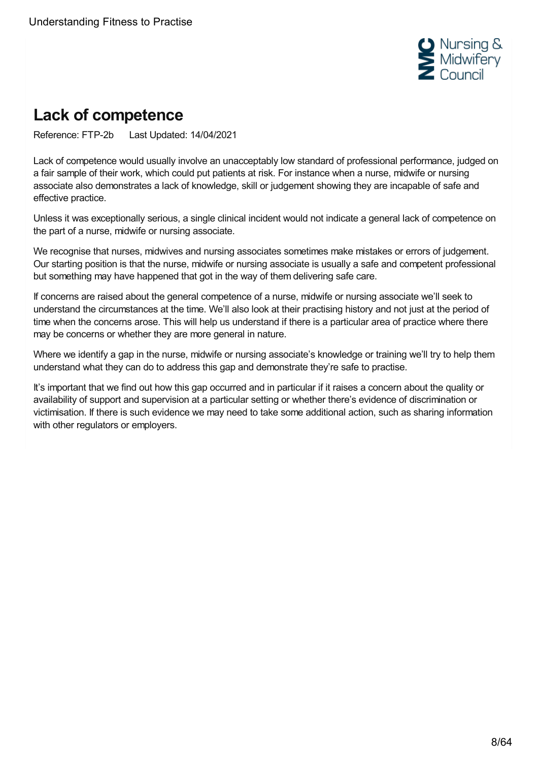# Lack of competence

Reference: FTP-2b Last Updated: 14/04/2021

Lack of competence would usually involve an unacceptably low standard of professional performance, judged on a fair sample of their work, which could put patients at risk. For instance when a nurse, midwife or nursing associate also demonstrates a lack of knowledge, skill or judgement showing they are incapable of safe and effective practice.

Unless it was exceptionally serious, a single clinical incident would not indicate a general lack of competence on the part of a nurse, midwife or nursing associate.

We recognise that nurses, midwives and nursing associates sometimes make mistakes or errors of judgement. Our starting position is that the nurse, midwife or nursing associate is usually a safe and competent professional but something may have happened that got in the way of them delivering safe care.

If concerns are raised about the general competence of a nurse, midwife or nursing associate we'll seek to understand the circumstances at the time. We'll also look at their practising history and not just at the period of time when the concerns arose. This will help us understand if there is a particular area of practice where there may be concerns or whether they are more general in nature.

Where we identify a gap in the nurse, midwife or nursing associate's knowledge or training we'll try to help them understand what they can do to address this gap and demonstrate they're safe to practise.

It's important that we find out how this gap occurred and in particular if it raises a concern about the quality or availability of support and supervision at a particular setting or whether there's evidence of discrimination or victimisation. If there is such evidence we may need to take some additional action, such as sharing information with other regulators or employers.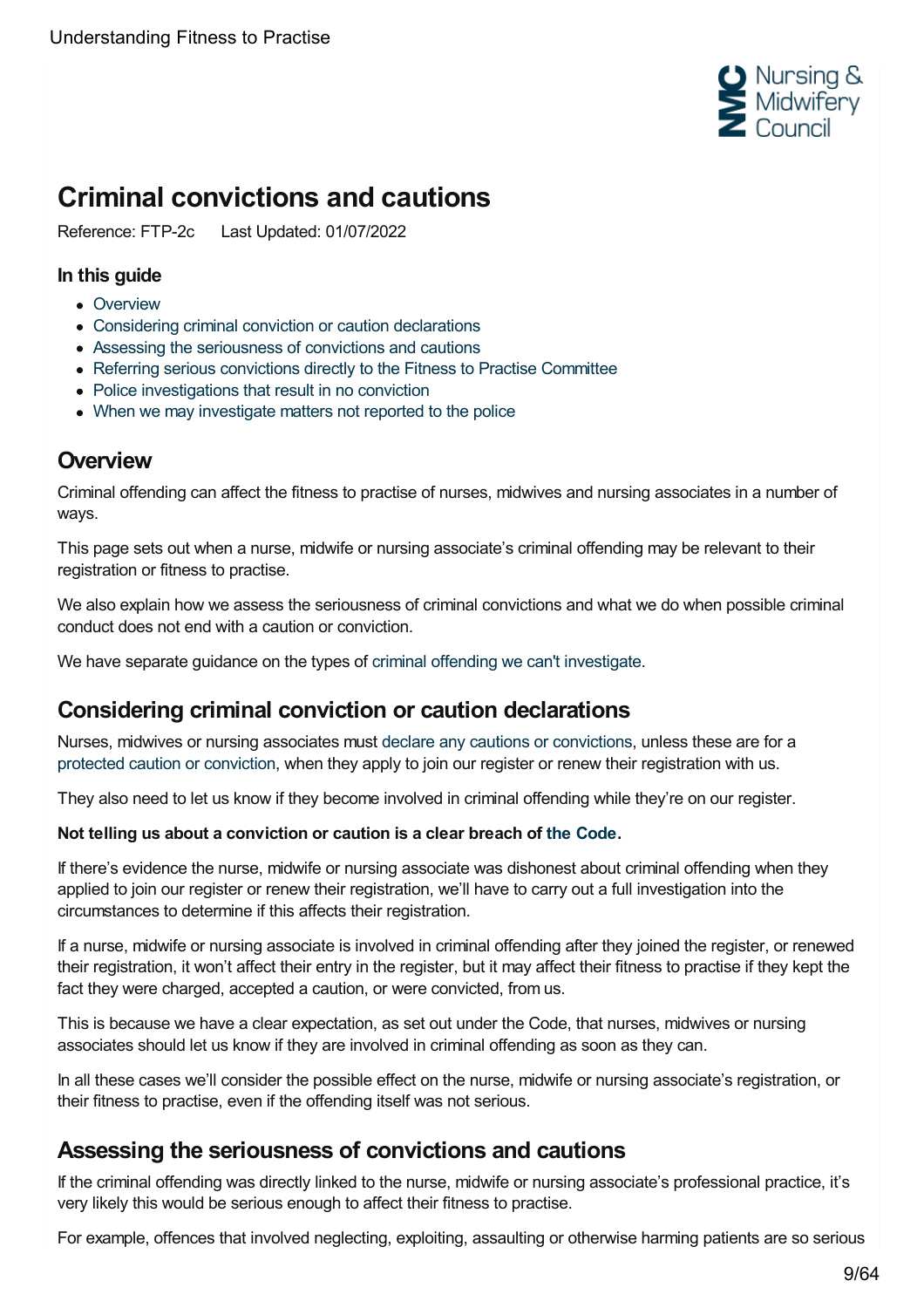# Criminal convictions and cautions

Reference: FTP-2c    Last Updated: 01/07/2022

### In this guide

- Overview
- Considering criminal conviction or caution declarations
- Assessing the seriousness of convictions and cautions
- Referring serious convictions directly to the Fitness to Practise Committee
- Police investigations that result in no conviction
- When we may investigate matters not reported to the police

## Overview

Criminal offending can affect the fitness to practise of nurses, midwives and nursing associates in a number of ways.

This page sets out when a nurse, midwife or nursing associate's criminal offending may be relevant to their registration or fitness to practise.

We also explain how we assess the seriousness of criminal convictions and what we do when possible criminal conduct does not end with a caution or conviction.

We have separate guidance on the types of criminal offending we can't investigate.

## Considering criminal conviction or caution declarations

Nurses, midwives or nursing associates must declare any cautions or convictions, unless these are for a protected caution or conviction, when they apply to join our register or renew their registration with us.

They also need to let us know if they become involved in criminal offending while they're on our register.

**Not telling us about a conviction or caution is a clear breach of the Code.**

If there's evidence the nurse, midwife or nursing associate was dishonest about criminal offending when they applied to join our register or renew their registration, we'll have to carry out a full investigation into the circumstances to determine if this affects their registration.

If a nurse, midwife or nursing associate is involved in criminal offending after they joined the register, or renewed their registration, it won't affect their entry in the register, but it may affect their fitness to practise if they kept the fact they were charged, accepted a caution, or were convicted, from us.

This is because we have a clear expectation, as set out under the Code, that nurses, midwives or nursing associates should let us know if they are involved in criminal offending as soon as they can.

In all these cases we'll consider the possible effect on the nurse, midwife or nursing associate's registration, or their fitness to practise, even if the offending itself was not serious.

## Assessing the seriousness of convictions and cautions

If the criminal offending was directly linked to the nurse, midwife or nursing associate's professional practice, it's very likely this would be serious enough to affect their fitness to practise.

For example, offences that involved neglecting, exploiting, assaulting or otherwise harming patients are so serious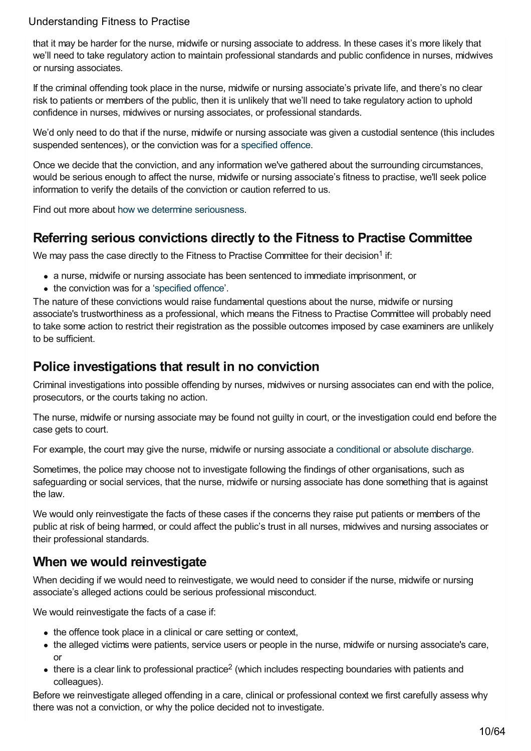that it may be harder for the nurse, midwife or nursing associate to address. In these cases it's more likely that we'll need to take regulatory action to maintain professional standards and public confidence in nurses, midwives or nursing associates.

If the criminal offending took place in the nurse, midwife or nursing associate's private life, and there's no clear risk to patients or members of the public, then it is unlikely that we'll need to take regulatory action to uphold confidence in nurses, midwives or nursing associates, or professional standards.

We'd only need to do that if the nurse, midwife or nursing associate was given a custodial sentence (this includes suspended sentences), or the conviction was for a specified offence.

Once we decide that the conviction, and any information we've gathered about the surrounding circumstances, would be serious enough to affect the nurse, midwife or nursing associate's fitness to practise, we'll seek police information to verify the details of the conviction or caution referred to us.

Find out more about how we determine seriousness.

## Referring serious convictions directly to the Fitness to Practise Committee

We may pass the case directly to the Fitness to Practise Committee for their decision[1] if:

- a nurse, midwife or nursing associate has been sentenced to immediate imprisonment, or
- the conviction was for a 'specified offence'.

The nature of these convictions would raise fundamental questions about the nurse, midwife or nursing associate's trustworthiness as a professional, which means the Fitness to Practise Committee will probably need to take some action to restrict their registration as the possible outcomes imposed by case examiners are unlikely to be sufficient.

## Police investigations that result in no conviction

Criminal investigations into possible offending by nurses, midwives or nursing associates can end with the police, prosecutors, or the courts taking no action.

The nurse, midwife or nursing associate may be found not guilty in court, or the investigation could end before the case gets to court.

For example, the court may give the nurse, midwife or nursing associate a conditional or absolute discharge.

Sometimes, the police may choose not to investigate following the findings of other organisations, such as safeguarding or social services, that the nurse, midwife or nursing associate has done something that is against the law.

We would only reinvestigate the facts of these cases if the concerns they raise put patients or members of the public at risk of being harmed, or could affect the public's trust in all nurses, midwives and nursing associates or their professional standards.

## When we would reinvestigate

When deciding if we would need to reinvestigate, we would need to consider if the nurse, midwife or nursing associate's alleged actions could be serious professional misconduct.

We would reinvestigate the facts of a case if:

- the offence took place in a clinical or care setting or context,
- the alleged victims were patients, service users or people in the nurse, midwife or nursing associate's care, or
- there is a clear link to professional practice[2] (which includes respecting boundaries with patients and colleagues).

Before we reinvestigate alleged offending in a care, clinical or professional context we first carefully assess why there was not a conviction, or why the police decided not to investigate.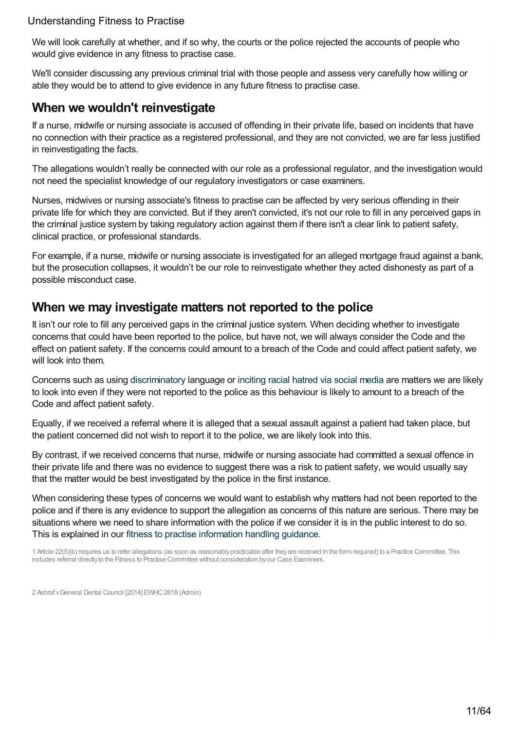We will look carefully at whether, and if so why, the courts or the police rejected the accounts of people who would give evidence in any fitness to practise case.

We'll consider discussing any previous criminal trial with those people and assess very carefully how willing or able they would be to attend to give evidence in any future fitness to practise case.

## When we wouldn't reinvestigate

If a nurse, midwife or nursing associate is accused of offending in their private life, based on incidents that have no connection with their practice as a registered professional, and they are not convicted, we are far less justified in reinvestigating the facts.

The allegations wouldn't really be connected with our role as a professional regulator, and the investigation would not need the specialist knowledge of our regulatory investigators or case examiners.

Nurses, midwives or nursing associate's fitness to practise can be affected by very serious offending in their private life for which they are convicted. But if they aren't convicted, it's not our role to fill in any perceived gaps in the criminal justice system by taking regulatory action against them if there isn't a clear link to patient safety, clinical practice, or professional standards.

For example, if a nurse, midwife or nursing associate is investigated for an alleged mortgage fraud against a bank, but the prosecution collapses, it wouldn't be our role to reinvestigate whether they acted dishonesty as part of a possible misconduct case.

## When we may investigate matters not reported to the police

It isn't our role to fill any perceived gaps in the criminal justice system. When deciding whether to investigate concerns that could have been reported to the police, but have not, we will always consider the Code and the effect on patient safety. If the concerns could amount to a breach of the Code and could affect patient safety, we will look into them.

Concerns such as using discriminatory language or inciting racial hatred via social media are matters we are likely to look into even if they were not reported to the police as this behaviour is likely to amount to a breach of the Code and affect patient safety.

Equally, if we received a referral where it is alleged that a sexual assault against a patient had taken place, but the patient concerned did not wish to report it to the police, we are likely look into this.

By contrast, if we received concerns that nurse, midwife or nursing associate had committed a sexual offence in their private life and there was no evidence to suggest there was a risk to patient safety, we would usually say that the matter would be best investigated by the police in the first instance.

When considering these types of concerns we would want to establish why matters had not been reported to the police and if there is any evidence to support the allegation as concerns of this nature are serious. There may be situations where we need to share information with the police if we consider it is in the public interest to do so. This is explained in our fitness to practise information handling guidance.

1 Article 22(5)(b) requires us to refer allegations (as soon as reasonably practicable after they are received in the form required) to a Practice Committee. This includes referral directly to the Fitness to Practise Committee without consideration by our Case Examiners.

2 Ashraf v General Dental Council [2014] EWHC 2618 (Admin)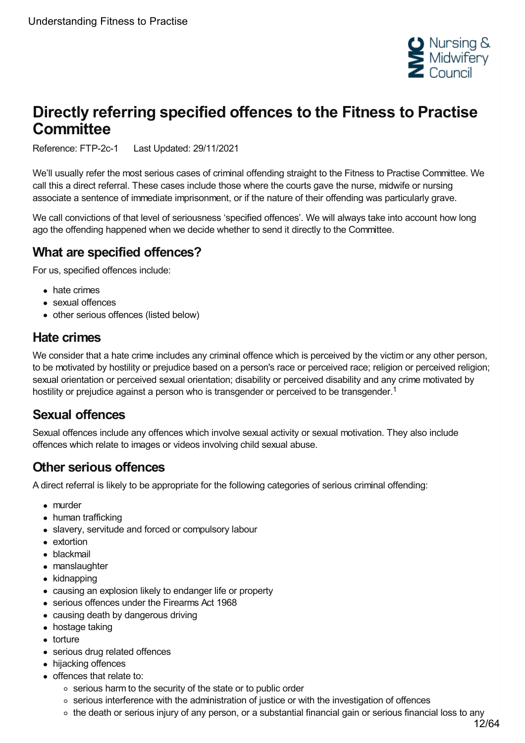# Directly referring specified offences to the Fitness to Practise Committee

Reference: FTP-2c-1 Last Updated: 29/11/2021

We'll usually refer the most serious cases of criminal offending straight to the Fitness to Practise Committee. We call this a direct referral. These cases include those where the courts gave the nurse, midwife or nursing associate a sentence of immediate imprisonment, or if the nature of their offending was particularly grave.

We call convictions of that level of seriousness 'specified offences'. We will always take into account how long ago the offending happened when we decide whether to send it directly to the Committee.

## What are specified offences?

For us, specified offences include:

- hate crimes
- sexual offences
- other serious offences (listed below)

## Hate crimes

We consider that a hate crime includes any criminal offence which is perceived by the victim or any other person, to be motivated by hostility or prejudice based on a person's race or perceived race; religion or perceived religion; sexual orientation or perceived sexual orientation; disability or perceived disability and any crime motivated by hostility or prejudice against a person who is transgender or perceived to be transgender.[1]

## Sexual offences

Sexual offences include any offences which involve sexual activity or sexual motivation. They also include offences which relate to images or videos involving child sexual abuse.

## Other serious offences

A direct referral is likely to be appropriate for the following categories of serious criminal offending:

- murder
- human trafficking
- slavery, servitude and forced or compulsory labour
- extortion
- blackmail
- manslaughter
- kidnapping
- causing an explosion likely to endanger life or property
- serious offences under the Firearms Act 1968
- causing death by dangerous driving
- hostage taking
- torture
- serious drug related offences
- hijacking offences
- offences that relate to:
  - serious harm to the security of the state or to public order
  - serious interference with the administration of justice or with the investigation of offences
  - the death or serious injury of any person, or a substantial financial gain or serious financial loss to any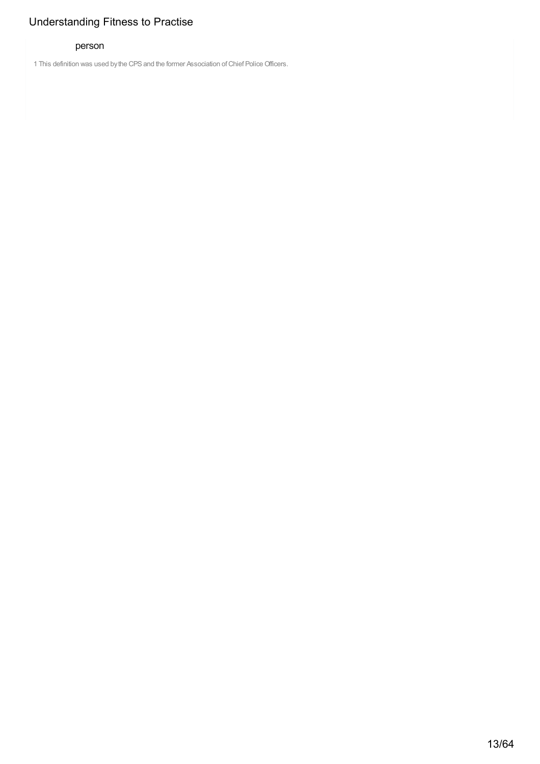person

1 This definition was used by the CPS and the former Association of Chief Police Officers.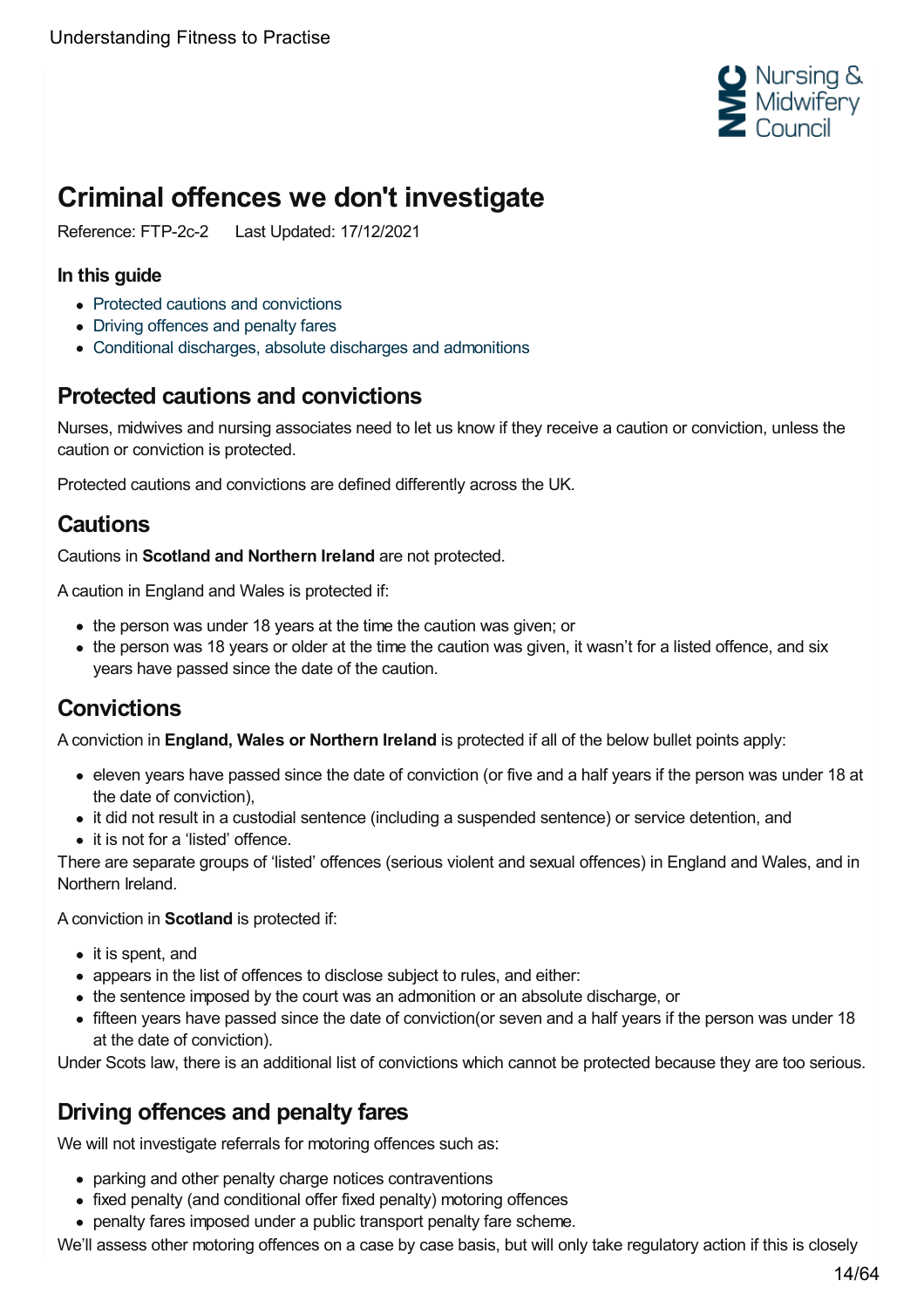# Criminal offences we don't investigate

Reference: FTP-2c-2 Last Updated: 17/12/2021

### In this guide

- Protected cautions and convictions
- Driving offences and penalty fares
- Conditional discharges, absolute discharges and admonitions

## Protected cautions and convictions

Nurses, midwives and nursing associates need to let us know if they receive a caution or conviction, unless the caution or conviction is protected.

Protected cautions and convictions are defined differently across the UK.

## Cautions

Cautions in **Scotland and Northern Ireland** are not protected.

A caution in England and Wales is protected if:

- the person was under 18 years at the time the caution was given; or
- the person was 18 years or older at the time the caution was given, it wasn't for a listed offence, and six years have passed since the date of the caution.

## Convictions

A conviction in **England, Wales or Northern Ireland** is protected if all of the below bullet points apply:

- eleven years have passed since the date of conviction (or five and a half years if the person was under 18 at the date of conviction),
- it did not result in a custodial sentence (including a suspended sentence) or service detention, and
- it is not for a 'listed' offence.

There are separate groups of 'listed' offences (serious violent and sexual offences) in England and Wales, and in Northern Ireland.

A conviction in **Scotland** is protected if:

- it is spent, and
- appears in the list of offences to disclose subject to rules, and either:
- the sentence imposed by the court was an admonition or an absolute discharge, or
- fifteen years have passed since the date of conviction(or seven and a half years if the person was under 18 at the date of conviction).

Under Scots law, there is an additional list of convictions which cannot be protected because they are too serious.

## Driving offences and penalty fares

We will not investigate referrals for motoring offences such as:

- parking and other penalty charge notices contraventions
- fixed penalty (and conditional offer fixed penalty) motoring offences
- penalty fares imposed under a public transport penalty fare scheme.

We'll assess other motoring offences on a case by case basis, but will only take regulatory action if this is closely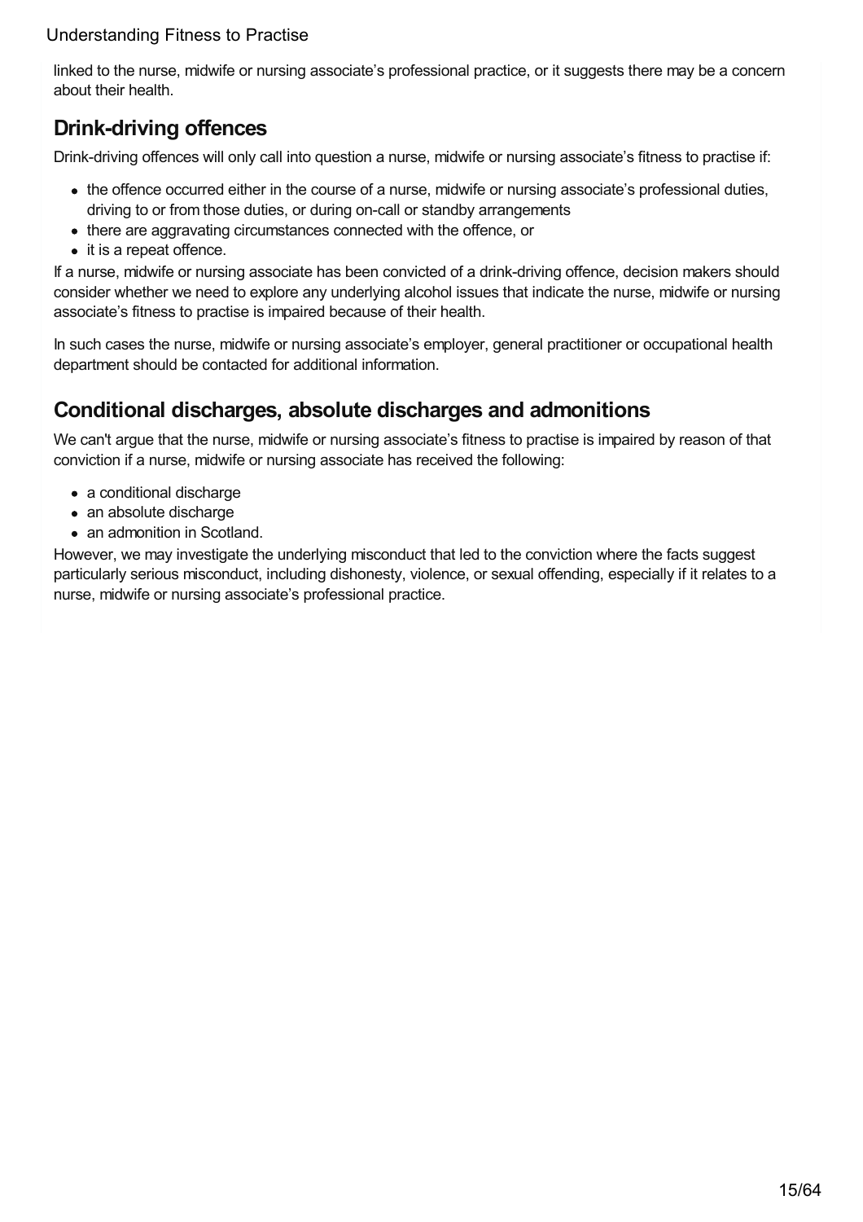linked to the nurse, midwife or nursing associate's professional practice, or it suggests there may be a concern about their health.

## Drink-driving offences

Drink-driving offences will only call into question a nurse, midwife or nursing associate's fitness to practise if:

- the offence occurred either in the course of a nurse, midwife or nursing associate's professional duties, driving to or from those duties, or during on-call or standby arrangements
- there are aggravating circumstances connected with the offence, or
- it is a repeat offence.

If a nurse, midwife or nursing associate has been convicted of a drink-driving offence, decision makers should consider whether we need to explore any underlying alcohol issues that indicate the nurse, midwife or nursing associate's fitness to practise is impaired because of their health.

In such cases the nurse, midwife or nursing associate's employer, general practitioner or occupational health department should be contacted for additional information.

## Conditional discharges, absolute discharges and admonitions

We can't argue that the nurse, midwife or nursing associate's fitness to practise is impaired by reason of that conviction if a nurse, midwife or nursing associate has received the following:

- a conditional discharge
- an absolute discharge
- an admonition in Scotland.

However, we may investigate the underlying misconduct that led to the conviction where the facts suggest particularly serious misconduct, including dishonesty, violence, or sexual offending, especially if it relates to a nurse, midwife or nursing associate's professional practice.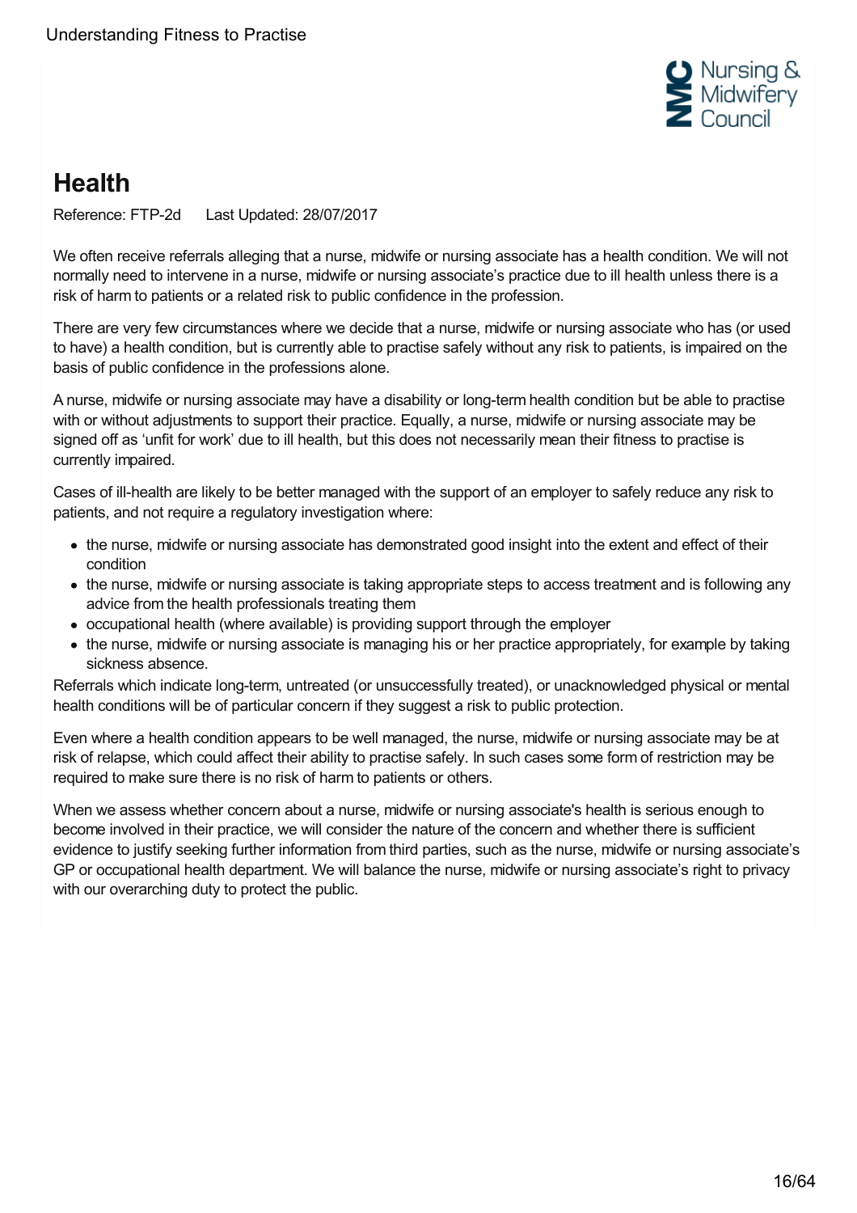# Health

Reference: FTP-2d    Last Updated: 28/07/2017

We often receive referrals alleging that a nurse, midwife or nursing associate has a health condition. We will not normally need to intervene in a nurse, midwife or nursing associate's practice due to ill health unless there is a risk of harm to patients or a related risk to public confidence in the profession.

There are very few circumstances where we decide that a nurse, midwife or nursing associate who has (or used to have) a health condition, but is currently able to practise safely without any risk to patients, is impaired on the basis of public confidence in the professions alone.

A nurse, midwife or nursing associate may have a disability or long-term health condition but be able to practise with or without adjustments to support their practice. Equally, a nurse, midwife or nursing associate may be signed off as 'unfit for work' due to ill health, but this does not necessarily mean their fitness to practise is currently impaired.

Cases of ill-health are likely to be better managed with the support of an employer to safely reduce any risk to patients, and not require a regulatory investigation where:

- the nurse, midwife or nursing associate has demonstrated good insight into the extent and effect of their condition
- the nurse, midwife or nursing associate is taking appropriate steps to access treatment and is following any advice from the health professionals treating them
- occupational health (where available) is providing support through the employer
- the nurse, midwife or nursing associate is managing his or her practice appropriately, for example by taking sickness absence.

Referrals which indicate long-term, untreated (or unsuccessfully treated), or unacknowledged physical or mental health conditions will be of particular concern if they suggest a risk to public protection.

Even where a health condition appears to be well managed, the nurse, midwife or nursing associate may be at risk of relapse, which could affect their ability to practise safely. In such cases some form of restriction may be required to make sure there is no risk of harm to patients or others.

When we assess whether concern about a nurse, midwife or nursing associate's health is serious enough to become involved in their practice, we will consider the nature of the concern and whether there is sufficient evidence to justify seeking further information from third parties, such as the nurse, midwife or nursing associate's GP or occupational health department. We will balance the nurse, midwife or nursing associate's right to privacy with our overarching duty to protect the public.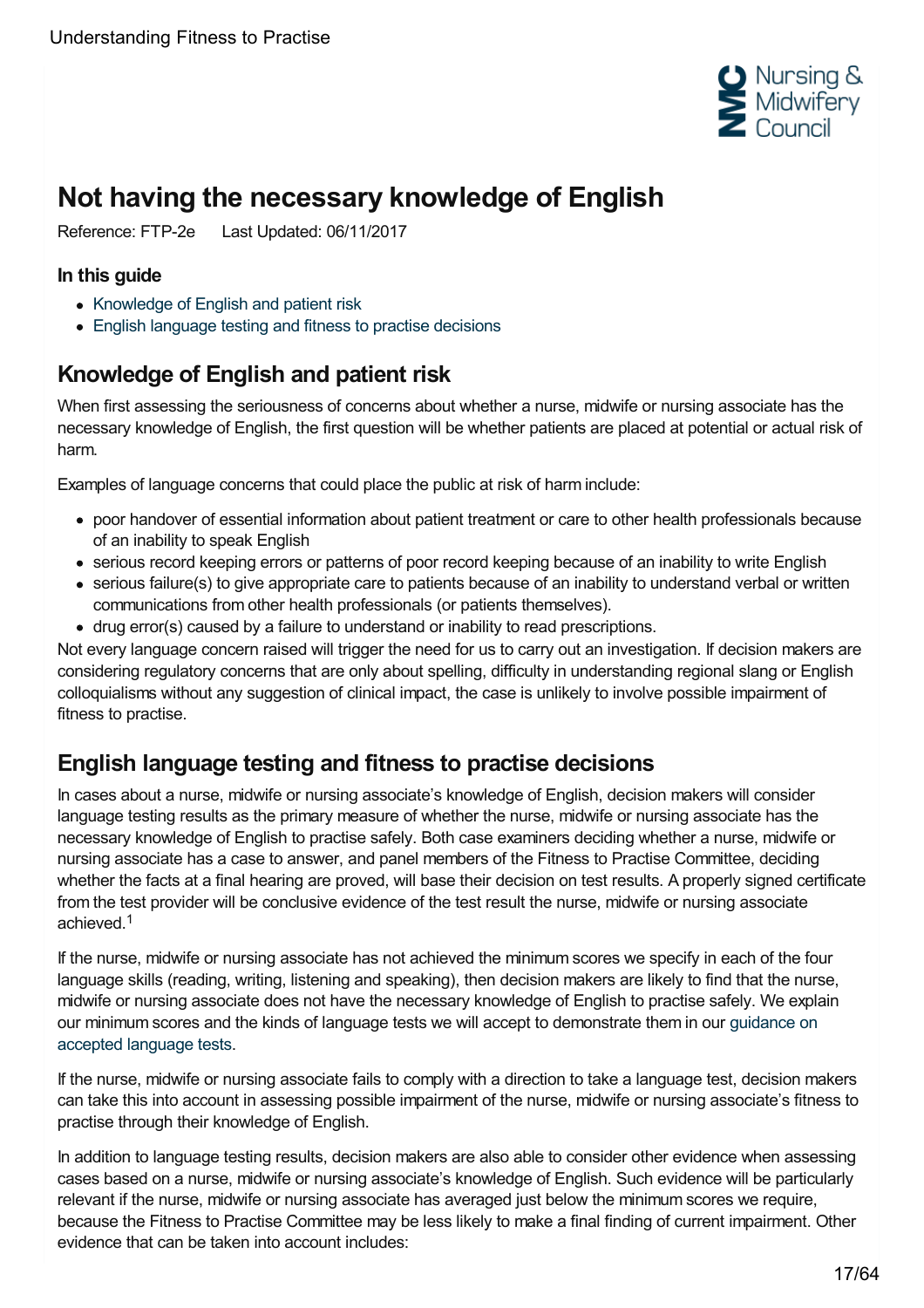# Not having the necessary knowledge of English

Reference: FTP-2e    Last Updated: 06/11/2017

### In this guide

- Knowledge of English and patient risk
- English language testing and fitness to practise decisions

## Knowledge of English and patient risk

When first assessing the seriousness of concerns about whether a nurse, midwife or nursing associate has the necessary knowledge of English, the first question will be whether patients are placed at potential or actual risk of harm.

Examples of language concerns that could place the public at risk of harm include:

- poor handover of essential information about patient treatment or care to other health professionals because of an inability to speak English
- serious record keeping errors or patterns of poor record keeping because of an inability to write English
- serious failure(s) to give appropriate care to patients because of an inability to understand verbal or written communications from other health professionals (or patients themselves).
- drug error(s) caused by a failure to understand or inability to read prescriptions.

Not every language concern raised will trigger the need for us to carry out an investigation. If decision makers are considering regulatory concerns that are only about spelling, difficulty in understanding regional slang or English colloquialisms without any suggestion of clinical impact, the case is unlikely to involve possible impairment of fitness to practise.

## English language testing and fitness to practise decisions

In cases about a nurse, midwife or nursing associate's knowledge of English, decision makers will consider language testing results as the primary measure of whether the nurse, midwife or nursing associate has the necessary knowledge of English to practise safely. Both case examiners deciding whether a nurse, midwife or nursing associate has a case to answer, and panel members of the Fitness to Practise Committee, deciding whether the facts at a final hearing are proved, will base their decision on test results. A properly signed certificate from the test provider will be conclusive evidence of the test result the nurse, midwife or nursing associate achieved.[1]

If the nurse, midwife or nursing associate has not achieved the minimum scores we specify in each of the four language skills (reading, writing, listening and speaking), then decision makers are likely to find that the nurse, midwife or nursing associate does not have the necessary knowledge of English to practise safely. We explain our minimum scores and the kinds of language tests we will accept to demonstrate them in our guidance on accepted language tests.

If the nurse, midwife or nursing associate fails to comply with a direction to take a language test, decision makers can take this into account in assessing possible impairment of the nurse, midwife or nursing associate's fitness to practise through their knowledge of English.

In addition to language testing results, decision makers are also able to consider other evidence when assessing cases based on a nurse, midwife or nursing associate's knowledge of English. Such evidence will be particularly relevant if the nurse, midwife or nursing associate has averaged just below the minimum scores we require, because the Fitness to Practise Committee may be less likely to make a final finding of current impairment. Other evidence that can be taken into account includes: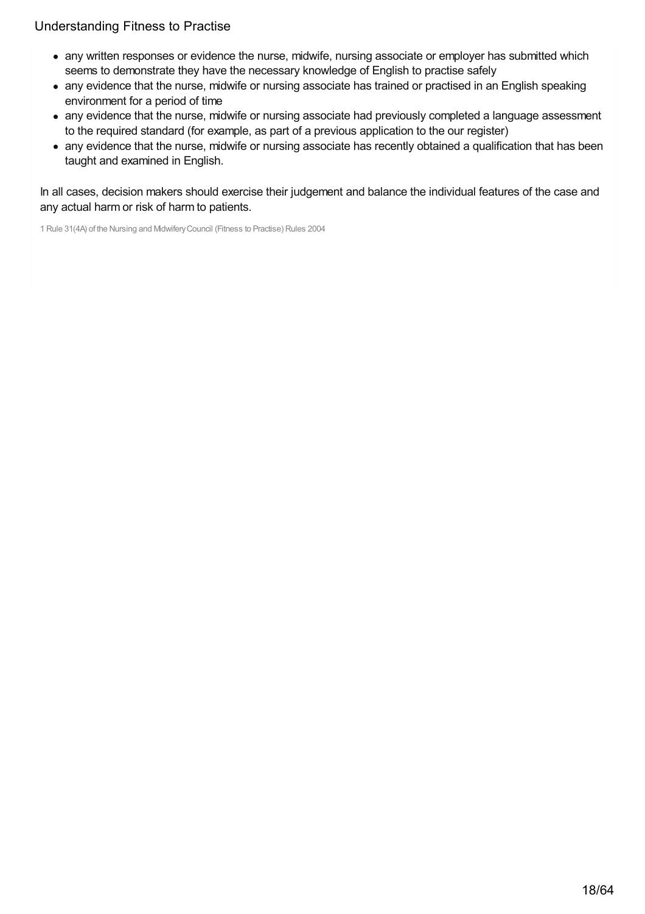- any written responses or evidence the nurse, midwife, nursing associate or employer has submitted which seems to demonstrate they have the necessary knowledge of English to practise safely
- any evidence that the nurse, midwife or nursing associate has trained or practised in an English speaking environment for a period of time
- any evidence that the nurse, midwife or nursing associate had previously completed a language assessment to the required standard (for example, as part of a previous application to the our register)
- any evidence that the nurse, midwife or nursing associate has recently obtained a qualification that has been taught and examined in English.

In all cases, decision makers should exercise their judgement and balance the individual features of the case and any actual harm or risk of harm to patients.

1 Rule 31(4A) of the Nursing and Midwifery Council (Fitness to Practise) Rules 2004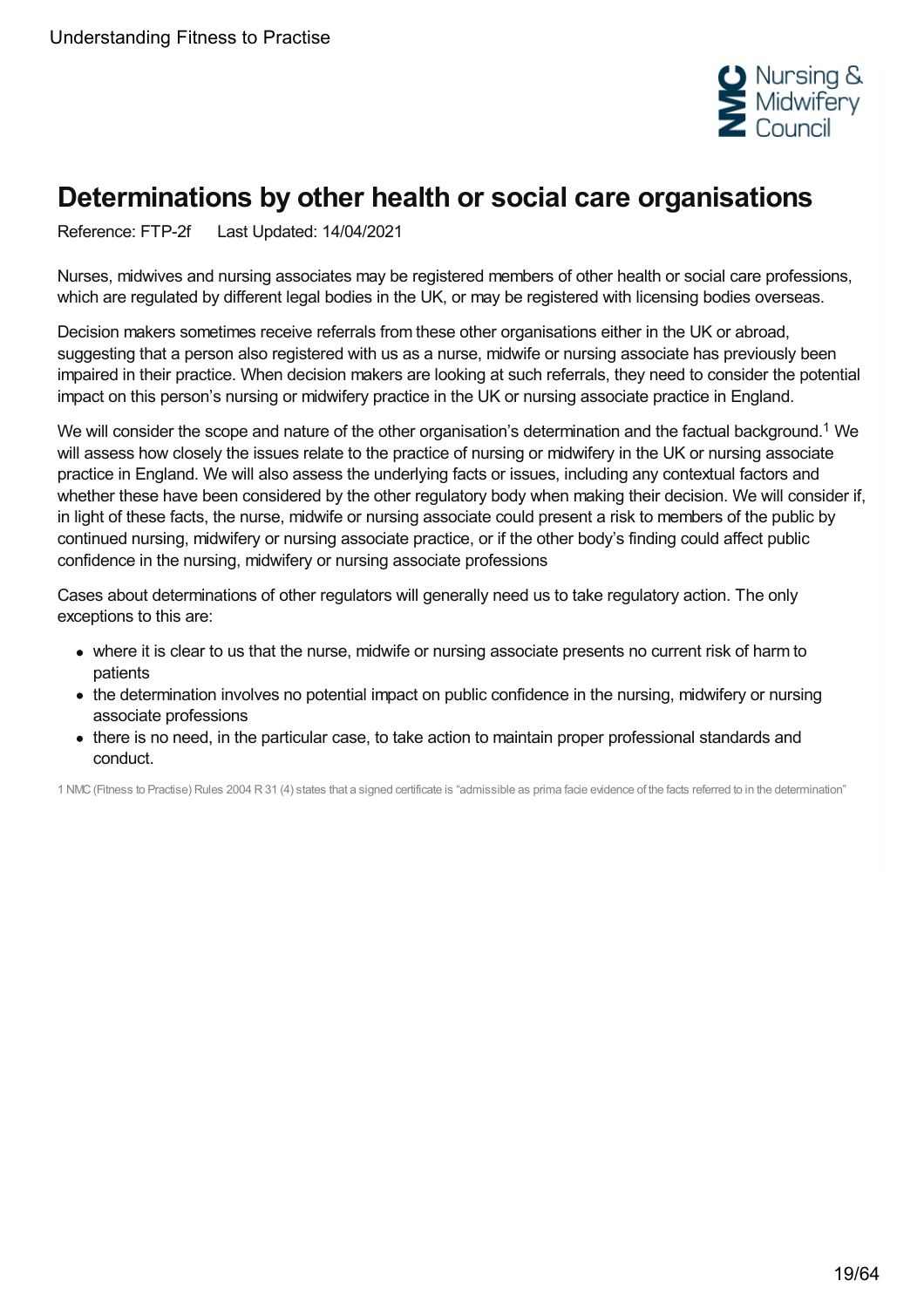# Determinations by other health or social care organisations

Reference: FTP-2f Last Updated: 14/04/2021

Nurses, midwives and nursing associates may be registered members of other health or social care professions, which are regulated by different legal bodies in the UK, or may be registered with licensing bodies overseas.

Decision makers sometimes receive referrals from these other organisations either in the UK or abroad, suggesting that a person also registered with us as a nurse, midwife or nursing associate has previously been impaired in their practice. When decision makers are looking at such referrals, they need to consider the potential impact on this person's nursing or midwifery practice in the UK or nursing associate practice in England.

We will consider the scope and nature of the other organisation's determination and the factual background.[1] We will assess how closely the issues relate to the practice of nursing or midwifery in the UK or nursing associate practice in England. We will also assess the underlying facts or issues, including any contextual factors and whether these have been considered by the other regulatory body when making their decision. We will consider if, in light of these facts, the nurse, midwife or nursing associate could present a risk to members of the public by continued nursing, midwifery or nursing associate practice, or if the other body's finding could affect public confidence in the nursing, midwifery or nursing associate professions

Cases about determinations of other regulators will generally need us to take regulatory action. The only exceptions to this are:

- where it is clear to us that the nurse, midwife or nursing associate presents no current risk of harm to patients
- the determination involves no potential impact on public confidence in the nursing, midwifery or nursing associate professions
- there is no need, in the particular case, to take action to maintain proper professional standards and conduct.

1 NMC (Fitness to Practise) Rules 2004 R 31 (4) states that a signed certificate is "admissible as prima facie evidence of the facts referred to in the determination"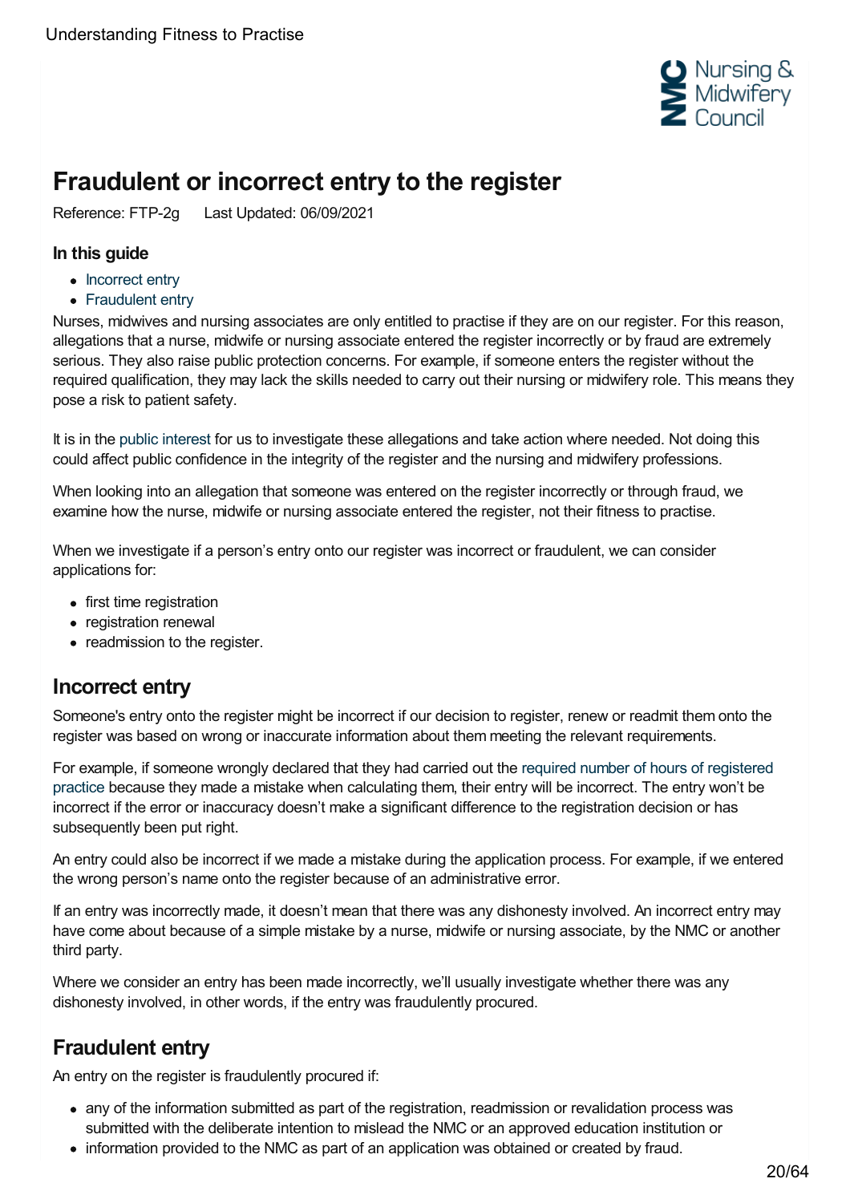# Fraudulent or incorrect entry to the register

Reference: FTP-2g Last Updated: 06/09/2021

### In this guide

- Incorrect entry
- Fraudulent entry

Nurses, midwives and nursing associates are only entitled to practise if they are on our register. For this reason, allegations that a nurse, midwife or nursing associate entered the register incorrectly or by fraud are extremely serious. They also raise public protection concerns. For example, if someone enters the register without the required qualification, they may lack the skills needed to carry out their nursing or midwifery role. This means they pose a risk to patient safety.

It is in the public interest for us to investigate these allegations and take action where needed. Not doing this could affect public confidence in the integrity of the register and the nursing and midwifery professions.

When looking into an allegation that someone was entered on the register incorrectly or through fraud, we examine how the nurse, midwife or nursing associate entered the register, not their fitness to practise.

When we investigate if a person's entry onto our register was incorrect or fraudulent, we can consider applications for:

- first time registration
- registration renewal
- readmission to the register.

## Incorrect entry

Someone's entry onto the register might be incorrect if our decision to register, renew or readmit them onto the register was based on wrong or inaccurate information about them meeting the relevant requirements.

For example, if someone wrongly declared that they had carried out the required number of hours of registered practice because they made a mistake when calculating them, their entry will be incorrect. The entry won't be incorrect if the error or inaccuracy doesn't make a significant difference to the registration decision or has subsequently been put right.

An entry could also be incorrect if we made a mistake during the application process. For example, if we entered the wrong person's name onto the register because of an administrative error.

If an entry was incorrectly made, it doesn't mean that there was any dishonesty involved. An incorrect entry may have come about because of a simple mistake by a nurse, midwife or nursing associate, by the NMC or another third party.

Where we consider an entry has been made incorrectly, we'll usually investigate whether there was any dishonesty involved, in other words, if the entry was fraudulently procured.

## Fraudulent entry

An entry on the register is fraudulently procured if:

- any of the information submitted as part of the registration, readmission or revalidation process was submitted with the deliberate intention to mislead the NMC or an approved education institution or
- information provided to the NMC as part of an application was obtained or created by fraud.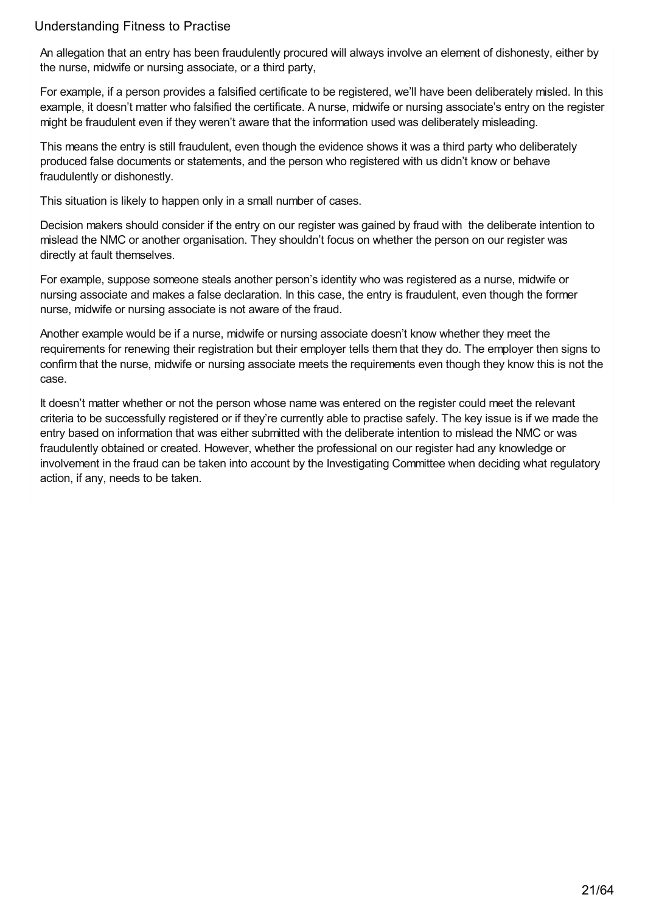An allegation that an entry has been fraudulently procured will always involve an element of dishonesty, either by the nurse, midwife or nursing associate, or a third party,

For example, if a person provides a falsified certificate to be registered, we'll have been deliberately misled. In this example, it doesn't matter who falsified the certificate. A nurse, midwife or nursing associate's entry on the register might be fraudulent even if they weren't aware that the information used was deliberately misleading.

This means the entry is still fraudulent, even though the evidence shows it was a third party who deliberately produced false documents or statements, and the person who registered with us didn't know or behave fraudulently or dishonestly.

This situation is likely to happen only in a small number of cases.

Decision makers should consider if the entry on our register was gained by fraud with the deliberate intention to mislead the NMC or another organisation. They shouldn't focus on whether the person on our register was directly at fault themselves.

For example, suppose someone steals another person's identity who was registered as a nurse, midwife or nursing associate and makes a false declaration. In this case, the entry is fraudulent, even though the former nurse, midwife or nursing associate is not aware of the fraud.

Another example would be if a nurse, midwife or nursing associate doesn't know whether they meet the requirements for renewing their registration but their employer tells them that they do. The employer then signs to confirm that the nurse, midwife or nursing associate meets the requirements even though they know this is not the case.

It doesn't matter whether or not the person whose name was entered on the register could meet the relevant criteria to be successfully registered or if they're currently able to practise safely. The key issue is if we made the entry based on information that was either submitted with the deliberate intention to mislead the NMC or was fraudulently obtained or created. However, whether the professional on our register had any knowledge or involvement in the fraud can be taken into account by the Investigating Committee when deciding what regulatory action, if any, needs to be taken.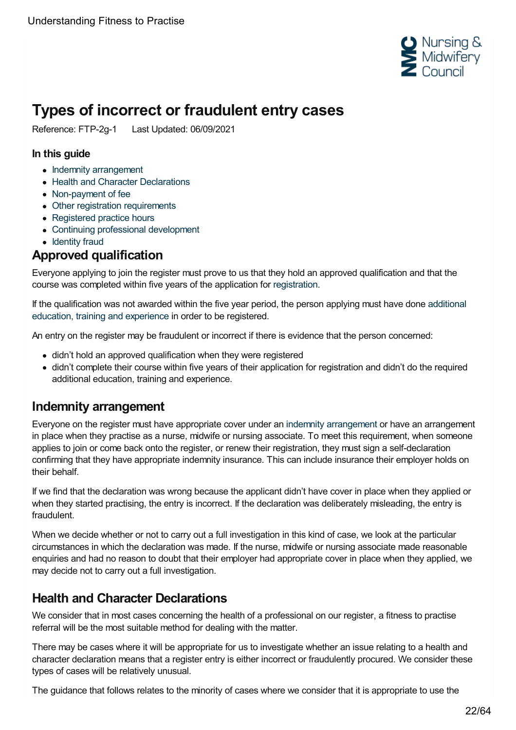# Types of incorrect or fraudulent entry cases

Reference: FTP-2g-1 Last Updated: 06/09/2021

### In this guide

- Indemnity arrangement
- Health and Character Declarations
- Non-payment of fee
- Other registration requirements
- Registered practice hours
- Continuing professional development
- Identity fraud

## Approved qualification

Everyone applying to join the register must prove to us that they hold an approved qualification and that the course was completed within five years of the application for registration.

If the qualification was not awarded within the five year period, the person applying must have done additional education, training and experience in order to be registered.

An entry on the register may be fraudulent or incorrect if there is evidence that the person concerned:

- didn't hold an approved qualification when they were registered
- didn't complete their course within five years of their application for registration and didn't do the required additional education, training and experience.

## Indemnity arrangement

Everyone on the register must have appropriate cover under an indemnity arrangement or have an arrangement in place when they practise as a nurse, midwife or nursing associate. To meet this requirement, when someone applies to join or come back onto the register, or renew their registration, they must sign a self-declaration confirming that they have appropriate indemnity insurance. This can include insurance their employer holds on their behalf.

If we find that the declaration was wrong because the applicant didn't have cover in place when they applied or when they started practising, the entry is incorrect. If the declaration was deliberately misleading, the entry is fraudulent.

When we decide whether or not to carry out a full investigation in this kind of case, we look at the particular circumstances in which the declaration was made. If the nurse, midwife or nursing associate made reasonable enquiries and had no reason to doubt that their employer had appropriate cover in place when they applied, we may decide not to carry out a full investigation.

## Health and Character Declarations

We consider that in most cases concerning the health of a professional on our register, a fitness to practise referral will be the most suitable method for dealing with the matter.

There may be cases where it will be appropriate for us to investigate whether an issue relating to a health and character declaration means that a register entry is either incorrect or fraudulently procured. We consider these types of cases will be relatively unusual.

The guidance that follows relates to the minority of cases where we consider that it is appropriate to use the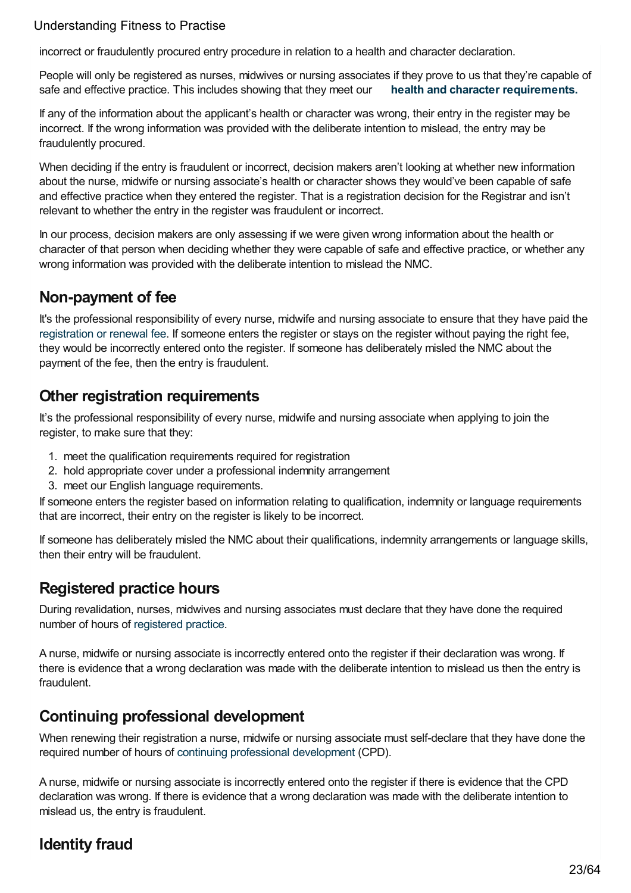incorrect or fraudulently procured entry procedure in relation to a health and character declaration.

People will only be registered as nurses, midwives or nursing associates if they prove to us that they're capable of safe and effective practice. This includes showing that they meet our **health and character requirements.**

If any of the information about the applicant's health or character was wrong, their entry in the register may be incorrect. If the wrong information was provided with the deliberate intention to mislead, the entry may be fraudulently procured.

When deciding if the entry is fraudulent or incorrect, decision makers aren't looking at whether new information about the nurse, midwife or nursing associate's health or character shows they would've been capable of safe and effective practice when they entered the register. That is a registration decision for the Registrar and isn't relevant to whether the entry in the register was fraudulent or incorrect.

In our process, decision makers are only assessing if we were given wrong information about the health or character of that person when deciding whether they were capable of safe and effective practice, or whether any wrong information was provided with the deliberate intention to mislead the NMC.

## Non-payment of fee

It's the professional responsibility of every nurse, midwife and nursing associate to ensure that they have paid the registration or renewal fee. If someone enters the register or stays on the register without paying the right fee, they would be incorrectly entered onto the register. If someone has deliberately misled the NMC about the payment of the fee, then the entry is fraudulent.

## Other registration requirements

It's the professional responsibility of every nurse, midwife and nursing associate when applying to join the register, to make sure that they:

1. meet the qualification requirements required for registration
2. hold appropriate cover under a professional indemnity arrangement
3. meet our English language requirements.

If someone enters the register based on information relating to qualification, indemnity or language requirements that are incorrect, their entry on the register is likely to be incorrect.

If someone has deliberately misled the NMC about their qualifications, indemnity arrangements or language skills, then their entry will be fraudulent.

## Registered practice hours

During revalidation, nurses, midwives and nursing associates must declare that they have done the required number of hours of registered practice.

A nurse, midwife or nursing associate is incorrectly entered onto the register if their declaration was wrong. If there is evidence that a wrong declaration was made with the deliberate intention to mislead us then the entry is fraudulent.

## Continuing professional development

When renewing their registration a nurse, midwife or nursing associate must self-declare that they have done the required number of hours of continuing professional development (CPD).

A nurse, midwife or nursing associate is incorrectly entered onto the register if there is evidence that the CPD declaration was wrong. If there is evidence that a wrong declaration was made with the deliberate intention to mislead us, the entry is fraudulent.

## Identity fraud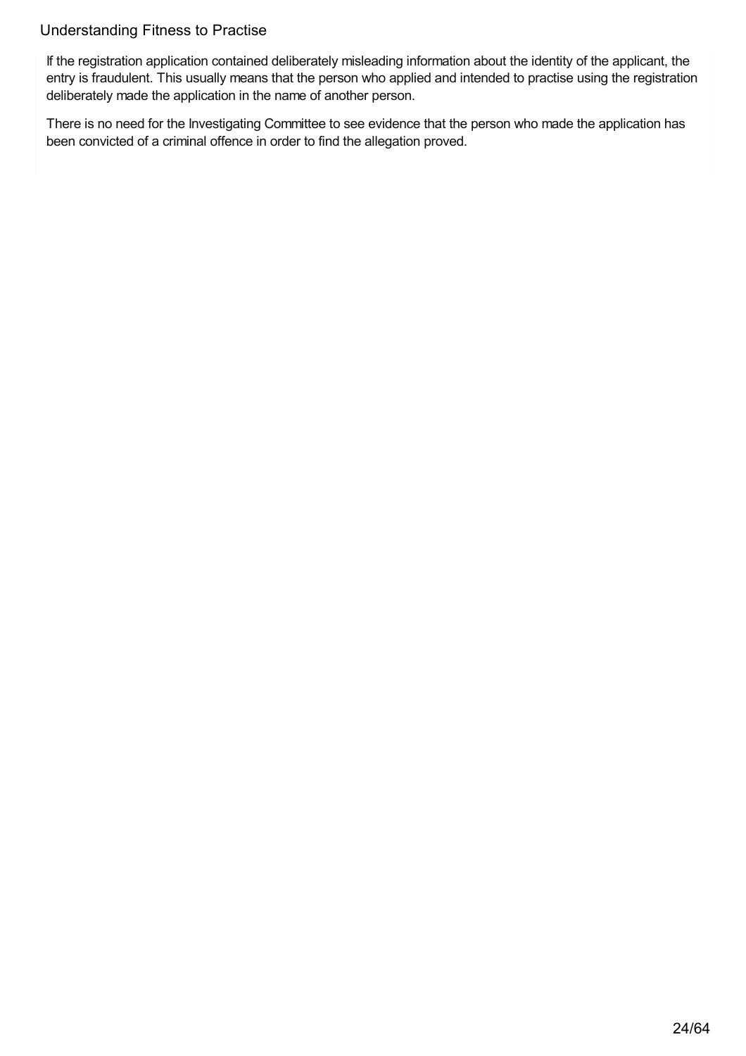If the registration application contained deliberately misleading information about the identity of the applicant, the entry is fraudulent. This usually means that the person who applied and intended to practise using the registration deliberately made the application in the name of another person.

There is no need for the Investigating Committee to see evidence that the person who made the application has been convicted of a criminal offence in order to find the allegation proved.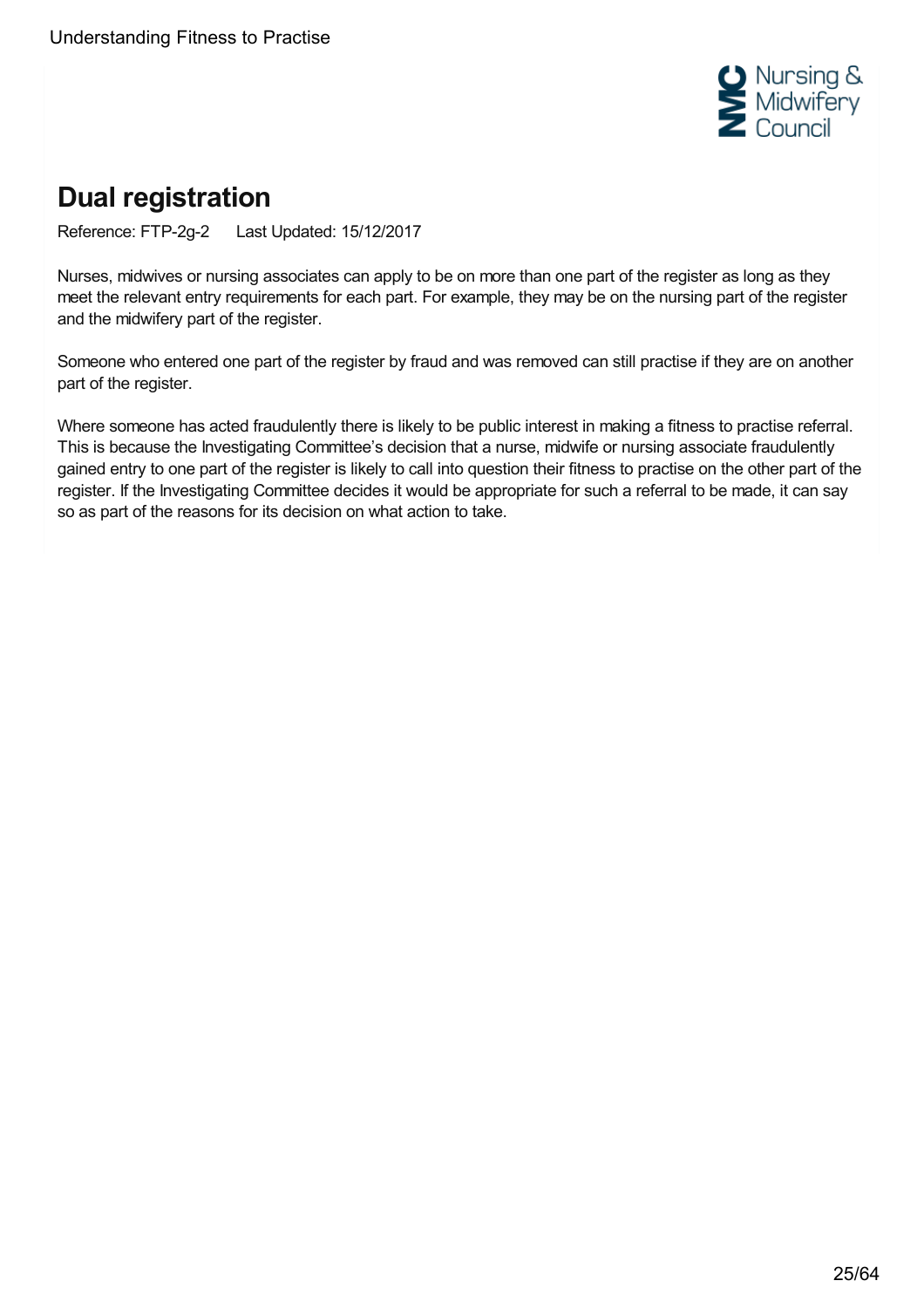# Dual registration

Reference: FTP-2g-2   Last Updated: 15/12/2017

Nurses, midwives or nursing associates can apply to be on more than one part of the register as long as they meet the relevant entry requirements for each part. For example, they may be on the nursing part of the register and the midwifery part of the register.

Someone who entered one part of the register by fraud and was removed can still practise if they are on another part of the register.

Where someone has acted fraudulently there is likely to be public interest in making a fitness to practise referral. This is because the Investigating Committee's decision that a nurse, midwife or nursing associate fraudulently gained entry to one part of the register is likely to call into question their fitness to practise on the other part of the register. If the Investigating Committee decides it would be appropriate for such a referral to be made, it can say so as part of the reasons for its decision on what action to take.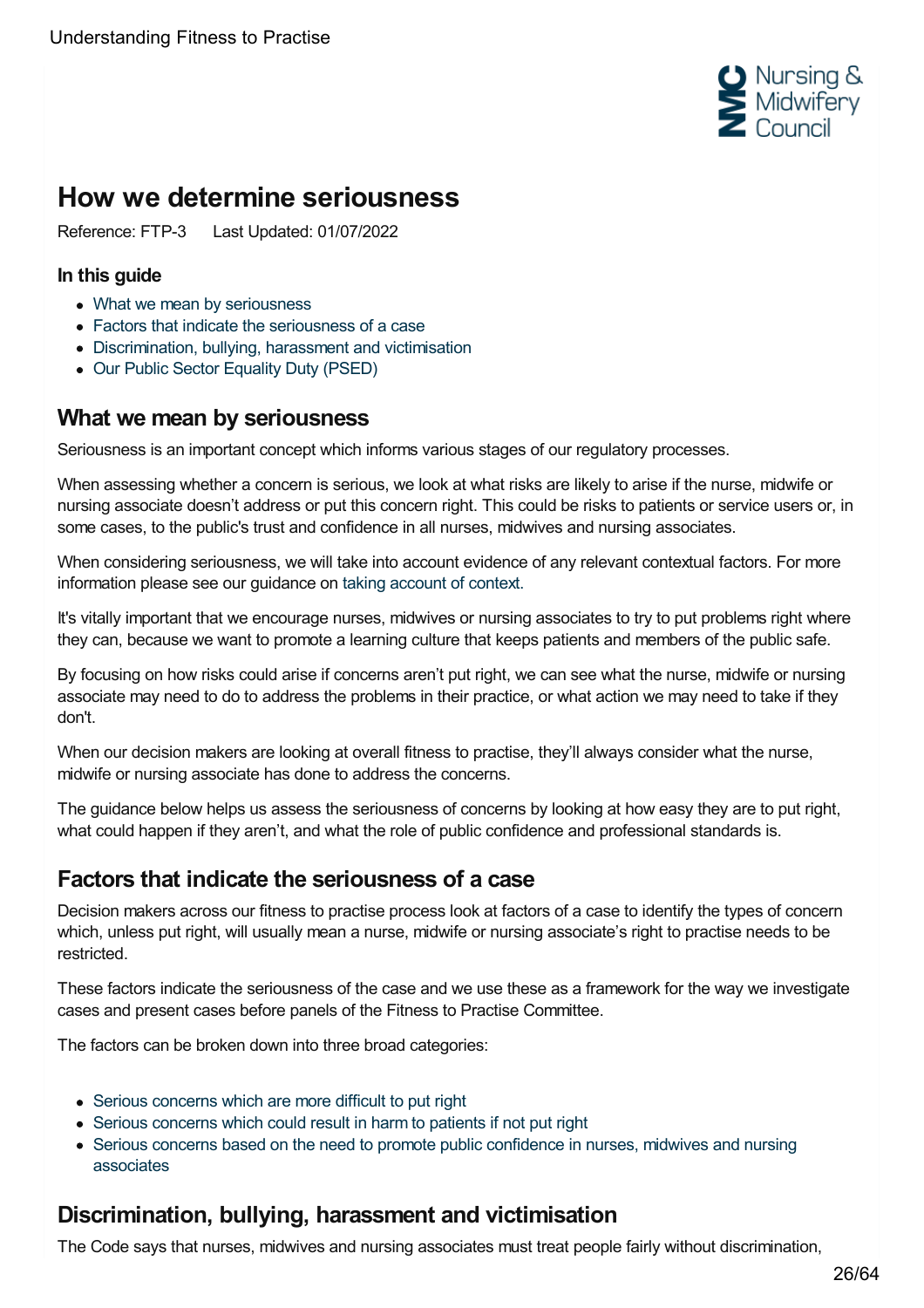# How we determine seriousness

Reference: FTP-3 Last Updated: 01/07/2022

### In this guide

- What we mean by seriousness
- Factors that indicate the seriousness of a case
- Discrimination, bullying, harassment and victimisation
- Our Public Sector Equality Duty (PSED)

## What we mean by seriousness

Seriousness is an important concept which informs various stages of our regulatory processes.

When assessing whether a concern is serious, we look at what risks are likely to arise if the nurse, midwife or nursing associate doesn't address or put this concern right. This could be risks to patients or service users or, in some cases, to the public's trust and confidence in all nurses, midwives and nursing associates.

When considering seriousness, we will take into account evidence of any relevant contextual factors. For more information please see our guidance on taking account of context.

It's vitally important that we encourage nurses, midwives or nursing associates to try to put problems right where they can, because we want to promote a learning culture that keeps patients and members of the public safe.

By focusing on how risks could arise if concerns aren't put right, we can see what the nurse, midwife or nursing associate may need to do to address the problems in their practice, or what action we may need to take if they don't.

When our decision makers are looking at overall fitness to practise, they'll always consider what the nurse, midwife or nursing associate has done to address the concerns.

The guidance below helps us assess the seriousness of concerns by looking at how easy they are to put right, what could happen if they aren't, and what the role of public confidence and professional standards is.

## Factors that indicate the seriousness of a case

Decision makers across our fitness to practise process look at factors of a case to identify the types of concern which, unless put right, will usually mean a nurse, midwife or nursing associate's right to practise needs to be restricted.

These factors indicate the seriousness of the case and we use these as a framework for the way we investigate cases and present cases before panels of the Fitness to Practise Committee.

The factors can be broken down into three broad categories:

- Serious concerns which are more difficult to put right
- Serious concerns which could result in harm to patients if not put right
- Serious concerns based on the need to promote public confidence in nurses, midwives and nursing associates

## Discrimination, bullying, harassment and victimisation

The Code says that nurses, midwives and nursing associates must treat people fairly without discrimination,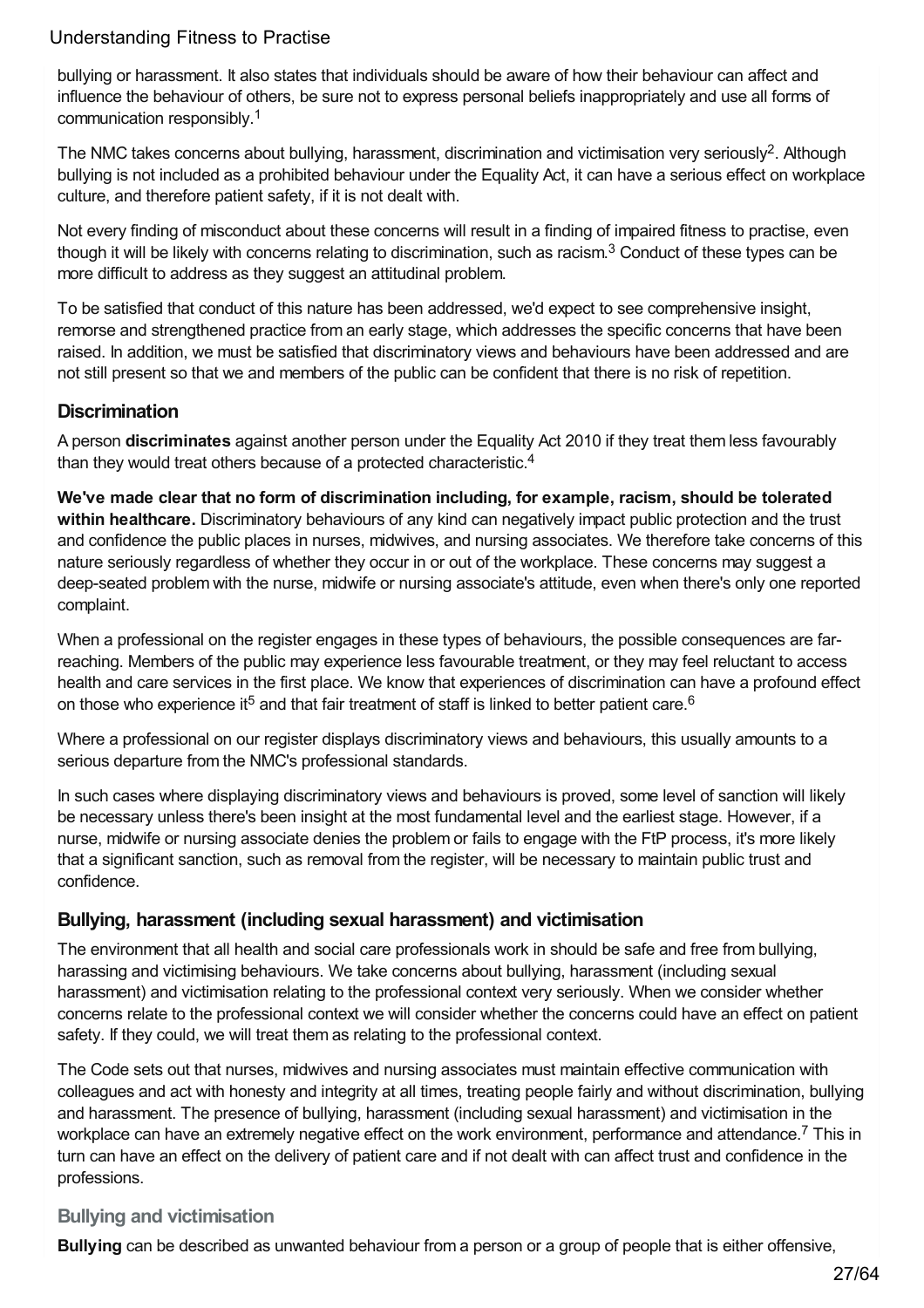bullying or harassment. It also states that individuals should be aware of how their behaviour can affect and influence the behaviour of others, be sure not to express personal beliefs inappropriately and use all forms of communication responsibly.[1]

The NMC takes concerns about bullying, harassment, discrimination and victimisation very seriously[2]. Although bullying is not included as a prohibited behaviour under the Equality Act, it can have a serious effect on workplace culture, and therefore patient safety, if it is not dealt with.

Not every finding of misconduct about these concerns will result in a finding of impaired fitness to practise, even though it will be likely with concerns relating to discrimination, such as racism.[3] Conduct of these types can be more difficult to address as they suggest an attitudinal problem.

To be satisfied that conduct of this nature has been addressed, we'd expect to see comprehensive insight, remorse and strengthened practice from an early stage, which addresses the specific concerns that have been raised. In addition, we must be satisfied that discriminatory views and behaviours have been addressed and are not still present so that we and members of the public can be confident that there is no risk of repetition.

## Discrimination

A person **discriminates** against another person under the Equality Act 2010 if they treat them less favourably than they would treat others because of a protected characteristic.[4]

**We've made clear that no form of discrimination including, for example, racism, should be tolerated within healthcare.** Discriminatory behaviours of any kind can negatively impact public protection and the trust and confidence the public places in nurses, midwives, and nursing associates. We therefore take concerns of this nature seriously regardless of whether they occur in or out of the workplace. These concerns may suggest a deep-seated problem with the nurse, midwife or nursing associate's attitude, even when there's only one reported complaint.

When a professional on the register engages in these types of behaviours, the possible consequences are far-reaching. Members of the public may experience less favourable treatment, or they may feel reluctant to access health and care services in the first place. We know that experiences of discrimination can have a profound effect on those who experience it[5] and that fair treatment of staff is linked to better patient care.[6]

Where a professional on our register displays discriminatory views and behaviours, this usually amounts to a serious departure from the NMC's professional standards.

In such cases where displaying discriminatory views and behaviours is proved, some level of sanction will likely be necessary unless there's been insight at the most fundamental level and the earliest stage. However, if a nurse, midwife or nursing associate denies the problem or fails to engage with the FtP process, it's more likely that a significant sanction, such as removal from the register, will be necessary to maintain public trust and confidence.

## Bullying, harassment (including sexual harassment) and victimisation

The environment that all health and social care professionals work in should be safe and free from bullying, harassing and victimising behaviours. We take concerns about bullying, harassment (including sexual harassment) and victimisation relating to the professional context very seriously. When we consider whether concerns relate to the professional context we will consider whether the concerns could have an effect on patient safety. If they could, we will treat them as relating to the professional context.

The Code sets out that nurses, midwives and nursing associates must maintain effective communication with colleagues and act with honesty and integrity at all times, treating people fairly and without discrimination, bullying and harassment. The presence of bullying, harassment (including sexual harassment) and victimisation in the workplace can have an extremely negative effect on the work environment, performance and attendance.[7] This in turn can have an effect on the delivery of patient care and if not dealt with can affect trust and confidence in the professions.

### Bullying and victimisation

**Bullying** can be described as unwanted behaviour from a person or a group of people that is either offensive,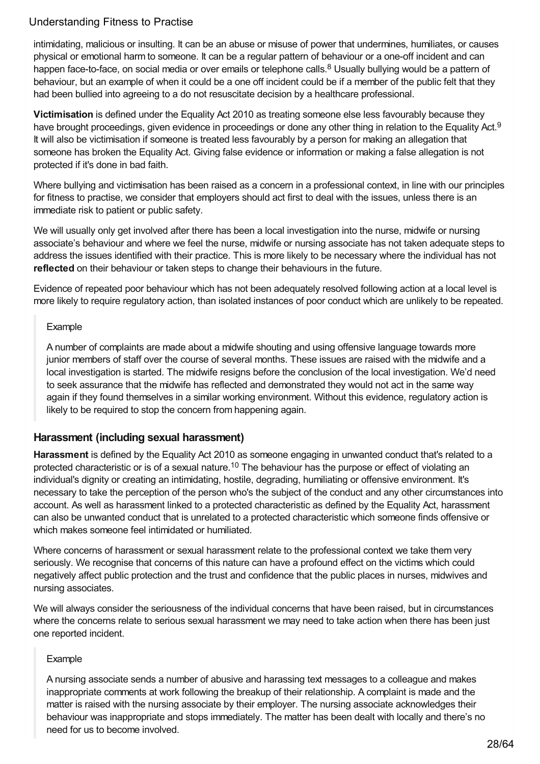intimidating, malicious or insulting. It can be an abuse or misuse of power that undermines, humiliates, or causes physical or emotional harm to someone. It can be a regular pattern of behaviour or a one-off incident and can happen face-to-face, on social media or over emails or telephone calls.[8] Usually bullying would be a pattern of behaviour, but an example of when it could be a one off incident could be if a member of the public felt that they had been bullied into agreeing to a do not resuscitate decision by a healthcare professional.

**Victimisation** is defined under the Equality Act 2010 as treating someone else less favourably because they have brought proceedings, given evidence in proceedings or done any other thing in relation to the Equality Act.[9] It will also be victimisation if someone is treated less favourably by a person for making an allegation that someone has broken the Equality Act. Giving false evidence or information or making a false allegation is not protected if it's done in bad faith.

Where bullying and victimisation has been raised as a concern in a professional context, in line with our principles for fitness to practise, we consider that employers should act first to deal with the issues, unless there is an immediate risk to patient or public safety.

We will usually only get involved after there has been a local investigation into the nurse, midwife or nursing associate's behaviour and where we feel the nurse, midwife or nursing associate has not taken adequate steps to address the issues identified with their practice. This is more likely to be necessary where the individual has not **reflected** on their behaviour or taken steps to change their behaviours in the future.

Evidence of repeated poor behaviour which has not been adequately resolved following action at a local level is more likely to require regulatory action, than isolated instances of poor conduct which are unlikely to be repeated.

> Example
>
> A number of complaints are made about a midwife shouting and using offensive language towards more junior members of staff over the course of several months. These issues are raised with the midwife and a local investigation is started. The midwife resigns before the conclusion of the local investigation. We'd need to seek assurance that the midwife has reflected and demonstrated they would not act in the same way again if they found themselves in a similar working environment. Without this evidence, regulatory action is likely to be required to stop the concern from happening again.

### Harassment (including sexual harassment)

**Harassment** is defined by the Equality Act 2010 as someone engaging in unwanted conduct that's related to a protected characteristic or is of a sexual nature.[10] The behaviour has the purpose or effect of violating an individual's dignity or creating an intimidating, hostile, degrading, humiliating or offensive environment. It's necessary to take the perception of the person who's the subject of the conduct and any other circumstances into account. As well as harassment linked to a protected characteristic as defined by the Equality Act, harassment can also be unwanted conduct that is unrelated to a protected characteristic which someone finds offensive or which makes someone feel intimidated or humiliated.

Where concerns of harassment or sexual harassment relate to the professional context we take them very seriously. We recognise that concerns of this nature can have a profound effect on the victims which could negatively affect public protection and the trust and confidence that the public places in nurses, midwives and nursing associates.

We will always consider the seriousness of the individual concerns that have been raised, but in circumstances where the concerns relate to serious sexual harassment we may need to take action when there has been just one reported incident.

> Example
>
> A nursing associate sends a number of abusive and harassing text messages to a colleague and makes inappropriate comments at work following the breakup of their relationship. A complaint is made and the matter is raised with the nursing associate by their employer. The nursing associate acknowledges their behaviour was inappropriate and stops immediately. The matter has been dealt with locally and there's no need for us to become involved.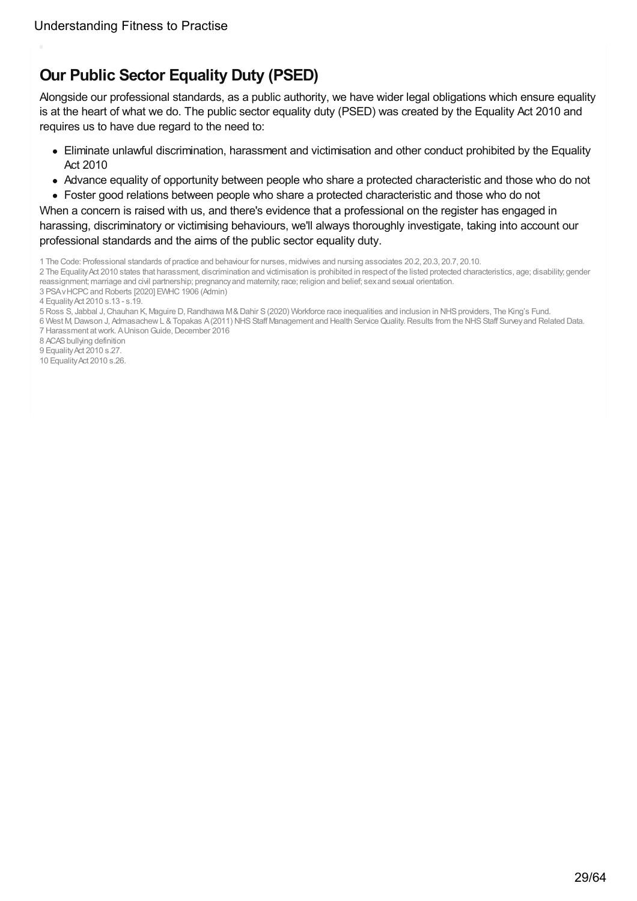## Our Public Sector Equality Duty (PSED)

Alongside our professional standards, as a public authority, we have wider legal obligations which ensure equality is at the heart of what we do. The public sector equality duty (PSED) was created by the Equality Act 2010 and requires us to have due regard to the need to:

- Eliminate unlawful discrimination, harassment and victimisation and other conduct prohibited by the Equality Act 2010
- Advance equality of opportunity between people who share a protected characteristic and those who do not
- Foster good relations between people who share a protected characteristic and those who do not

When a concern is raised with us, and there's evidence that a professional on the register has engaged in harassing, discriminatory or victimising behaviours, we'll always thoroughly investigate, taking into account our professional standards and the aims of the public sector equality duty.

1 The Code: Professional standards of practice and behaviour for nurses, midwives and nursing associates 20.2, 20.3, 20.7, 20.10.
2 The Equality Act 2010 states that harassment, discrimination and victimisation is prohibited in respect of the listed protected characteristics, age; disability; gender reassignment; marriage and civil partnership; pregnancy and maternity; race; religion and belief; sex and sexual orientation.
3 PSA v HCPC and Roberts [2020] EWHC 1906 (Admin)
4 Equality Act 2010 s.13 - s.19.
5 Ross S, Jabbal J, Chauhan K, Maguire D, Randhawa M & Dahir S (2020) Workforce race inequalities and inclusion in NHS providers, The King's Fund.
6 West M, Dawson J, Admasachew L & Topakas A (2011) NHS Staff Management and Health Service Quality. Results from the NHS Staff Survey and Related Data.
7 Harassment at work. A Unison Guide, December 2016
8 ACAS bullying definition
9 Equality Act 2010 s.27.
10 Equality Act 2010 s.26.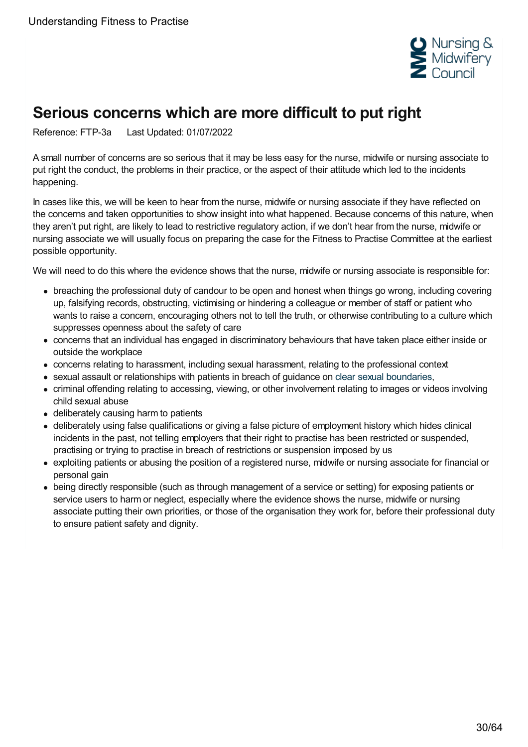# Serious concerns which are more difficult to put right

Reference: FTP-3a Last Updated: 01/07/2022

A small number of concerns are so serious that it may be less easy for the nurse, midwife or nursing associate to put right the conduct, the problems in their practice, or the aspect of their attitude which led to the incidents happening.

In cases like this, we will be keen to hear from the nurse, midwife or nursing associate if they have reflected on the concerns and taken opportunities to show insight into what happened. Because concerns of this nature, when they aren't put right, are likely to lead to restrictive regulatory action, if we don't hear from the nurse, midwife or nursing associate we will usually focus on preparing the case for the Fitness to Practise Committee at the earliest possible opportunity.

We will need to do this where the evidence shows that the nurse, midwife or nursing associate is responsible for:

- breaching the professional duty of candour to be open and honest when things go wrong, including covering up, falsifying records, obstructing, victimising or hindering a colleague or member of staff or patient who wants to raise a concern, encouraging others not to tell the truth, or otherwise contributing to a culture which suppresses openness about the safety of care
- concerns that an individual has engaged in discriminatory behaviours that have taken place either inside or outside the workplace
- concerns relating to harassment, including sexual harassment, relating to the professional context
- sexual assault or relationships with patients in breach of guidance on clear sexual boundaries,
- criminal offending relating to accessing, viewing, or other involvement relating to images or videos involving child sexual abuse
- deliberately causing harm to patients
- deliberately using false qualifications or giving a false picture of employment history which hides clinical incidents in the past, not telling employers that their right to practise has been restricted or suspended, practising or trying to practise in breach of restrictions or suspension imposed by us
- exploiting patients or abusing the position of a registered nurse, midwife or nursing associate for financial or personal gain
- being directly responsible (such as through management of a service or setting) for exposing patients or service users to harm or neglect, especially where the evidence shows the nurse, midwife or nursing associate putting their own priorities, or those of the organisation they work for, before their professional duty to ensure patient safety and dignity.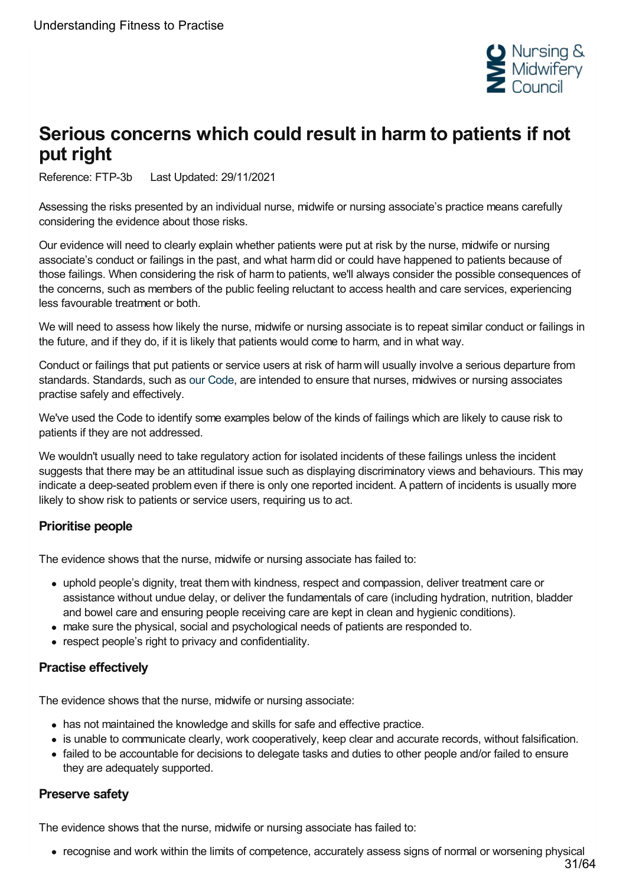# Serious concerns which could result in harm to patients if not put right

Reference: FTP-3b    Last Updated: 29/11/2021

Assessing the risks presented by an individual nurse, midwife or nursing associate's practice means carefully considering the evidence about those risks.

Our evidence will need to clearly explain whether patients were put at risk by the nurse, midwife or nursing associate's conduct or failings in the past, and what harm did or could have happened to patients because of those failings. When considering the risk of harm to patients, we'll always consider the possible consequences of the concerns, such as members of the public feeling reluctant to access health and care services, experiencing less favourable treatment or both.

We will need to assess how likely the nurse, midwife or nursing associate is to repeat similar conduct or failings in the future, and if they do, if it is likely that patients would come to harm, and in what way.

Conduct or failings that put patients or service users at risk of harm will usually involve a serious departure from standards. Standards, such as our Code, are intended to ensure that nurses, midwives or nursing associates practise safely and effectively.

We've used the Code to identify some examples below of the kinds of failings which are likely to cause risk to patients if they are not addressed.

We wouldn't usually need to take regulatory action for isolated incidents of these failings unless the incident suggests that there may be an attitudinal issue such as displaying discriminatory views and behaviours. This may indicate a deep-seated problem even if there is only one reported incident. A pattern of incidents is usually more likely to show risk to patients or service users, requiring us to act.

### Prioritise people

The evidence shows that the nurse, midwife or nursing associate has failed to:

- uphold people's dignity, treat them with kindness, respect and compassion, deliver treatment care or assistance without undue delay, or deliver the fundamentals of care (including hydration, nutrition, bladder and bowel care and ensuring people receiving care are kept in clean and hygienic conditions).
- make sure the physical, social and psychological needs of patients are responded to.
- respect people's right to privacy and confidentiality.

### Practise effectively

The evidence shows that the nurse, midwife or nursing associate:

- has not maintained the knowledge and skills for safe and effective practice.
- is unable to communicate clearly, work cooperatively, keep clear and accurate records, without falsification.
- failed to be accountable for decisions to delegate tasks and duties to other people and/or failed to ensure they are adequately supported.

### Preserve safety

The evidence shows that the nurse, midwife or nursing associate has failed to:

- recognise and work within the limits of competence, accurately assess signs of normal or worsening physical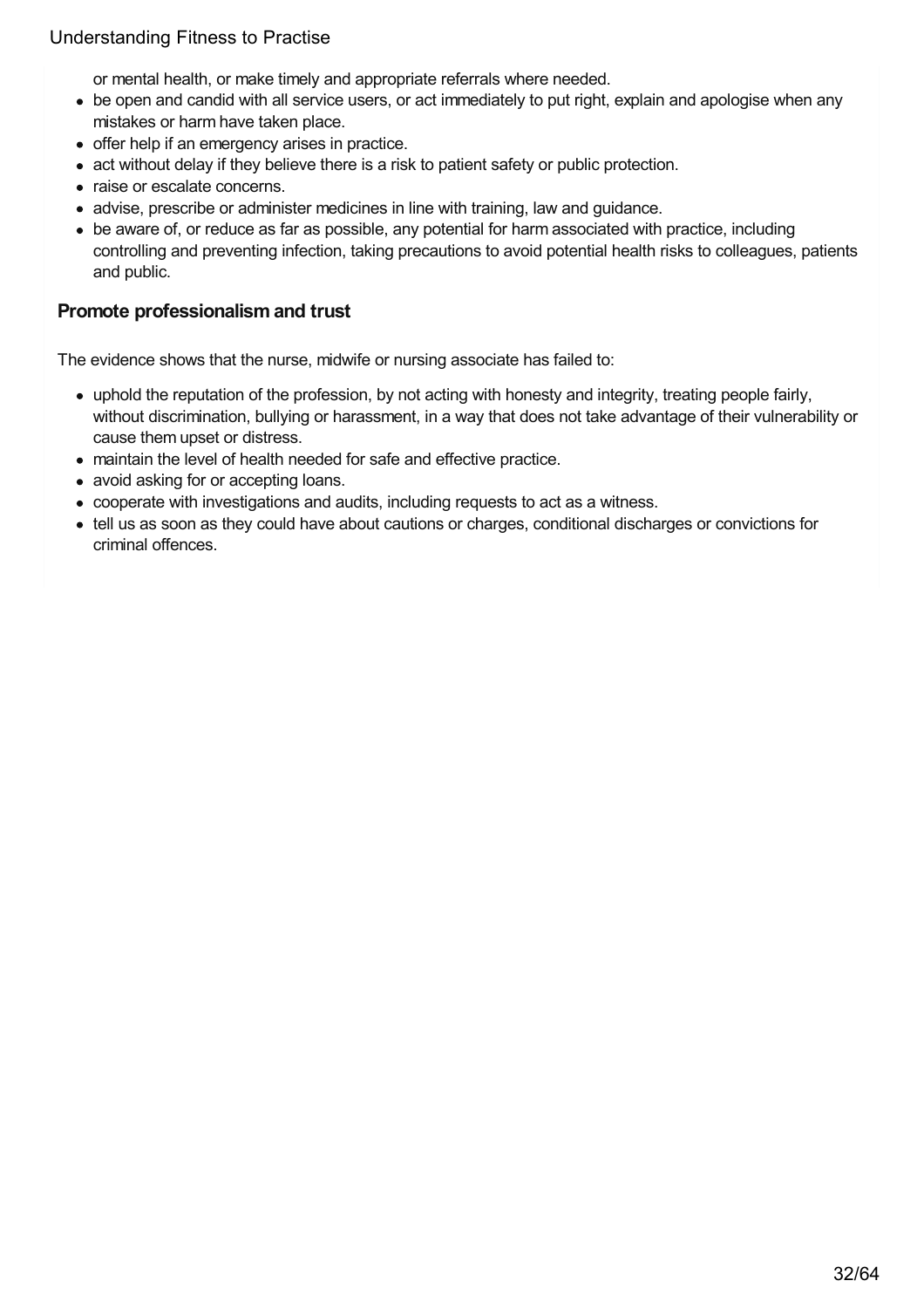or mental health, or make timely and appropriate referrals where needed.

- be open and candid with all service users, or act immediately to put right, explain and apologise when any mistakes or harm have taken place.
- offer help if an emergency arises in practice.
- act without delay if they believe there is a risk to patient safety or public protection.
- raise or escalate concerns.
- advise, prescribe or administer medicines in line with training, law and guidance.
- be aware of, or reduce as far as possible, any potential for harm associated with practice, including controlling and preventing infection, taking precautions to avoid potential health risks to colleagues, patients and public.

### Promote professionalism and trust

The evidence shows that the nurse, midwife or nursing associate has failed to:

- uphold the reputation of the profession, by not acting with honesty and integrity, treating people fairly, without discrimination, bullying or harassment, in a way that does not take advantage of their vulnerability or cause them upset or distress.
- maintain the level of health needed for safe and effective practice.
- avoid asking for or accepting loans.
- cooperate with investigations and audits, including requests to act as a witness.
- tell us as soon as they could have about cautions or charges, conditional discharges or convictions for criminal offences.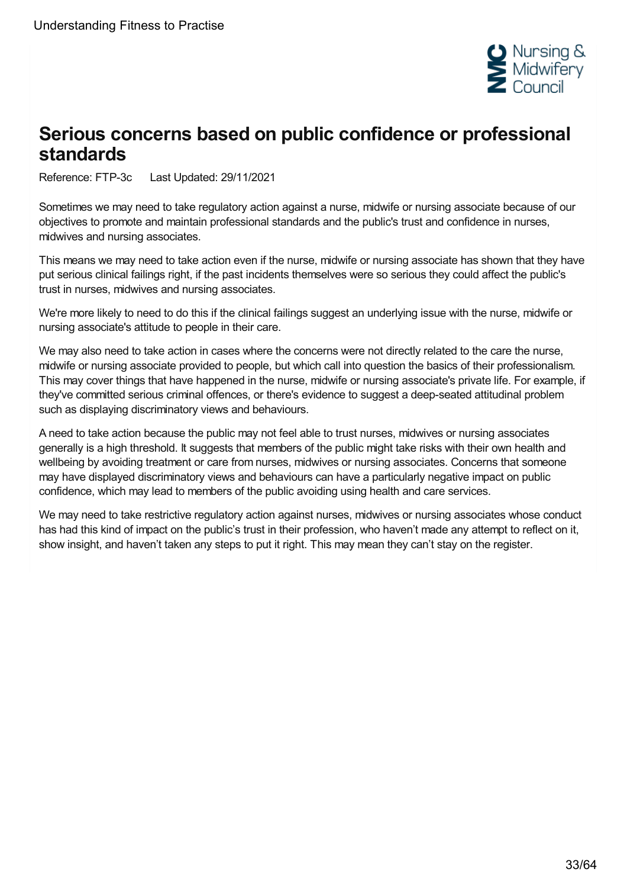# Serious concerns based on public confidence or professional standards

Reference: FTP-3c Last Updated: 29/11/2021

Sometimes we may need to take regulatory action against a nurse, midwife or nursing associate because of our objectives to promote and maintain professional standards and the public's trust and confidence in nurses, midwives and nursing associates.

This means we may need to take action even if the nurse, midwife or nursing associate has shown that they have put serious clinical failings right, if the past incidents themselves were so serious they could affect the public's trust in nurses, midwives and nursing associates.

We're more likely to need to do this if the clinical failings suggest an underlying issue with the nurse, midwife or nursing associate's attitude to people in their care.

We may also need to take action in cases where the concerns were not directly related to the care the nurse, midwife or nursing associate provided to people, but which call into question the basics of their professionalism. This may cover things that have happened in the nurse, midwife or nursing associate's private life. For example, if they've committed serious criminal offences, or there's evidence to suggest a deep-seated attitudinal problem such as displaying discriminatory views and behaviours.

A need to take action because the public may not feel able to trust nurses, midwives or nursing associates generally is a high threshold. It suggests that members of the public might take risks with their own health and wellbeing by avoiding treatment or care from nurses, midwives or nursing associates. Concerns that someone may have displayed discriminatory views and behaviours can have a particularly negative impact on public confidence, which may lead to members of the public avoiding using health and care services.

We may need to take restrictive regulatory action against nurses, midwives or nursing associates whose conduct has had this kind of impact on the public's trust in their profession, who haven't made any attempt to reflect on it, show insight, and haven't taken any steps to put it right. This may mean they can't stay on the register.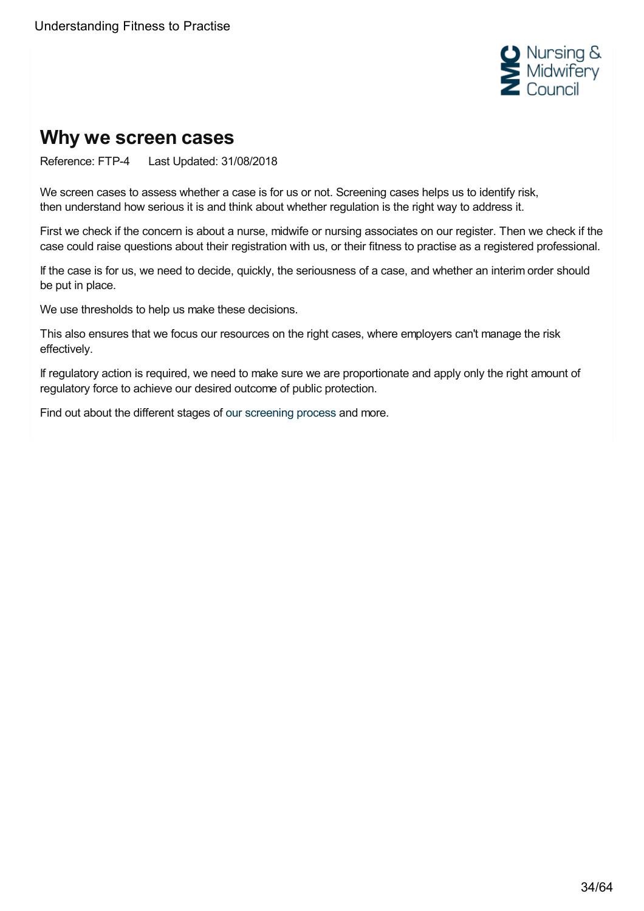# Why we screen cases

Reference: FTP-4 Last Updated: 31/08/2018

We screen cases to assess whether a case is for us or not. Screening cases helps us to identify risk, then understand how serious it is and think about whether regulation is the right way to address it.

First we check if the concern is about a nurse, midwife or nursing associates on our register. Then we check if the case could raise questions about their registration with us, or their fitness to practise as a registered professional.

If the case is for us, we need to decide, quickly, the seriousness of a case, and whether an interim order should be put in place.

We use thresholds to help us make these decisions.

This also ensures that we focus our resources on the right cases, where employers can't manage the risk effectively.

If regulatory action is required, we need to make sure we are proportionate and apply only the right amount of regulatory force to achieve our desired outcome of public protection.

Find out about the different stages of our screening process and more.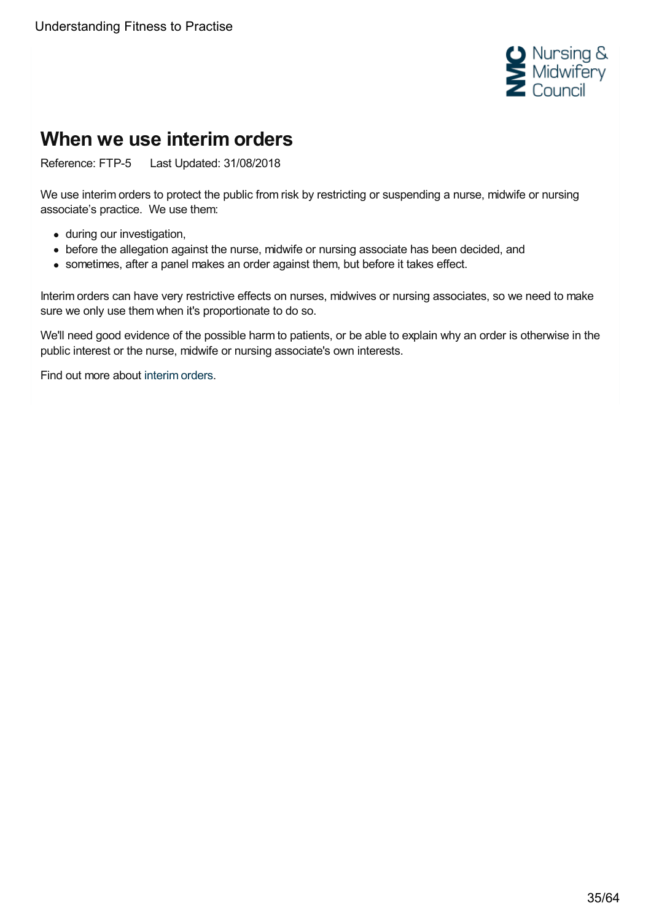# When we use interim orders

Reference: FTP-5 Last Updated: 31/08/2018

We use interim orders to protect the public from risk by restricting or suspending a nurse, midwife or nursing associate's practice. We use them:

- during our investigation,
- before the allegation against the nurse, midwife or nursing associate has been decided, and
- sometimes, after a panel makes an order against them, but before it takes effect.

Interim orders can have very restrictive effects on nurses, midwives or nursing associates, so we need to make sure we only use them when it's proportionate to do so.

We'll need good evidence of the possible harm to patients, or be able to explain why an order is otherwise in the public interest or the nurse, midwife or nursing associate's own interests.

Find out more about interim orders.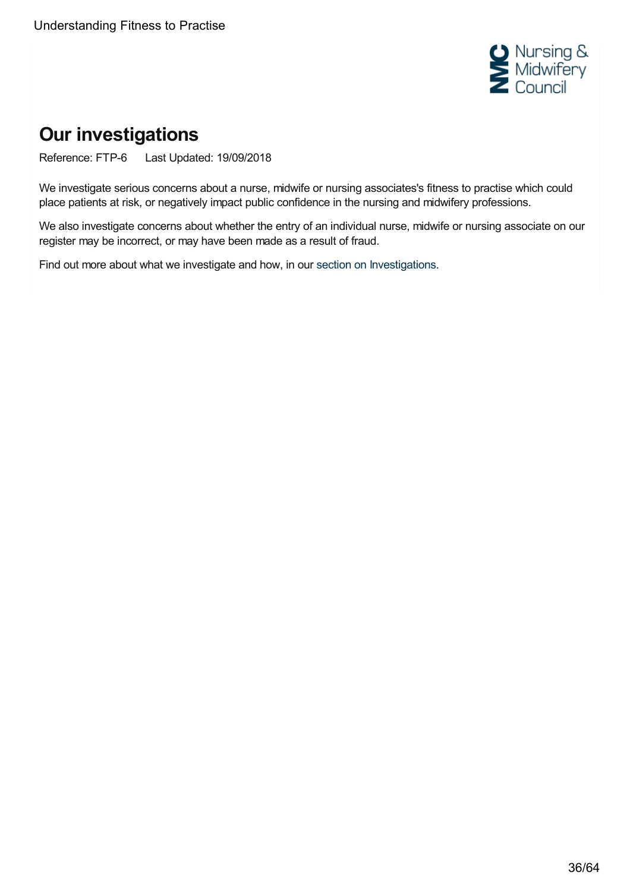# Our investigations

Reference: FTP-6 Last Updated: 19/09/2018

We investigate serious concerns about a nurse, midwife or nursing associates's fitness to practise which could place patients at risk, or negatively impact public confidence in the nursing and midwifery professions.

We also investigate concerns about whether the entry of an individual nurse, midwife or nursing associate on our register may be incorrect, or may have been made as a result of fraud.

Find out more about what we investigate and how, in our section on Investigations.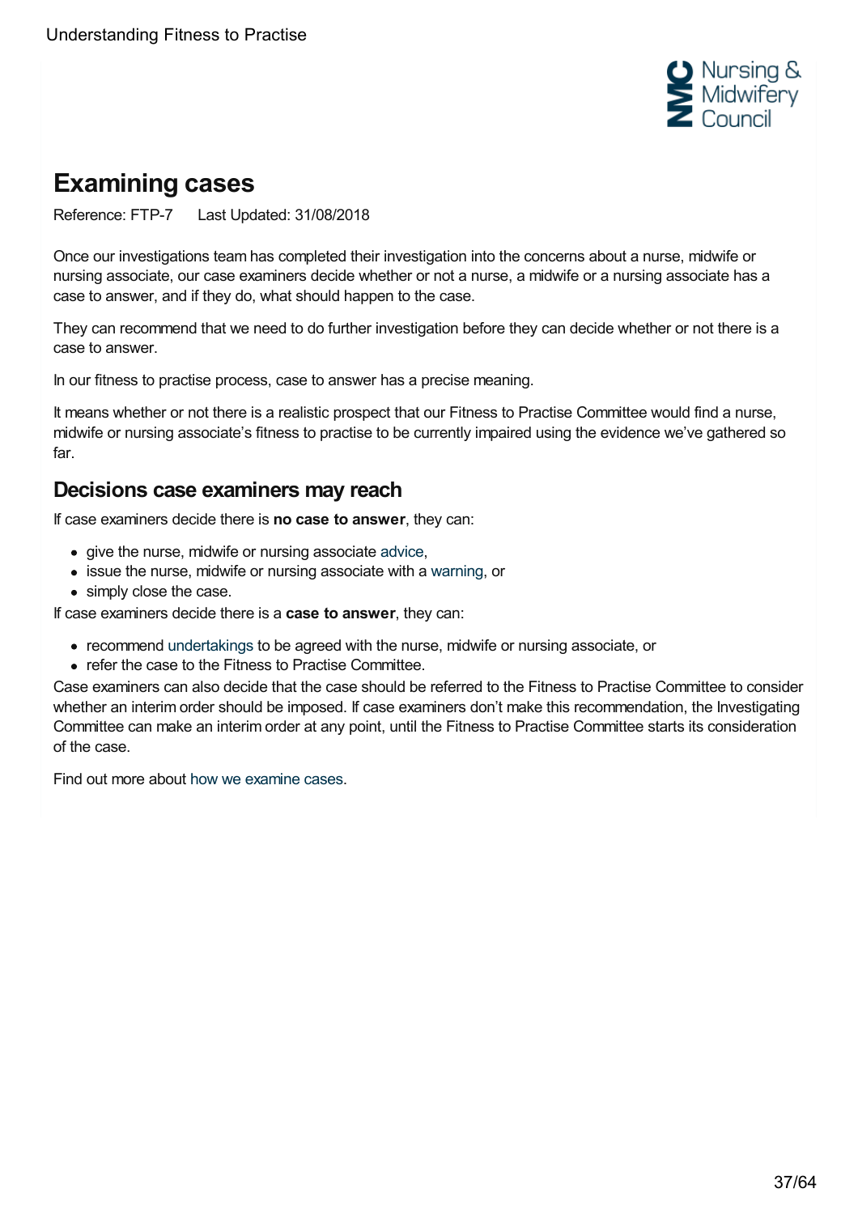# Examining cases

Reference: FTP-7 Last Updated: 31/08/2018

Once our investigations team has completed their investigation into the concerns about a nurse, midwife or nursing associate, our case examiners decide whether or not a nurse, a midwife or a nursing associate has a case to answer, and if they do, what should happen to the case.

They can recommend that we need to do further investigation before they can decide whether or not there is a case to answer.

In our fitness to practise process, case to answer has a precise meaning.

It means whether or not there is a realistic prospect that our Fitness to Practise Committee would find a nurse, midwife or nursing associate's fitness to practise to be currently impaired using the evidence we've gathered so far.

## Decisions case examiners may reach

If case examiners decide there is **no case to answer**, they can:

- give the nurse, midwife or nursing associate advice,
- issue the nurse, midwife or nursing associate with a warning, or
- simply close the case.

If case examiners decide there is a **case to answer**, they can:

- recommend undertakings to be agreed with the nurse, midwife or nursing associate, or
- refer the case to the Fitness to Practise Committee.

Case examiners can also decide that the case should be referred to the Fitness to Practise Committee to consider whether an interim order should be imposed. If case examiners don't make this recommendation, the Investigating Committee can make an interim order at any point, until the Fitness to Practise Committee starts its consideration of the case.

Find out more about how we examine cases.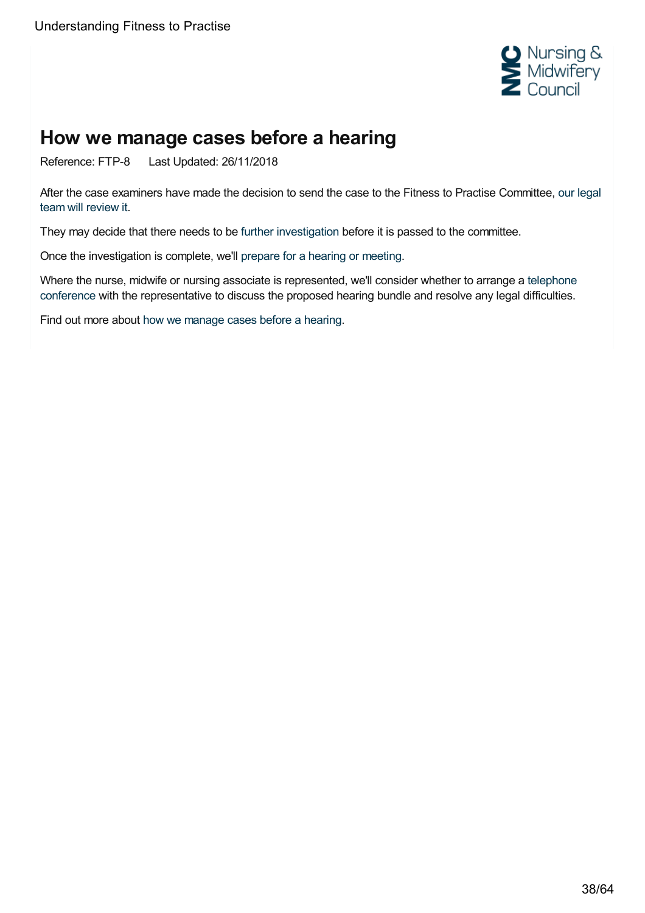# How we manage cases before a hearing

Reference: FTP-8 Last Updated: 26/11/2018

After the case examiners have made the decision to send the case to the Fitness to Practise Committee, our legal team will review it.

They may decide that there needs to be further investigation before it is passed to the committee.

Once the investigation is complete, we'll prepare for a hearing or meeting.

Where the nurse, midwife or nursing associate is represented, we'll consider whether to arrange a telephone conference with the representative to discuss the proposed hearing bundle and resolve any legal difficulties.

Find out more about how we manage cases before a hearing.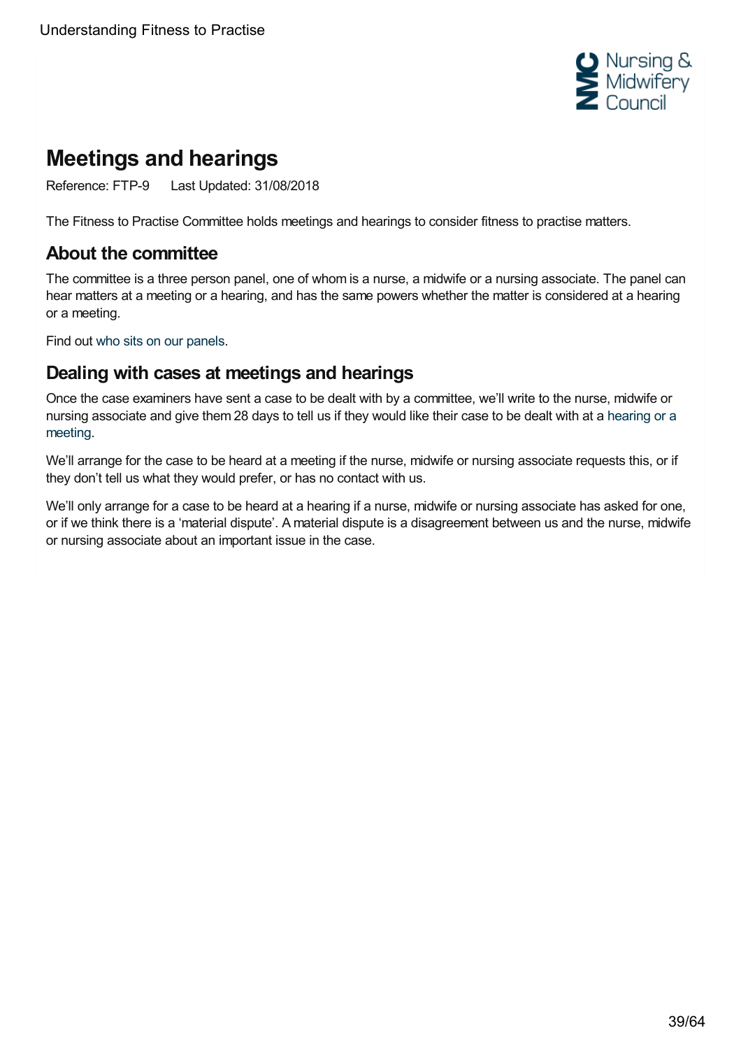# Meetings and hearings

Reference: FTP-9    Last Updated: 31/08/2018

The Fitness to Practise Committee holds meetings and hearings to consider fitness to practise matters.

## About the committee

The committee is a three person panel, one of whom is a nurse, a midwife or a nursing associate. The panel can hear matters at a meeting or a hearing, and has the same powers whether the matter is considered at a hearing or a meeting.

Find out who sits on our panels.

## Dealing with cases at meetings and hearings

Once the case examiners have sent a case to be dealt with by a committee, we'll write to the nurse, midwife or nursing associate and give them 28 days to tell us if they would like their case to be dealt with at a hearing or a meeting.

We'll arrange for the case to be heard at a meeting if the nurse, midwife or nursing associate requests this, or if they don't tell us what they would prefer, or has no contact with us.

We'll only arrange for a case to be heard at a hearing if a nurse, midwife or nursing associate has asked for one, or if we think there is a 'material dispute'. A material dispute is a disagreement between us and the nurse, midwife or nursing associate about an important issue in the case.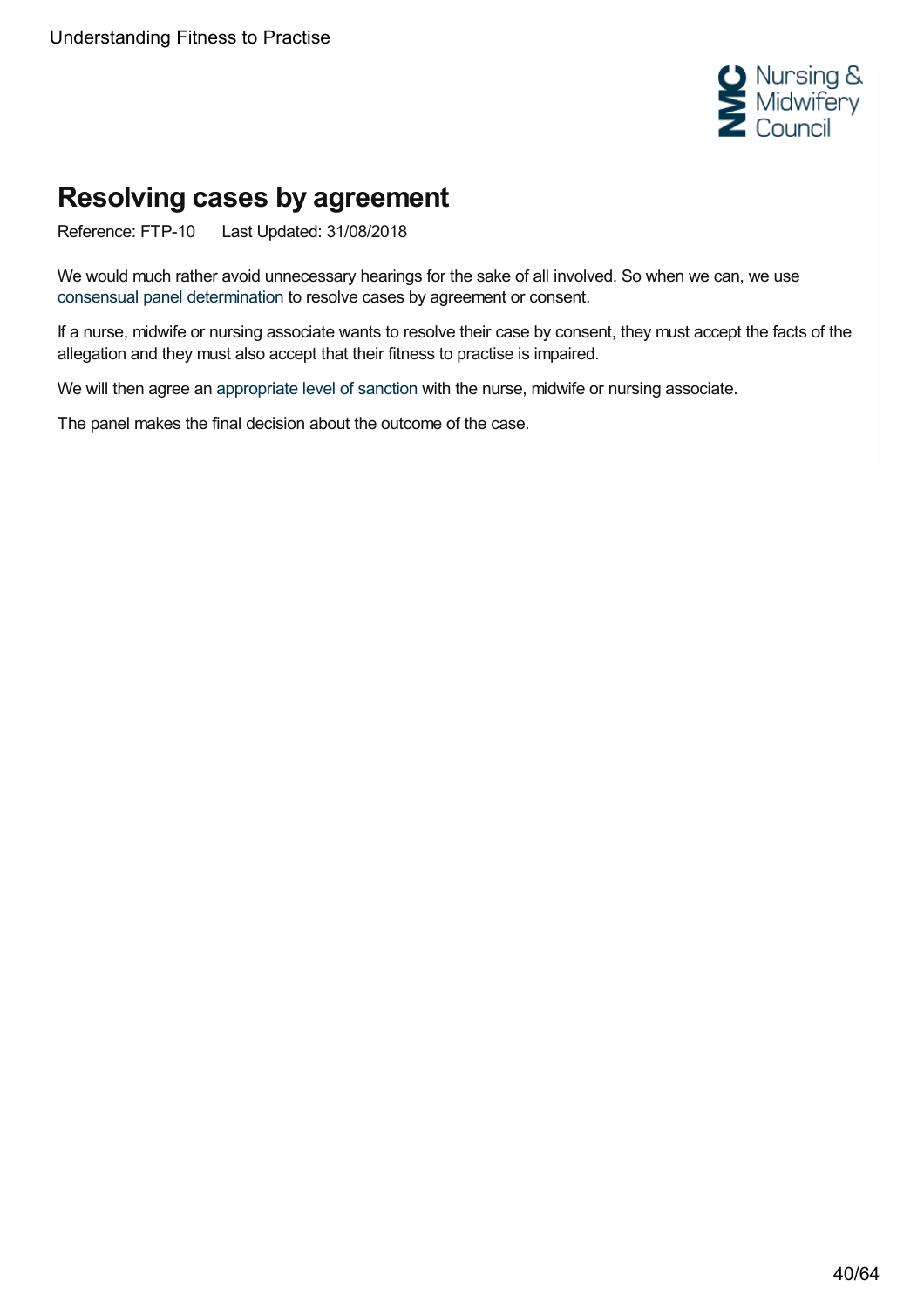# Resolving cases by agreement

Reference: FTP-10 Last Updated: 31/08/2018

We would much rather avoid unnecessary hearings for the sake of all involved. So when we can, we use consensual panel determination to resolve cases by agreement or consent.

If a nurse, midwife or nursing associate wants to resolve their case by consent, they must accept the facts of the allegation and they must also accept that their fitness to practise is impaired.

We will then agree an appropriate level of sanction with the nurse, midwife or nursing associate.

The panel makes the final decision about the outcome of the case.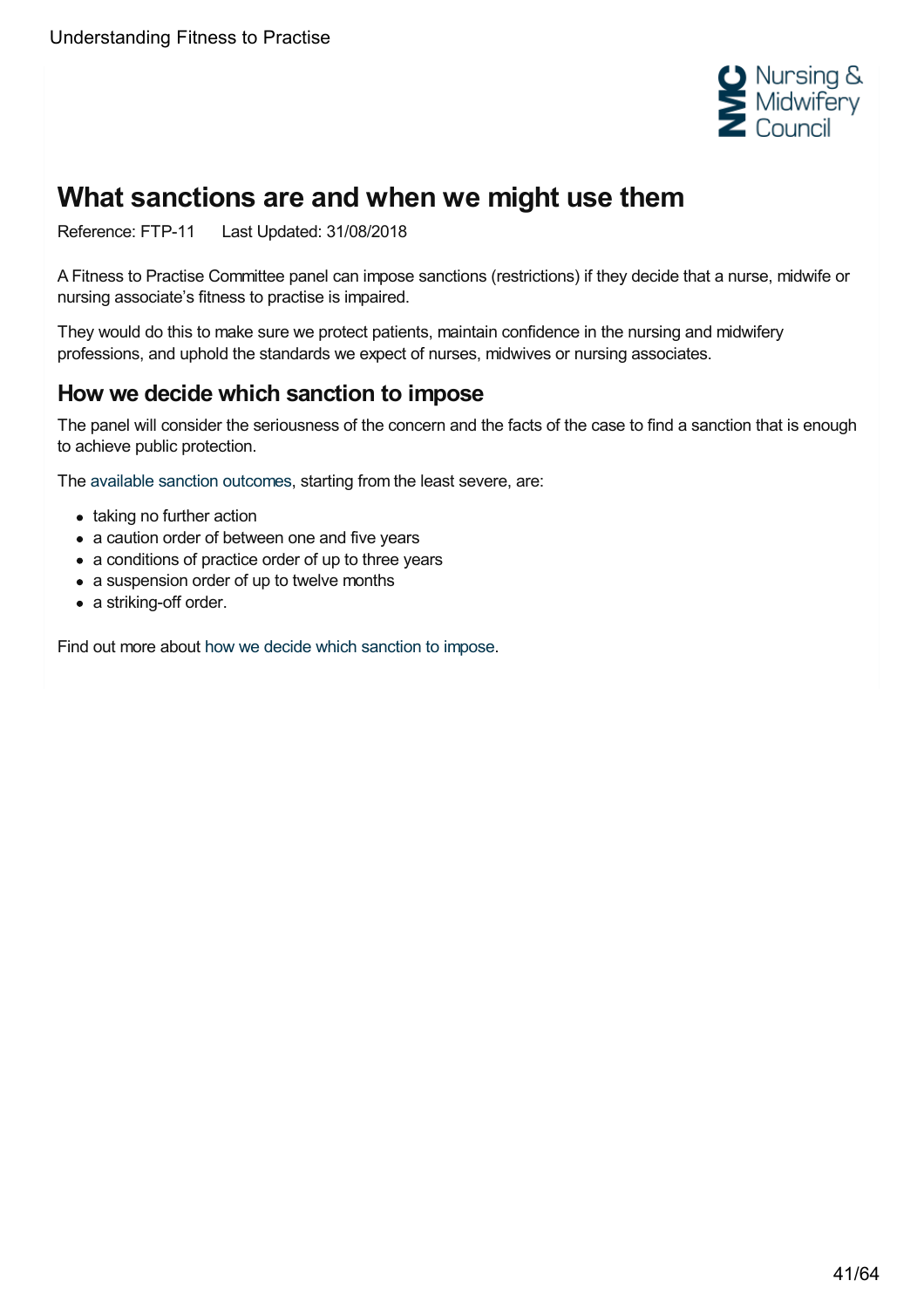# What sanctions are and when we might use them

Reference: FTP-11 Last Updated: 31/08/2018

A Fitness to Practise Committee panel can impose sanctions (restrictions) if they decide that a nurse, midwife or nursing associate's fitness to practise is impaired.

They would do this to make sure we protect patients, maintain confidence in the nursing and midwifery professions, and uphold the standards we expect of nurses, midwives or nursing associates.

## How we decide which sanction to impose

The panel will consider the seriousness of the concern and the facts of the case to find a sanction that is enough to achieve public protection.

The available sanction outcomes, starting from the least severe, are:

- taking no further action
- a caution order of between one and five years
- a conditions of practice order of up to three years
- a suspension order of up to twelve months
- a striking-off order.

Find out more about how we decide which sanction to impose.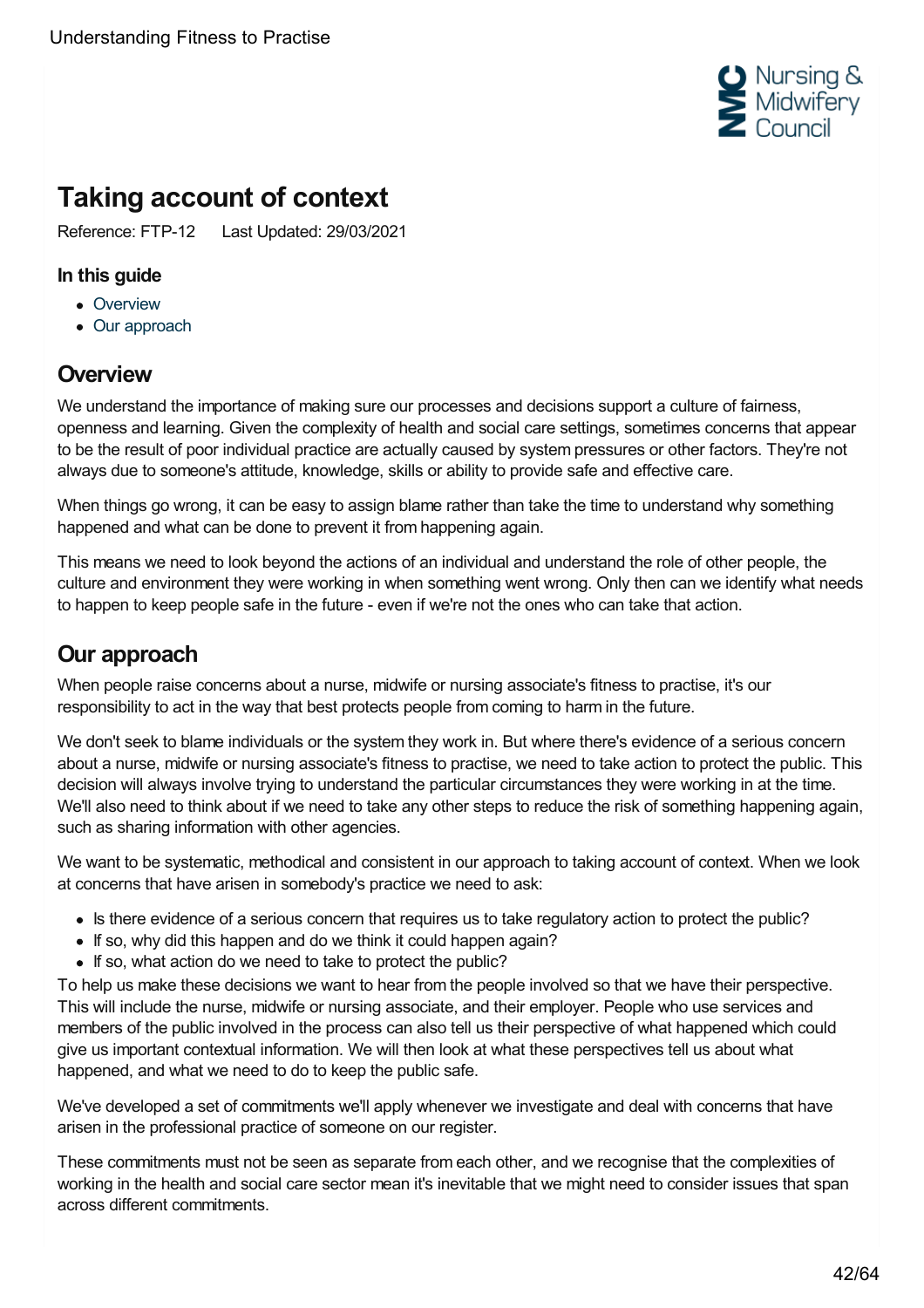# Taking account of context

Reference: FTP-12 Last Updated: 29/03/2021

### In this guide

- Overview
- Our approach

## Overview

We understand the importance of making sure our processes and decisions support a culture of fairness, openness and learning. Given the complexity of health and social care settings, sometimes concerns that appear to be the result of poor individual practice are actually caused by system pressures or other factors. They're not always due to someone's attitude, knowledge, skills or ability to provide safe and effective care.

When things go wrong, it can be easy to assign blame rather than take the time to understand why something happened and what can be done to prevent it from happening again.

This means we need to look beyond the actions of an individual and understand the role of other people, the culture and environment they were working in when something went wrong. Only then can we identify what needs to happen to keep people safe in the future - even if we're not the ones who can take that action.

## Our approach

When people raise concerns about a nurse, midwife or nursing associate's fitness to practise, it's our responsibility to act in the way that best protects people from coming to harm in the future.

We don't seek to blame individuals or the system they work in. But where there's evidence of a serious concern about a nurse, midwife or nursing associate's fitness to practise, we need to take action to protect the public. This decision will always involve trying to understand the particular circumstances they were working in at the time. We'll also need to think about if we need to take any other steps to reduce the risk of something happening again, such as sharing information with other agencies.

We want to be systematic, methodical and consistent in our approach to taking account of context. When we look at concerns that have arisen in somebody's practice we need to ask:

- Is there evidence of a serious concern that requires us to take regulatory action to protect the public?
- If so, why did this happen and do we think it could happen again?
- If so, what action do we need to take to protect the public?

To help us make these decisions we want to hear from the people involved so that we have their perspective. This will include the nurse, midwife or nursing associate, and their employer. People who use services and members of the public involved in the process can also tell us their perspective of what happened which could give us important contextual information. We will then look at what these perspectives tell us about what happened, and what we need to do to keep the public safe.

We've developed a set of commitments we'll apply whenever we investigate and deal with concerns that have arisen in the professional practice of someone on our register.

These commitments must not be seen as separate from each other, and we recognise that the complexities of working in the health and social care sector mean it's inevitable that we might need to consider issues that span across different commitments.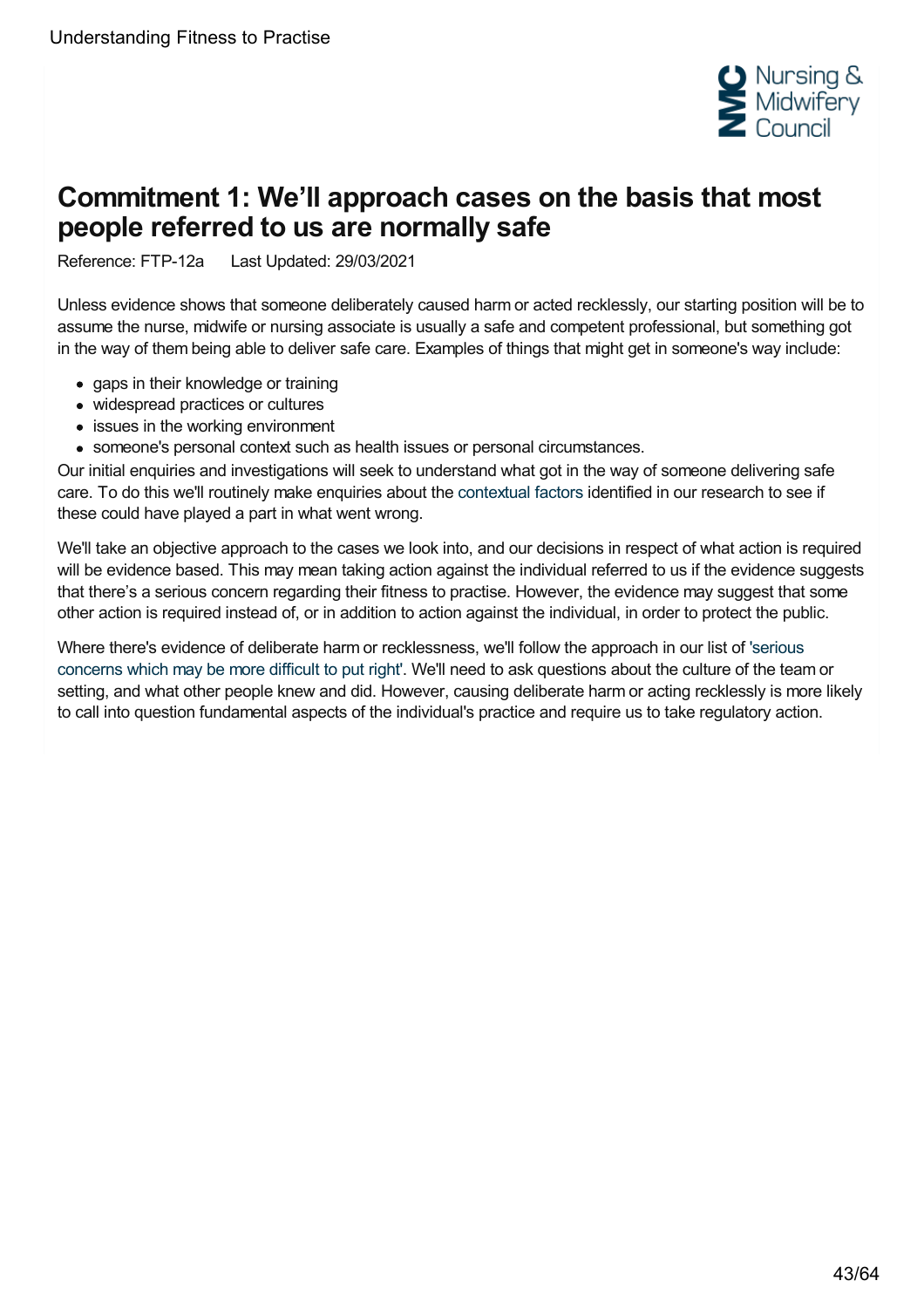# Commitment 1: We'll approach cases on the basis that most people referred to us are normally safe

Reference: FTP-12a   Last Updated: 29/03/2021

Unless evidence shows that someone deliberately caused harm or acted recklessly, our starting position will be to assume the nurse, midwife or nursing associate is usually a safe and competent professional, but something got in the way of them being able to deliver safe care. Examples of things that might get in someone's way include:

- gaps in their knowledge or training
- widespread practices or cultures
- issues in the working environment
- someone's personal context such as health issues or personal circumstances.

Our initial enquiries and investigations will seek to understand what got in the way of someone delivering safe care. To do this we'll routinely make enquiries about the contextual factors identified in our research to see if these could have played a part in what went wrong.

We'll take an objective approach to the cases we look into, and our decisions in respect of what action is required will be evidence based. This may mean taking action against the individual referred to us if the evidence suggests that there's a serious concern regarding their fitness to practise. However, the evidence may suggest that some other action is required instead of, or in addition to action against the individual, in order to protect the public.

Where there's evidence of deliberate harm or recklessness, we'll follow the approach in our list of 'serious concerns which may be more difficult to put right'. We'll need to ask questions about the culture of the team or setting, and what other people knew and did. However, causing deliberate harm or acting recklessly is more likely to call into question fundamental aspects of the individual's practice and require us to take regulatory action.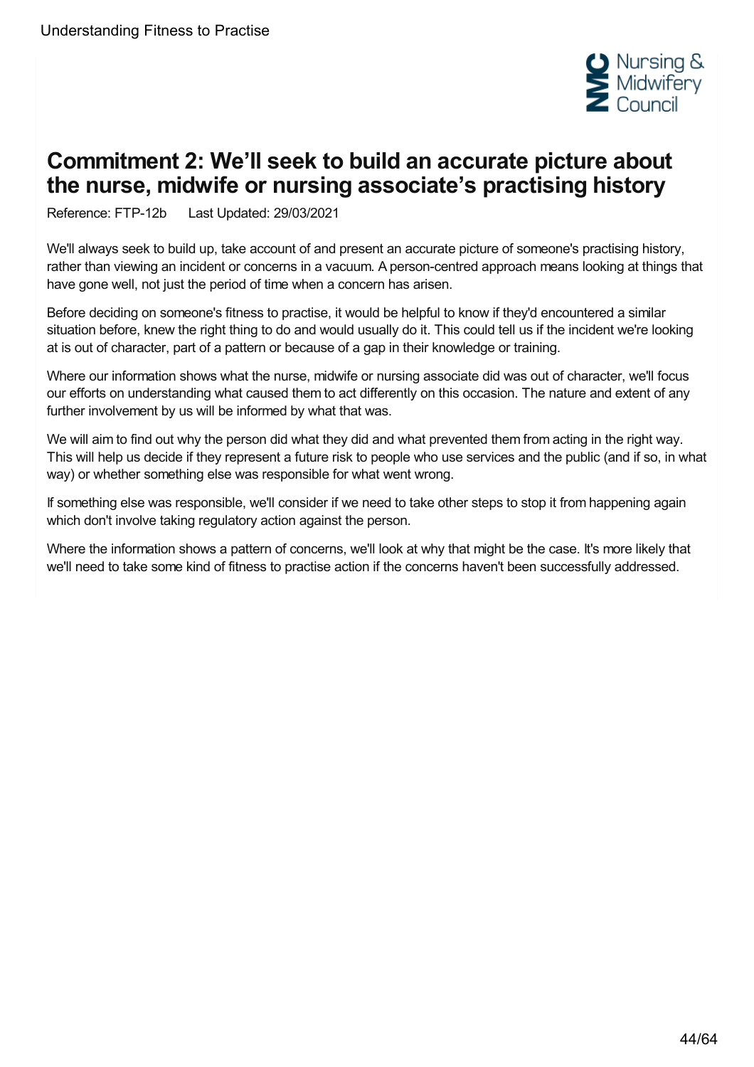# Commitment 2: We'll seek to build an accurate picture about the nurse, midwife or nursing associate's practising history

Reference: FTP-12b    Last Updated: 29/03/2021

We'll always seek to build up, take account of and present an accurate picture of someone's practising history, rather than viewing an incident or concerns in a vacuum. A person-centred approach means looking at things that have gone well, not just the period of time when a concern has arisen.

Before deciding on someone's fitness to practise, it would be helpful to know if they'd encountered a similar situation before, knew the right thing to do and would usually do it. This could tell us if the incident we're looking at is out of character, part of a pattern or because of a gap in their knowledge or training.

Where our information shows what the nurse, midwife or nursing associate did was out of character, we'll focus our efforts on understanding what caused them to act differently on this occasion. The nature and extent of any further involvement by us will be informed by what that was.

We will aim to find out why the person did what they did and what prevented them from acting in the right way. This will help us decide if they represent a future risk to people who use services and the public (and if so, in what way) or whether something else was responsible for what went wrong.

If something else was responsible, we'll consider if we need to take other steps to stop it from happening again which don't involve taking regulatory action against the person.

Where the information shows a pattern of concerns, we'll look at why that might be the case. It's more likely that we'll need to take some kind of fitness to practise action if the concerns haven't been successfully addressed.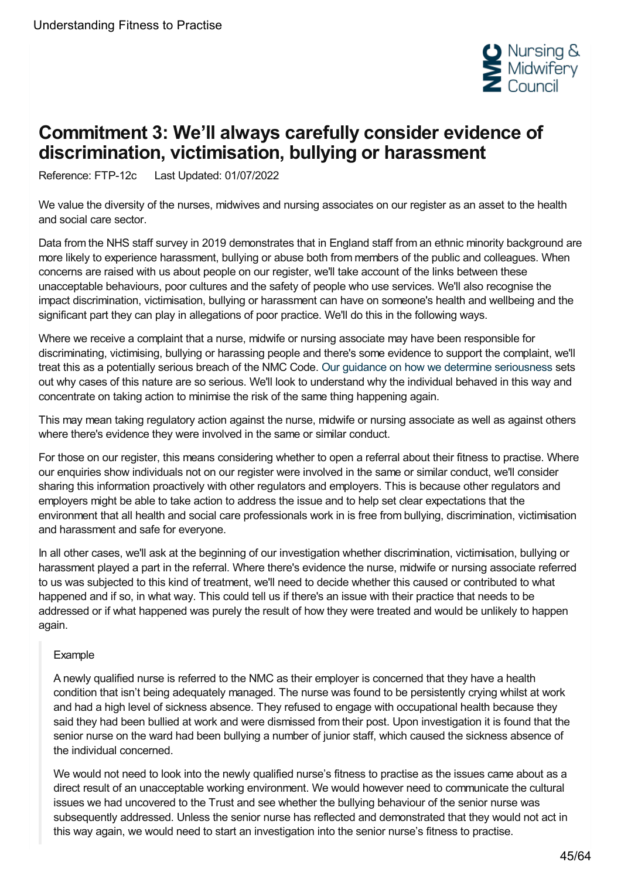# Commitment 3: We'll always carefully consider evidence of discrimination, victimisation, bullying or harassment

Reference: FTP-12c Last Updated: 01/07/2022

We value the diversity of the nurses, midwives and nursing associates on our register as an asset to the health and social care sector.

Data from the NHS staff survey in 2019 demonstrates that in England staff from an ethnic minority background are more likely to experience harassment, bullying or abuse both from members of the public and colleagues. When concerns are raised with us about people on our register, we'll take account of the links between these unacceptable behaviours, poor cultures and the safety of people who use services. We'll also recognise the impact discrimination, victimisation, bullying or harassment can have on someone's health and wellbeing and the significant part they can play in allegations of poor practice. We'll do this in the following ways.

Where we receive a complaint that a nurse, midwife or nursing associate may have been responsible for discriminating, victimising, bullying or harassing people and there's some evidence to support the complaint, we'll treat this as a potentially serious breach of the NMC Code. Our guidance on how we determine seriousness sets out why cases of this nature are so serious. We'll look to understand why the individual behaved in this way and concentrate on taking action to minimise the risk of the same thing happening again.

This may mean taking regulatory action against the nurse, midwife or nursing associate as well as against others where there's evidence they were involved in the same or similar conduct.

For those on our register, this means considering whether to open a referral about their fitness to practise. Where our enquiries show individuals not on our register were involved in the same or similar conduct, we'll consider sharing this information proactively with other regulators and employers. This is because other regulators and employers might be able to take action to address the issue and to help set clear expectations that the environment that all health and social care professionals work in is free from bullying, discrimination, victimisation and harassment and safe for everyone.

In all other cases, we'll ask at the beginning of our investigation whether discrimination, victimisation, bullying or harassment played a part in the referral. Where there's evidence the nurse, midwife or nursing associate referred to us was subjected to this kind of treatment, we'll need to decide whether this caused or contributed to what happened and if so, in what way. This could tell us if there's an issue with their practice that needs to be addressed or if what happened was purely the result of how they were treated and would be unlikely to happen again.

> Example
>
> A newly qualified nurse is referred to the NMC as their employer is concerned that they have a health condition that isn't being adequately managed. The nurse was found to be persistently crying whilst at work and had a high level of sickness absence. They refused to engage with occupational health because they said they had been bullied at work and were dismissed from their post. Upon investigation it is found that the senior nurse on the ward had been bullying a number of junior staff, which caused the sickness absence of the individual concerned.
>
> We would not need to look into the newly qualified nurse's fitness to practise as the issues came about as a direct result of an unacceptable working environment. We would however need to communicate the cultural issues we had uncovered to the Trust and see whether the bullying behaviour of the senior nurse was subsequently addressed. Unless the senior nurse has reflected and demonstrated that they would not act in this way again, we would need to start an investigation into the senior nurse's fitness to practise.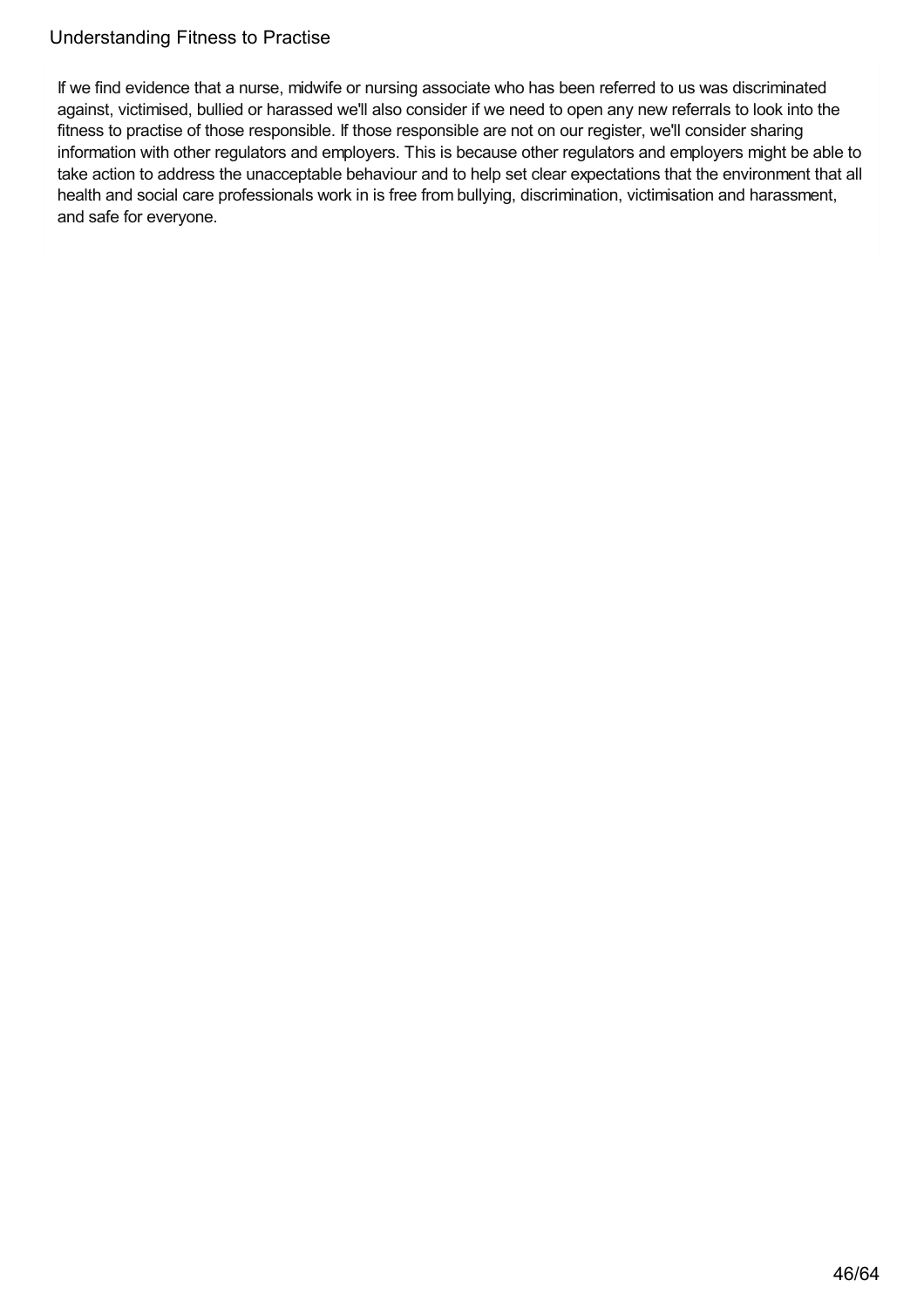If we find evidence that a nurse, midwife or nursing associate who has been referred to us was discriminated against, victimised, bullied or harassed we'll also consider if we need to open any new referrals to look into the fitness to practise of those responsible. If those responsible are not on our register, we'll consider sharing information with other regulators and employers. This is because other regulators and employers might be able to take action to address the unacceptable behaviour and to help set clear expectations that the environment that all health and social care professionals work in is free from bullying, discrimination, victimisation and harassment, and safe for everyone.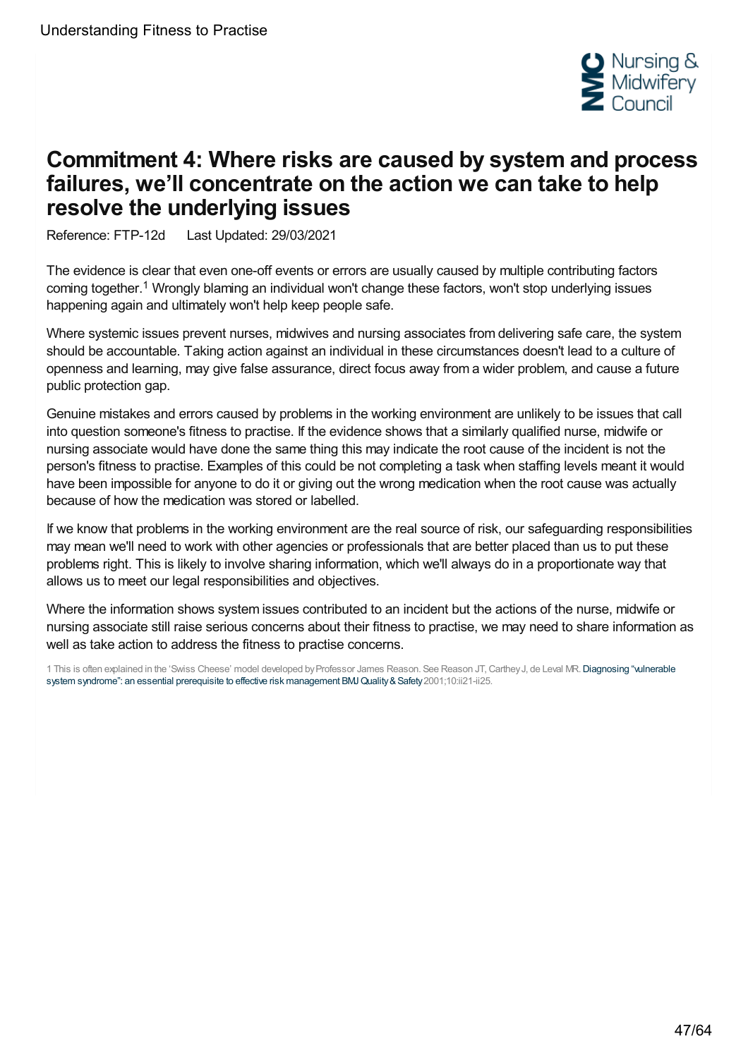# Commitment 4: Where risks are caused by system and process failures, we’ll concentrate on the action we can take to help resolve the underlying issues

Reference: FTP-12d Last Updated: 29/03/2021

The evidence is clear that even one-off events or errors are usually caused by multiple contributing factors coming together.[1] Wrongly blaming an individual won't change these factors, won't stop underlying issues happening again and ultimately won't help keep people safe.

Where systemic issues prevent nurses, midwives and nursing associates from delivering safe care, the system should be accountable. Taking action against an individual in these circumstances doesn't lead to a culture of openness and learning, may give false assurance, direct focus away from a wider problem, and cause a future public protection gap.

Genuine mistakes and errors caused by problems in the working environment are unlikely to be issues that call into question someone's fitness to practise. If the evidence shows that a similarly qualified nurse, midwife or nursing associate would have done the same thing this may indicate the root cause of the incident is not the person's fitness to practise. Examples of this could be not completing a task when staffing levels meant it would have been impossible for anyone to do it or giving out the wrong medication when the root cause was actually because of how the medication was stored or labelled.

If we know that problems in the working environment are the real source of risk, our safeguarding responsibilities may mean we'll need to work with other agencies or professionals that are better placed than us to put these problems right. This is likely to involve sharing information, which we'll always do in a proportionate way that allows us to meet our legal responsibilities and objectives.

Where the information shows system issues contributed to an incident but the actions of the nurse, midwife or nursing associate still raise serious concerns about their fitness to practise, we may need to share information as well as take action to address the fitness to practise concerns.

1 This is often explained in the ‘Swiss Cheese’ model developed by Professor James Reason. See Reason JT, Carthey J, de Leval MR. Diagnosing “vulnerable system syndrome”: an essential prerequisite to effective risk management BMJ Quality & Safety 2001;10:ii21-ii25.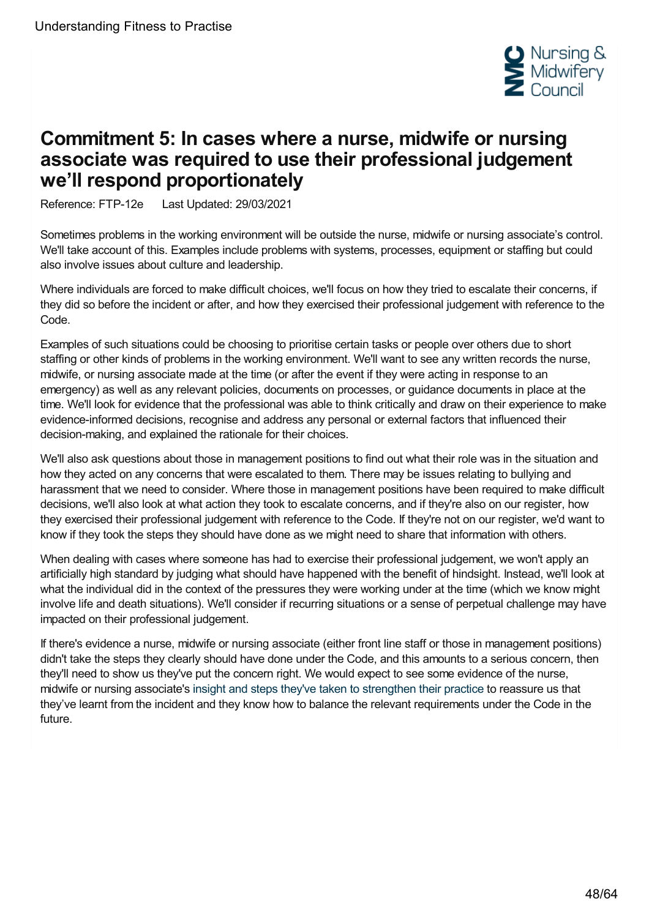# Commitment 5: In cases where a nurse, midwife or nursing associate was required to use their professional judgement we'll respond proportionately

Reference: FTP-12e  Last Updated: 29/03/2021

Sometimes problems in the working environment will be outside the nurse, midwife or nursing associate's control. We'll take account of this. Examples include problems with systems, processes, equipment or staffing but could also involve issues about culture and leadership.

Where individuals are forced to make difficult choices, we'll focus on how they tried to escalate their concerns, if they did so before the incident or after, and how they exercised their professional judgement with reference to the Code.

Examples of such situations could be choosing to prioritise certain tasks or people over others due to short staffing or other kinds of problems in the working environment. We'll want to see any written records the nurse, midwife, or nursing associate made at the time (or after the event if they were acting in response to an emergency) as well as any relevant policies, documents on processes, or guidance documents in place at the time. We'll look for evidence that the professional was able to think critically and draw on their experience to make evidence-informed decisions, recognise and address any personal or external factors that influenced their decision-making, and explained the rationale for their choices.

We'll also ask questions about those in management positions to find out what their role was in the situation and how they acted on any concerns that were escalated to them. There may be issues relating to bullying and harassment that we need to consider. Where those in management positions have been required to make difficult decisions, we'll also look at what action they took to escalate concerns, and if they're also on our register, how they exercised their professional judgement with reference to the Code. If they're not on our register, we'd want to know if they took the steps they should have done as we might need to share that information with others.

When dealing with cases where someone has had to exercise their professional judgement, we won't apply an artificially high standard by judging what should have happened with the benefit of hindsight. Instead, we'll look at what the individual did in the context of the pressures they were working under at the time (which we know might involve life and death situations). We'll consider if recurring situations or a sense of perpetual challenge may have impacted on their professional judgement.

If there's evidence a nurse, midwife or nursing associate (either front line staff or those in management positions) didn't take the steps they clearly should have done under the Code, and this amounts to a serious concern, then they'll need to show us they've put the concern right. We would expect to see some evidence of the nurse, midwife or nursing associate's insight and steps they've taken to strengthen their practice to reassure us that they've learnt from the incident and they know how to balance the relevant requirements under the Code in the future.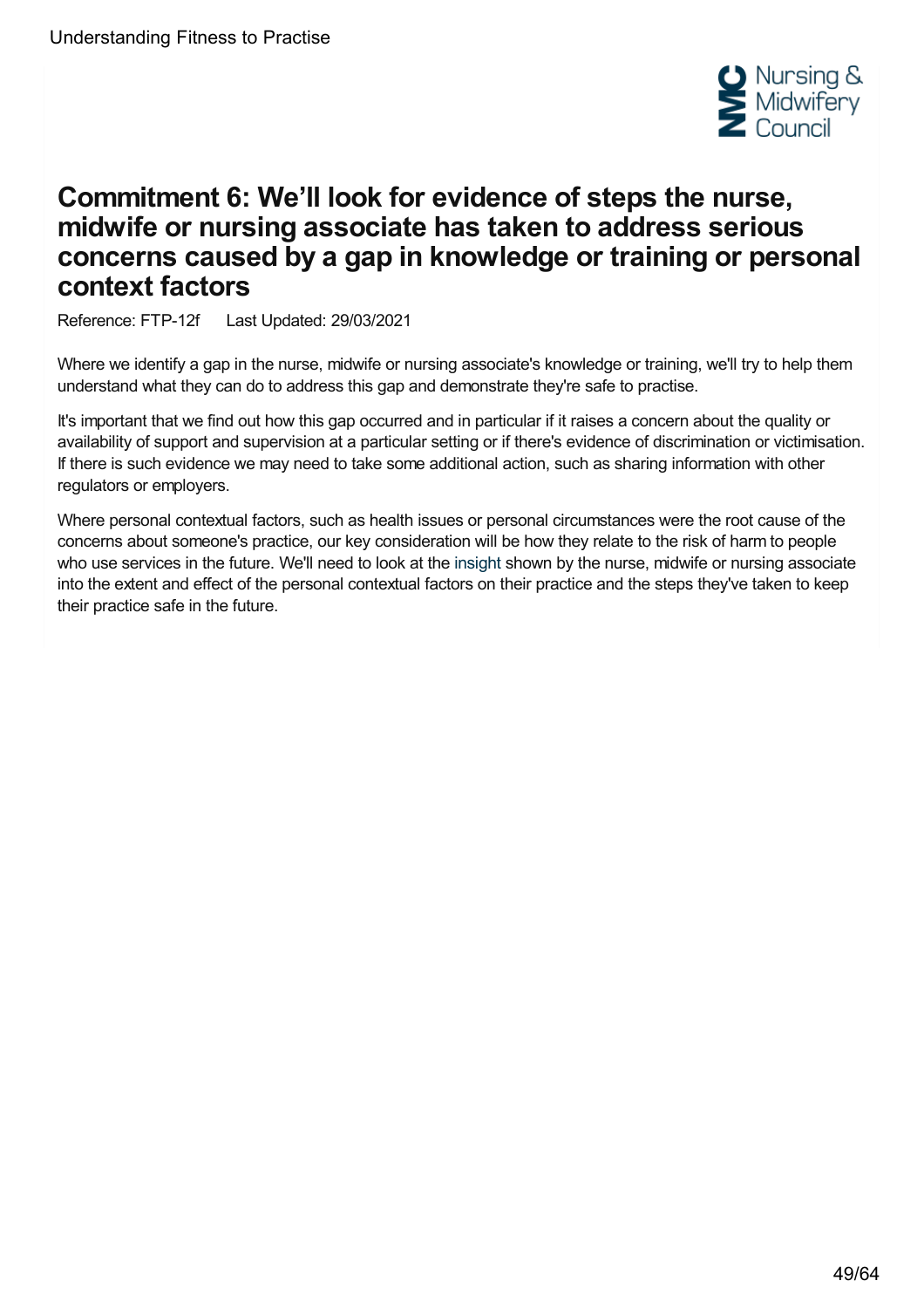# Commitment 6: We'll look for evidence of steps the nurse, midwife or nursing associate has taken to address serious concerns caused by a gap in knowledge or training or personal context factors

Reference: FTP-12f Last Updated: 29/03/2021

Where we identify a gap in the nurse, midwife or nursing associate's knowledge or training, we'll try to help them understand what they can do to address this gap and demonstrate they're safe to practise.

It's important that we find out how this gap occurred and in particular if it raises a concern about the quality or availability of support and supervision at a particular setting or if there's evidence of discrimination or victimisation. If there is such evidence we may need to take some additional action, such as sharing information with other regulators or employers.

Where personal contextual factors, such as health issues or personal circumstances were the root cause of the concerns about someone's practice, our key consideration will be how they relate to the risk of harm to people who use services in the future. We'll need to look at the insight shown by the nurse, midwife or nursing associate into the extent and effect of the personal contextual factors on their practice and the steps they've taken to keep their practice safe in the future.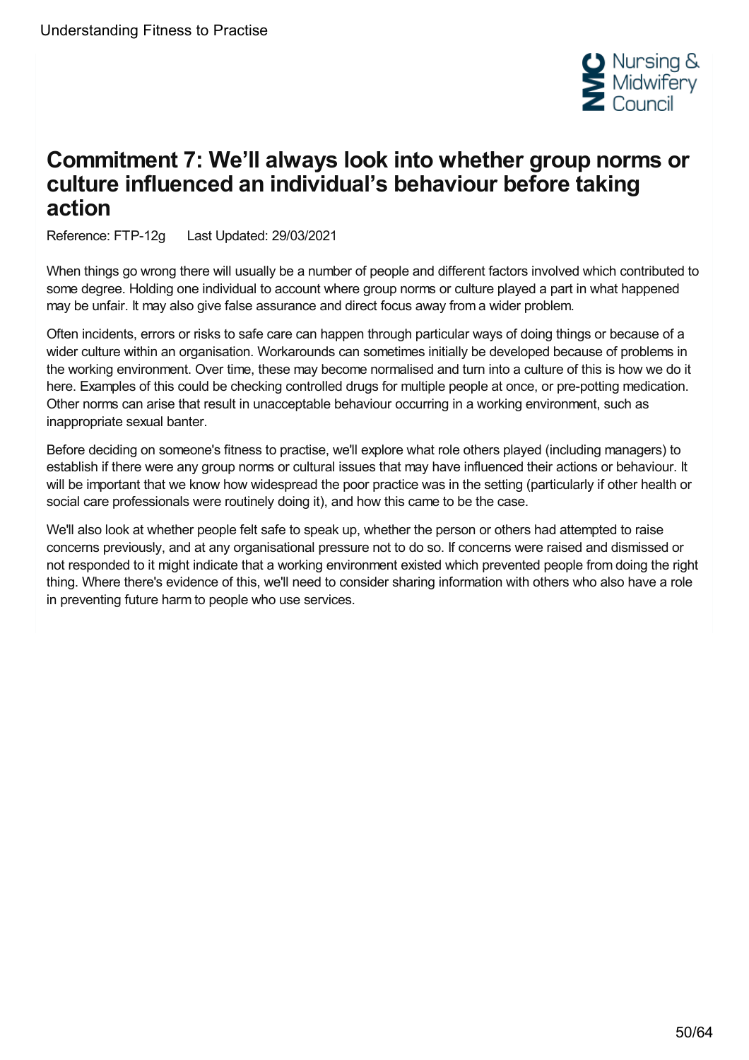# Commitment 7: We'll always look into whether group norms or culture influenced an individual's behaviour before taking action

Reference: FTP-12g Last Updated: 29/03/2021

When things go wrong there will usually be a number of people and different factors involved which contributed to some degree. Holding one individual to account where group norms or culture played a part in what happened may be unfair. It may also give false assurance and direct focus away from a wider problem.

Often incidents, errors or risks to safe care can happen through particular ways of doing things or because of a wider culture within an organisation. Workarounds can sometimes initially be developed because of problems in the working environment. Over time, these may become normalised and turn into a culture of this is how we do it here. Examples of this could be checking controlled drugs for multiple people at once, or pre-potting medication. Other norms can arise that result in unacceptable behaviour occurring in a working environment, such as inappropriate sexual banter.

Before deciding on someone's fitness to practise, we'll explore what role others played (including managers) to establish if there were any group norms or cultural issues that may have influenced their actions or behaviour. It will be important that we know how widespread the poor practice was in the setting (particularly if other health or social care professionals were routinely doing it), and how this came to be the case.

We'll also look at whether people felt safe to speak up, whether the person or others had attempted to raise concerns previously, and at any organisational pressure not to do so. If concerns were raised and dismissed or not responded to it might indicate that a working environment existed which prevented people from doing the right thing. Where there's evidence of this, we'll need to consider sharing information with others who also have a role in preventing future harm to people who use services.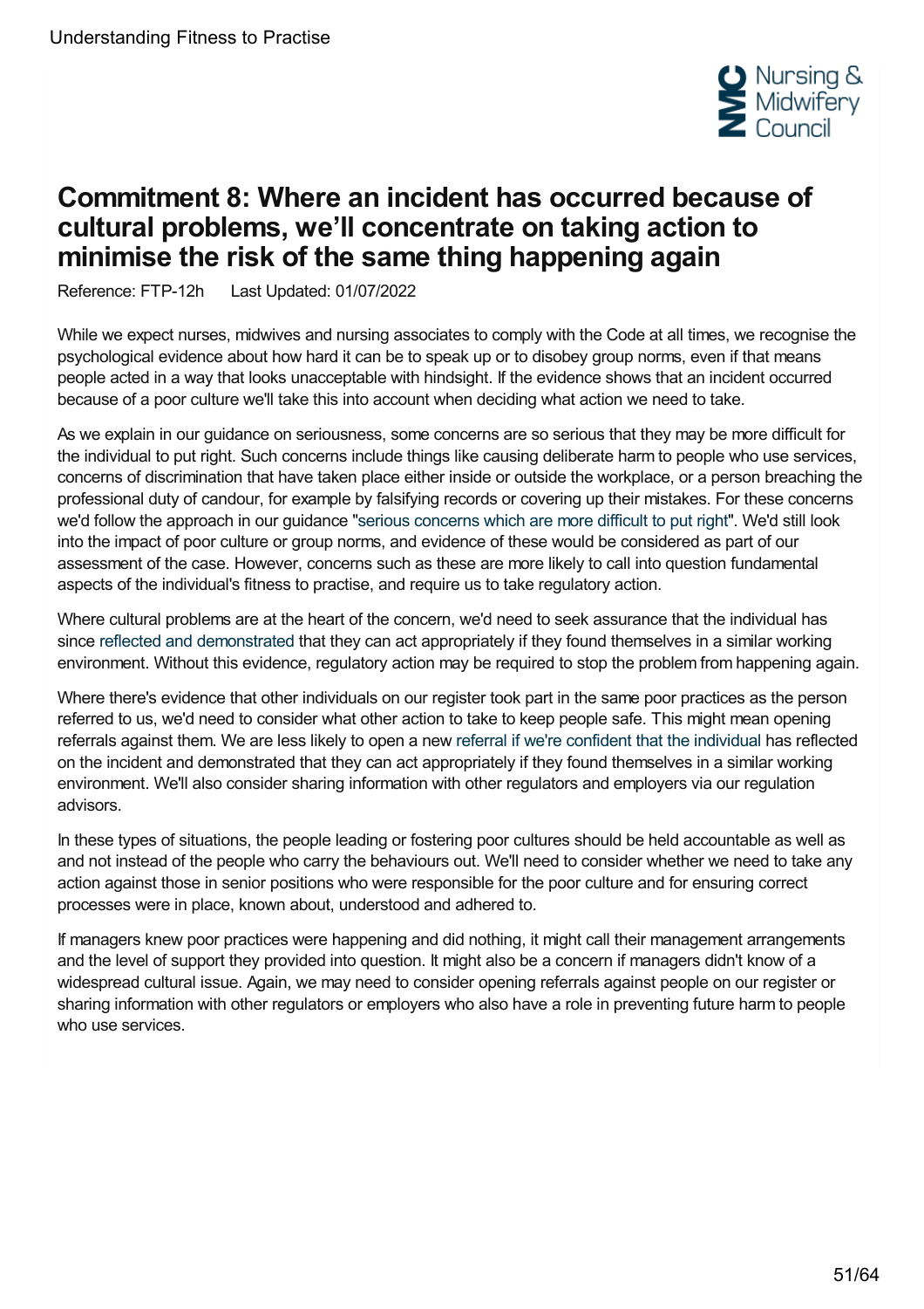# Commitment 8: Where an incident has occurred because of cultural problems, we'll concentrate on taking action to minimise the risk of the same thing happening again

Reference: FTP-12h Last Updated: 01/07/2022

While we expect nurses, midwives and nursing associates to comply with the Code at all times, we recognise the psychological evidence about how hard it can be to speak up or to disobey group norms, even if that means people acted in a way that looks unacceptable with hindsight. If the evidence shows that an incident occurred because of a poor culture we'll take this into account when deciding what action we need to take.

As we explain in our guidance on seriousness, some concerns are so serious that they may be more difficult for the individual to put right. Such concerns include things like causing deliberate harm to people who use services, concerns of discrimination that have taken place either inside or outside the workplace, or a person breaching the professional duty of candour, for example by falsifying records or covering up their mistakes. For these concerns we'd follow the approach in our guidance "serious concerns which are more difficult to put right". We'd still look into the impact of poor culture or group norms, and evidence of these would be considered as part of our assessment of the case. However, concerns such as these are more likely to call into question fundamental aspects of the individual's fitness to practise, and require us to take regulatory action.

Where cultural problems are at the heart of the concern, we'd need to seek assurance that the individual has since reflected and demonstrated that they can act appropriately if they found themselves in a similar working environment. Without this evidence, regulatory action may be required to stop the problem from happening again.

Where there's evidence that other individuals on our register took part in the same poor practices as the person referred to us, we'd need to consider what other action to take to keep people safe. This might mean opening referrals against them. We are less likely to open a new referral if we're confident that the individual has reflected on the incident and demonstrated that they can act appropriately if they found themselves in a similar working environment. We'll also consider sharing information with other regulators and employers via our regulation advisors.

In these types of situations, the people leading or fostering poor cultures should be held accountable as well as and not instead of the people who carry the behaviours out. We'll need to consider whether we need to take any action against those in senior positions who were responsible for the poor culture and for ensuring correct processes were in place, known about, understood and adhered to.

If managers knew poor practices were happening and did nothing, it might call their management arrangements and the level of support they provided into question. It might also be a concern if managers didn't know of a widespread cultural issue. Again, we may need to consider opening referrals against people on our register or sharing information with other regulators or employers who also have a role in preventing future harm to people who use services.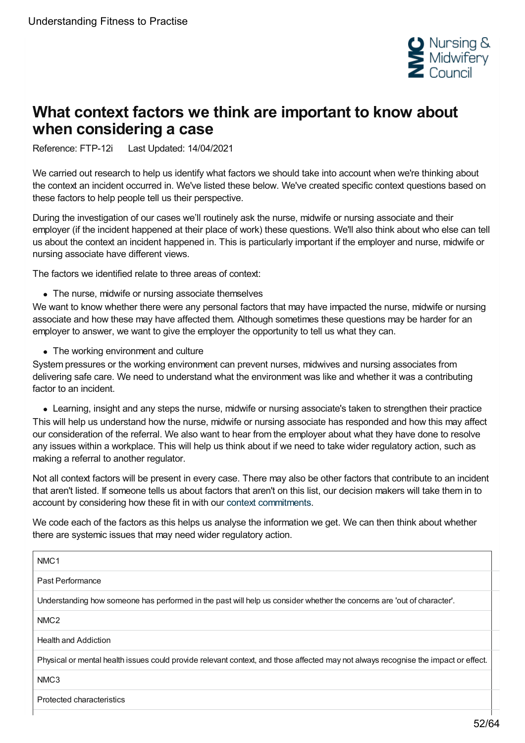# What context factors we think are important to know about when considering a case

Reference: FTP-12i Last Updated: 14/04/2021

We carried out research to help us identify what factors we should take into account when we're thinking about the context an incident occurred in. We've listed these below. We've created specific context questions based on these factors to help people tell us their perspective.

During the investigation of our cases we'll routinely ask the nurse, midwife or nursing associate and their employer (if the incident happened at their place of work) these questions. We'll also think about who else can tell us about the context an incident happened in. This is particularly important if the employer and nurse, midwife or nursing associate have different views.

The factors we identified relate to three areas of context:

- The nurse, midwife or nursing associate themselves

We want to know whether there were any personal factors that may have impacted the nurse, midwife or nursing associate and how these may have affected them. Although sometimes these questions may be harder for an employer to answer, we want to give the employer the opportunity to tell us what they can.

- The working environment and culture

System pressures or the working environment can prevent nurses, midwives and nursing associates from delivering safe care. We need to understand what the environment was like and whether it was a contributing factor to an incident.

- Learning, insight and any steps the nurse, midwife or nursing associate's taken to strengthen their practice

This will help us understand how the nurse, midwife or nursing associate has responded and how this may affect our consideration of the referral. We also want to hear from the employer about what they have done to resolve any issues within a workplace. This will help us think about if we need to take wider regulatory action, such as making a referral to another regulator.

Not all context factors will be present in every case. There may also be other factors that contribute to an incident that aren't listed. If someone tells us about factors that aren't on this list, our decision makers will take them in to account by considering how these fit in with our context commitments.

We code each of the factors as this helps us analyse the information we get. We can then think about whether there are systemic issues that may need wider regulatory action.

| NMC1 |
|---|
| Past Performance |
| Understanding how someone has performed in the past will help us consider whether the concerns are 'out of character'. |
| NMC2 |
| Health and Addiction |
| Physical or mental health issues could provide relevant context, and those affected may not always recognise the impact or effect. |
| NMC3 |
| Protected characteristics |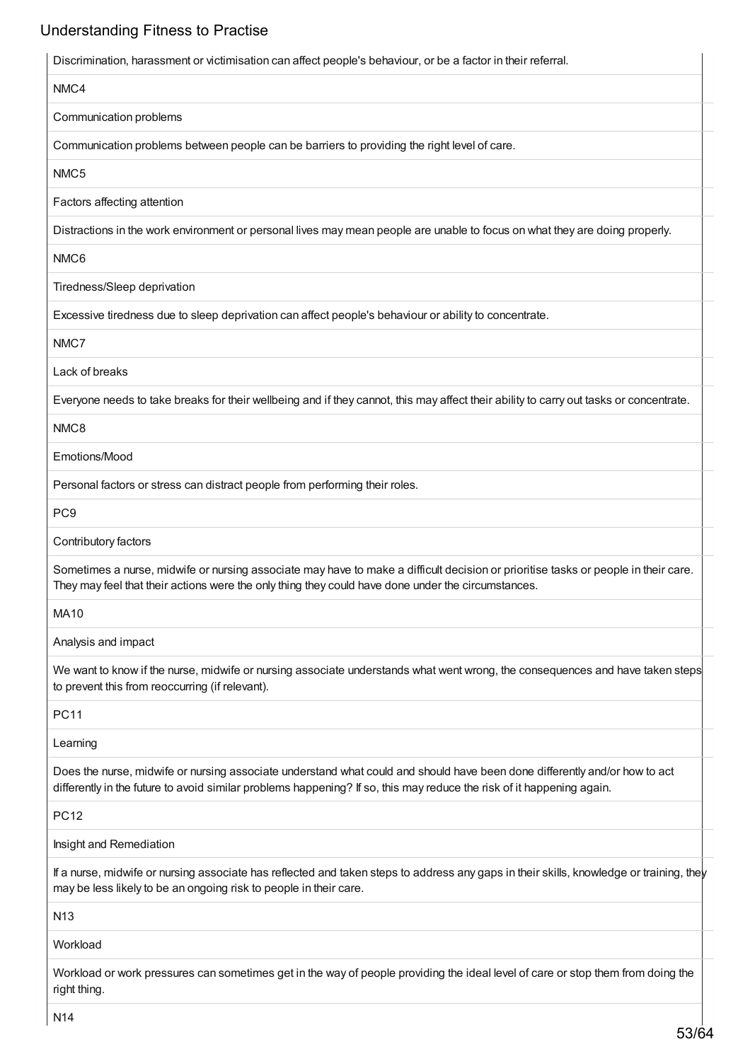Discrimination, harassment or victimisation can affect people's behaviour, or be a factor in their referral.

NMC4

Communication problems

Communication problems between people can be barriers to providing the right level of care.

NMC5

Factors affecting attention

Distractions in the work environment or personal lives may mean people are unable to focus on what they are doing properly.

NMC6

Tiredness/Sleep deprivation

Excessive tiredness due to sleep deprivation can affect people's behaviour or ability to concentrate.

NMC7

Lack of breaks

Everyone needs to take breaks for their wellbeing and if they cannot, this may affect their ability to carry out tasks or concentrate.

NMC8

Emotions/Mood

Personal factors or stress can distract people from performing their roles.

PC9

Contributory factors

Sometimes a nurse, midwife or nursing associate may have to make a difficult decision or prioritise tasks or people in their care. They may feel that their actions were the only thing they could have done under the circumstances.

MA10

Analysis and impact

We want to know if the nurse, midwife or nursing associate understands what went wrong, the consequences and have taken steps to prevent this from reoccurring (if relevant).

PC11

Learning

Does the nurse, midwife or nursing associate understand what could and should have been done differently and/or how to act differently in the future to avoid similar problems happening? If so, this may reduce the risk of it happening again.

PC12

Insight and Remediation

If a nurse, midwife or nursing associate has reflected and taken steps to address any gaps in their skills, knowledge or training, they may be less likely to be an ongoing risk to people in their care.

N13

Workload

Workload or work pressures can sometimes get in the way of people providing the ideal level of care or stop them from doing the right thing.

N14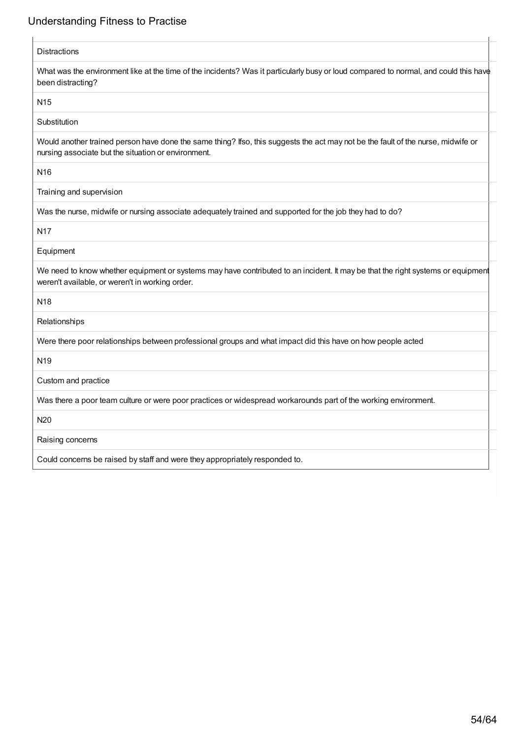| |
|---|
| Distractions |
| What was the environment like at the time of the incidents? Was it particularly busy or loud compared to normal, and could this have been distracting? |
| N15 |
| Substitution |
| Would another trained person have done the same thing? If so, this suggests the act may not be the fault of the nurse, midwife or nursing associate but the situation or environment. |
| N16 |
| Training and supervision |
| Was the nurse, midwife or nursing associate adequately trained and supported for the job they had to do? |
| N17 |
| Equipment |
| We need to know whether equipment or systems may have contributed to an incident. It may be that the right systems or equipment weren't available, or weren't in working order. |
| N18 |
| Relationships |
| Were there poor relationships between professional groups and what impact did this have on how people acted |
| N19 |
| Custom and practice |
| Was there a poor team culture or were poor practices or widespread workarounds part of the working environment. |
| N20 |
| Raising concerns |
| Could concerns be raised by staff and were they appropriately responded to. |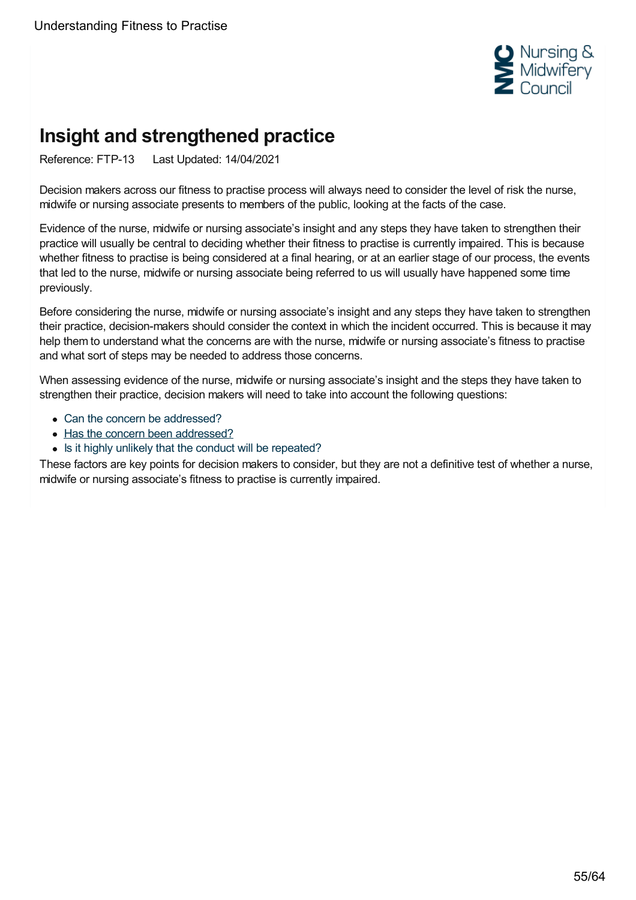# Insight and strengthened practice

Reference: FTP-13 Last Updated: 14/04/2021

Decision makers across our fitness to practise process will always need to consider the level of risk the nurse, midwife or nursing associate presents to members of the public, looking at the facts of the case.

Evidence of the nurse, midwife or nursing associate's insight and any steps they have taken to strengthen their practice will usually be central to deciding whether their fitness to practise is currently impaired. This is because whether fitness to practise is being considered at a final hearing, or at an earlier stage of our process, the events that led to the nurse, midwife or nursing associate being referred to us will usually have happened some time previously.

Before considering the nurse, midwife or nursing associate's insight and any steps they have taken to strengthen their practice, decision-makers should consider the context in which the incident occurred. This is because it may help them to understand what the concerns are with the nurse, midwife or nursing associate's fitness to practise and what sort of steps may be needed to address those concerns.

When assessing evidence of the nurse, midwife or nursing associate's insight and the steps they have taken to strengthen their practice, decision makers will need to take into account the following questions:

- Can the concern be addressed?
- Has the concern been addressed?
- Is it highly unlikely that the conduct will be repeated?

These factors are key points for decision makers to consider, but they are not a definitive test of whether a nurse, midwife or nursing associate's fitness to practise is currently impaired.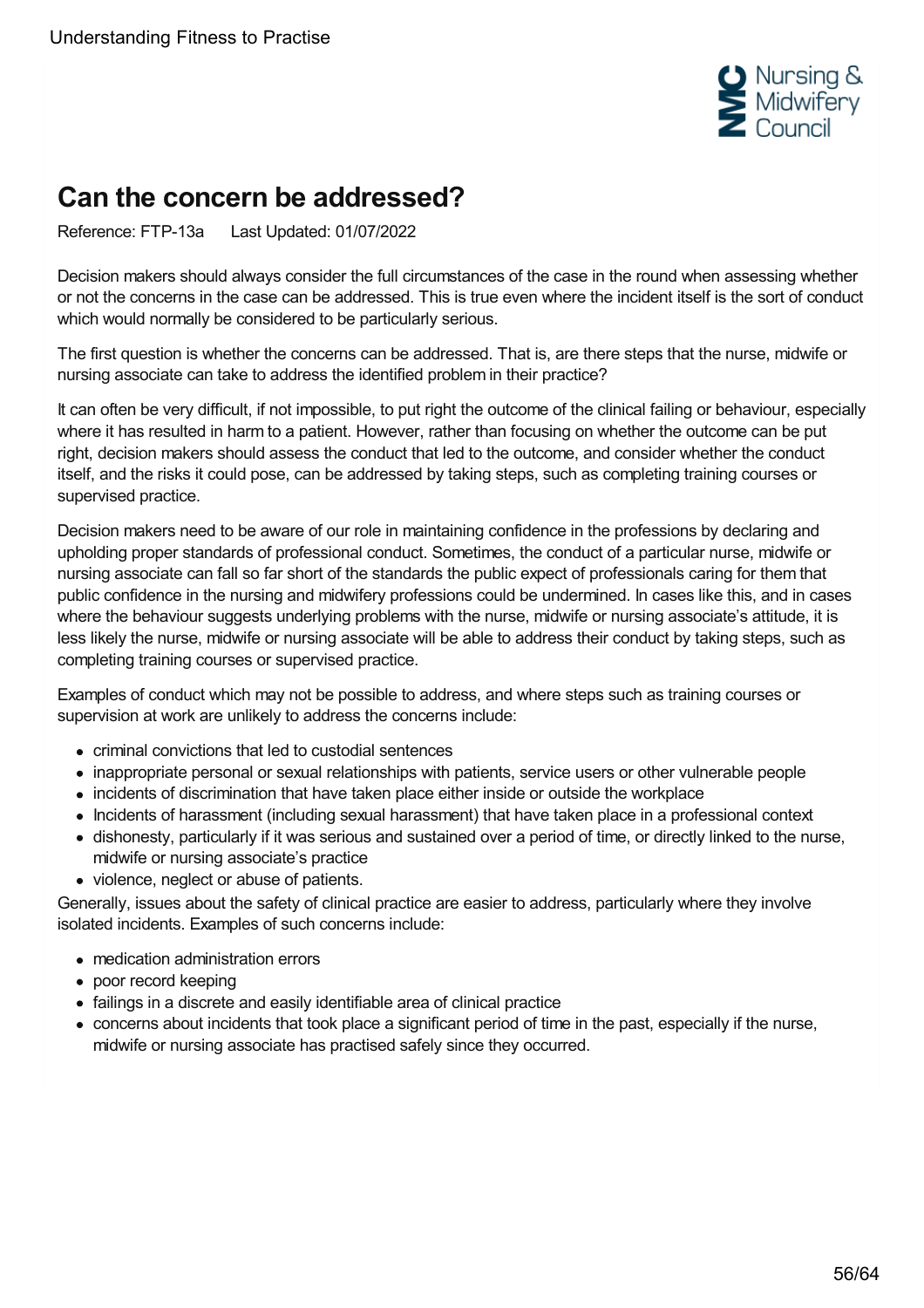# Can the concern be addressed?

Reference: FTP-13a   Last Updated: 01/07/2022

Decision makers should always consider the full circumstances of the case in the round when assessing whether or not the concerns in the case can be addressed. This is true even where the incident itself is the sort of conduct which would normally be considered to be particularly serious.

The first question is whether the concerns can be addressed. That is, are there steps that the nurse, midwife or nursing associate can take to address the identified problem in their practice?

It can often be very difficult, if not impossible, to put right the outcome of the clinical failing or behaviour, especially where it has resulted in harm to a patient. However, rather than focusing on whether the outcome can be put right, decision makers should assess the conduct that led to the outcome, and consider whether the conduct itself, and the risks it could pose, can be addressed by taking steps, such as completing training courses or supervised practice.

Decision makers need to be aware of our role in maintaining confidence in the professions by declaring and upholding proper standards of professional conduct. Sometimes, the conduct of a particular nurse, midwife or nursing associate can fall so far short of the standards the public expect of professionals caring for them that public confidence in the nursing and midwifery professions could be undermined. In cases like this, and in cases where the behaviour suggests underlying problems with the nurse, midwife or nursing associate's attitude, it is less likely the nurse, midwife or nursing associate will be able to address their conduct by taking steps, such as completing training courses or supervised practice.

Examples of conduct which may not be possible to address, and where steps such as training courses or supervision at work are unlikely to address the concerns include:

- criminal convictions that led to custodial sentences
- inappropriate personal or sexual relationships with patients, service users or other vulnerable people
- incidents of discrimination that have taken place either inside or outside the workplace
- Incidents of harassment (including sexual harassment) that have taken place in a professional context
- dishonesty, particularly if it was serious and sustained over a period of time, or directly linked to the nurse, midwife or nursing associate's practice
- violence, neglect or abuse of patients.

Generally, issues about the safety of clinical practice are easier to address, particularly where they involve isolated incidents. Examples of such concerns include:

- medication administration errors
- poor record keeping
- failings in a discrete and easily identifiable area of clinical practice
- concerns about incidents that took place a significant period of time in the past, especially if the nurse, midwife or nursing associate has practised safely since they occurred.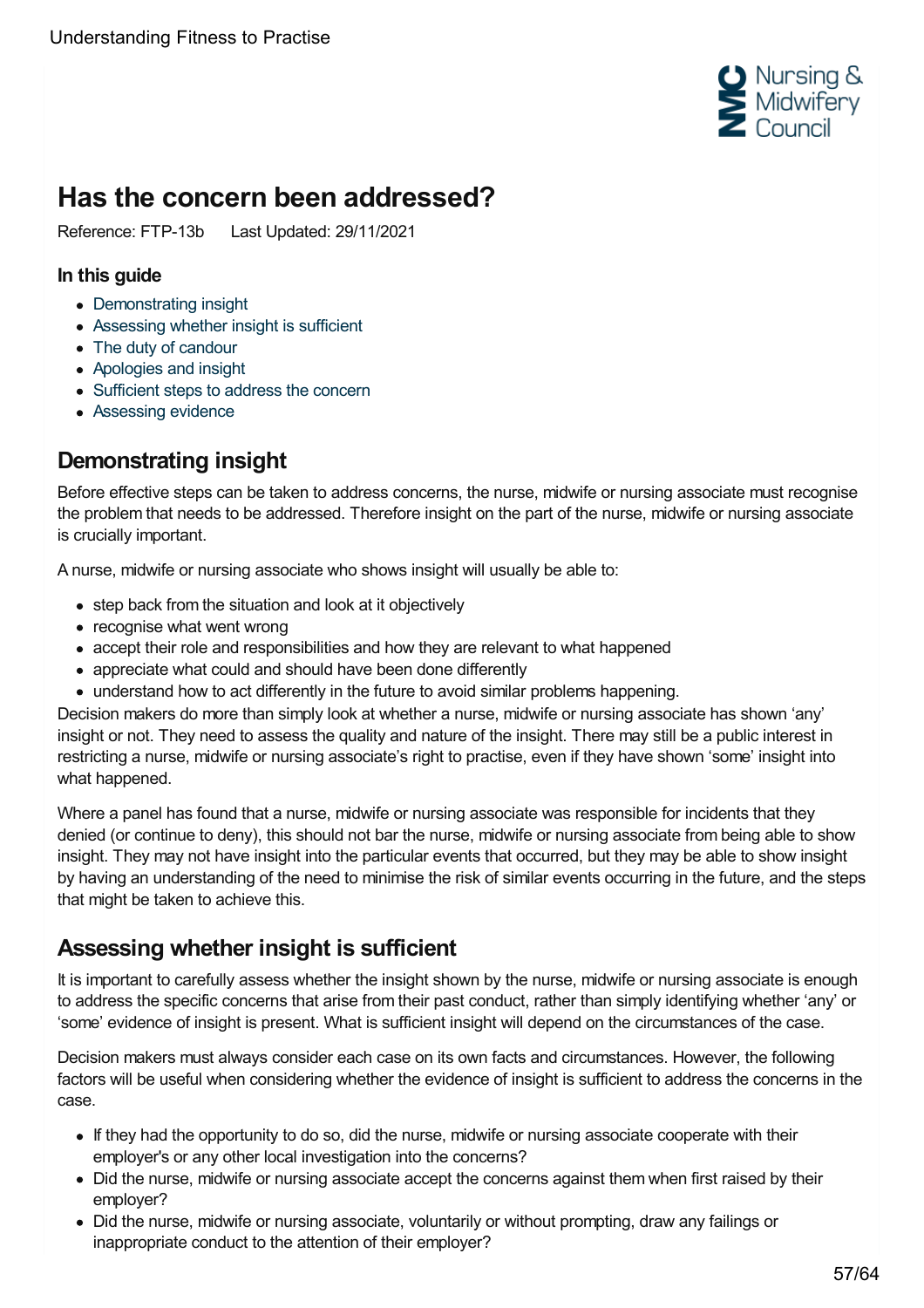# Has the concern been addressed?

Reference: FTP-13b   Last Updated: 29/11/2021

### In this guide

- Demonstrating insight
- Assessing whether insight is sufficient
- The duty of candour
- Apologies and insight
- Sufficient steps to address the concern
- Assessing evidence

## Demonstrating insight

Before effective steps can be taken to address concerns, the nurse, midwife or nursing associate must recognise the problem that needs to be addressed. Therefore insight on the part of the nurse, midwife or nursing associate is crucially important.

A nurse, midwife or nursing associate who shows insight will usually be able to:

- step back from the situation and look at it objectively
- recognise what went wrong
- accept their role and responsibilities and how they are relevant to what happened
- appreciate what could and should have been done differently
- understand how to act differently in the future to avoid similar problems happening.

Decision makers do more than simply look at whether a nurse, midwife or nursing associate has shown 'any' insight or not. They need to assess the quality and nature of the insight. There may still be a public interest in restricting a nurse, midwife or nursing associate's right to practise, even if they have shown 'some' insight into what happened.

Where a panel has found that a nurse, midwife or nursing associate was responsible for incidents that they denied (or continue to deny), this should not bar the nurse, midwife or nursing associate from being able to show insight. They may not have insight into the particular events that occurred, but they may be able to show insight by having an understanding of the need to minimise the risk of similar events occurring in the future, and the steps that might be taken to achieve this.

## Assessing whether insight is sufficient

It is important to carefully assess whether the insight shown by the nurse, midwife or nursing associate is enough to address the specific concerns that arise from their past conduct, rather than simply identifying whether 'any' or 'some' evidence of insight is present. What is sufficient insight will depend on the circumstances of the case.

Decision makers must always consider each case on its own facts and circumstances. However, the following factors will be useful when considering whether the evidence of insight is sufficient to address the concerns in the case.

- If they had the opportunity to do so, did the nurse, midwife or nursing associate cooperate with their employer's or any other local investigation into the concerns?
- Did the nurse, midwife or nursing associate accept the concerns against them when first raised by their employer?
- Did the nurse, midwife or nursing associate, voluntarily or without prompting, draw any failings or inappropriate conduct to the attention of their employer?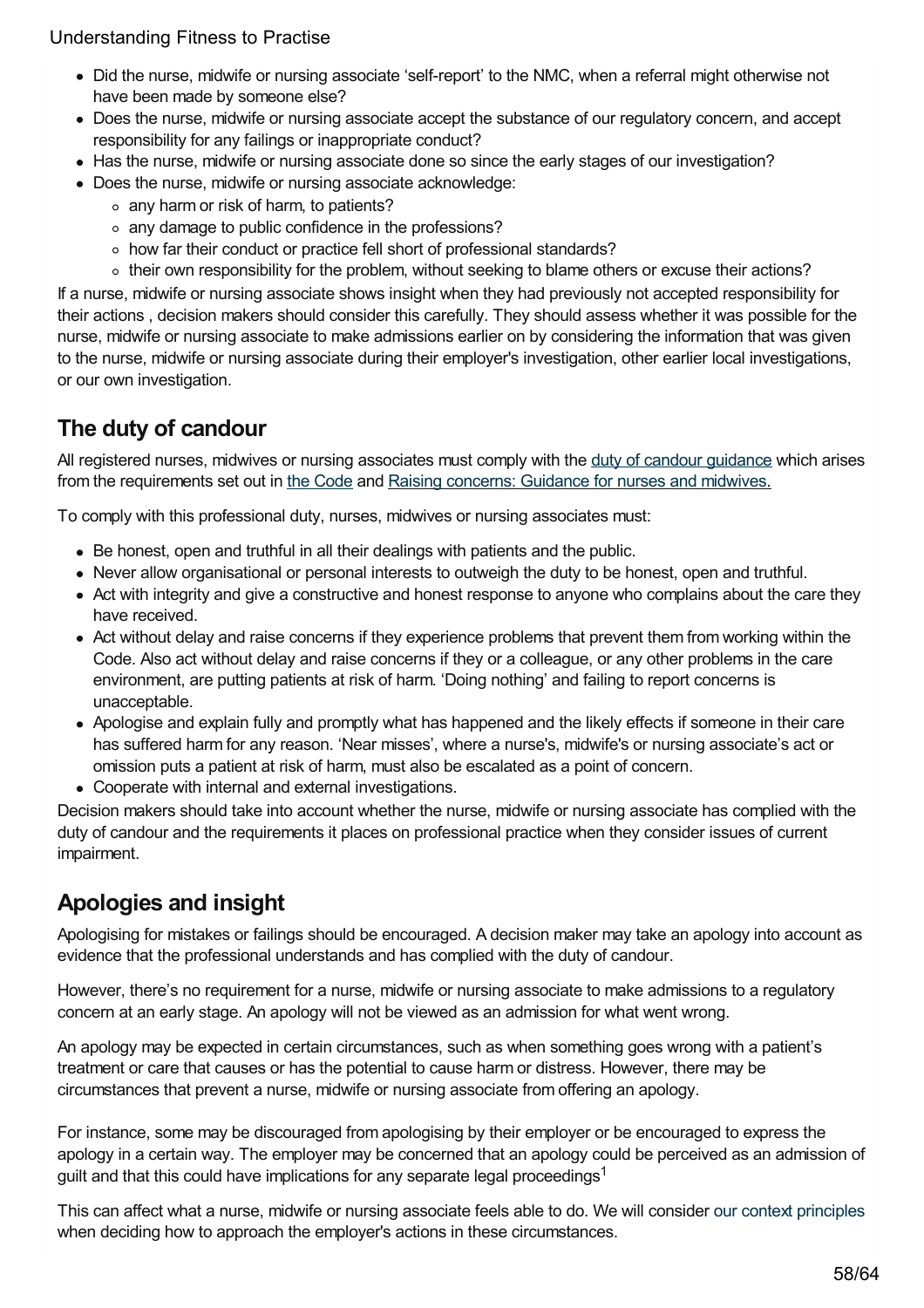- Did the nurse, midwife or nursing associate 'self-report' to the NMC, when a referral might otherwise not have been made by someone else?
- Does the nurse, midwife or nursing associate accept the substance of our regulatory concern, and accept responsibility for any failings or inappropriate conduct?
- Has the nurse, midwife or nursing associate done so since the early stages of our investigation?
- Does the nurse, midwife or nursing associate acknowledge:
  - any harm or risk of harm, to patients?
  - any damage to public confidence in the professions?
  - how far their conduct or practice fell short of professional standards?
  - their own responsibility for the problem, without seeking to blame others or excuse their actions?

If a nurse, midwife or nursing associate shows insight when they had previously not accepted responsibility for their actions , decision makers should consider this carefully. They should assess whether it was possible for the nurse, midwife or nursing associate to make admissions earlier on by considering the information that was given to the nurse, midwife or nursing associate during their employer's investigation, other earlier local investigations, or our own investigation.

## The duty of candour

All registered nurses, midwives or nursing associates must comply with the duty of candour guidance which arises from the requirements set out in the Code and Raising concerns: Guidance for nurses and midwives.

To comply with this professional duty, nurses, midwives or nursing associates must:

- Be honest, open and truthful in all their dealings with patients and the public.
- Never allow organisational or personal interests to outweigh the duty to be honest, open and truthful.
- Act with integrity and give a constructive and honest response to anyone who complains about the care they have received.
- Act without delay and raise concerns if they experience problems that prevent them from working within the Code. Also act without delay and raise concerns if they or a colleague, or any other problems in the care environment, are putting patients at risk of harm. 'Doing nothing' and failing to report concerns is unacceptable.
- Apologise and explain fully and promptly what has happened and the likely effects if someone in their care has suffered harm for any reason. 'Near misses', where a nurse's, midwife's or nursing associate's act or omission puts a patient at risk of harm, must also be escalated as a point of concern.
- Cooperate with internal and external investigations.

Decision makers should take into account whether the nurse, midwife or nursing associate has complied with the duty of candour and the requirements it places on professional practice when they consider issues of current impairment.

## Apologies and insight

Apologising for mistakes or failings should be encouraged. A decision maker may take an apology into account as evidence that the professional understands and has complied with the duty of candour.

However, there's no requirement for a nurse, midwife or nursing associate to make admissions to a regulatory concern at an early stage. An apology will not be viewed as an admission for what went wrong.

An apology may be expected in certain circumstances, such as when something goes wrong with a patient's treatment or care that causes or has the potential to cause harm or distress. However, there may be circumstances that prevent a nurse, midwife or nursing associate from offering an apology.

For instance, some may be discouraged from apologising by their employer or be encouraged to express the apology in a certain way. The employer may be concerned that an apology could be perceived as an admission of guilt and that this could have implications for any separate legal proceedings[1]

This can affect what a nurse, midwife or nursing associate feels able to do. We will consider our context principles when deciding how to approach the employer's actions in these circumstances.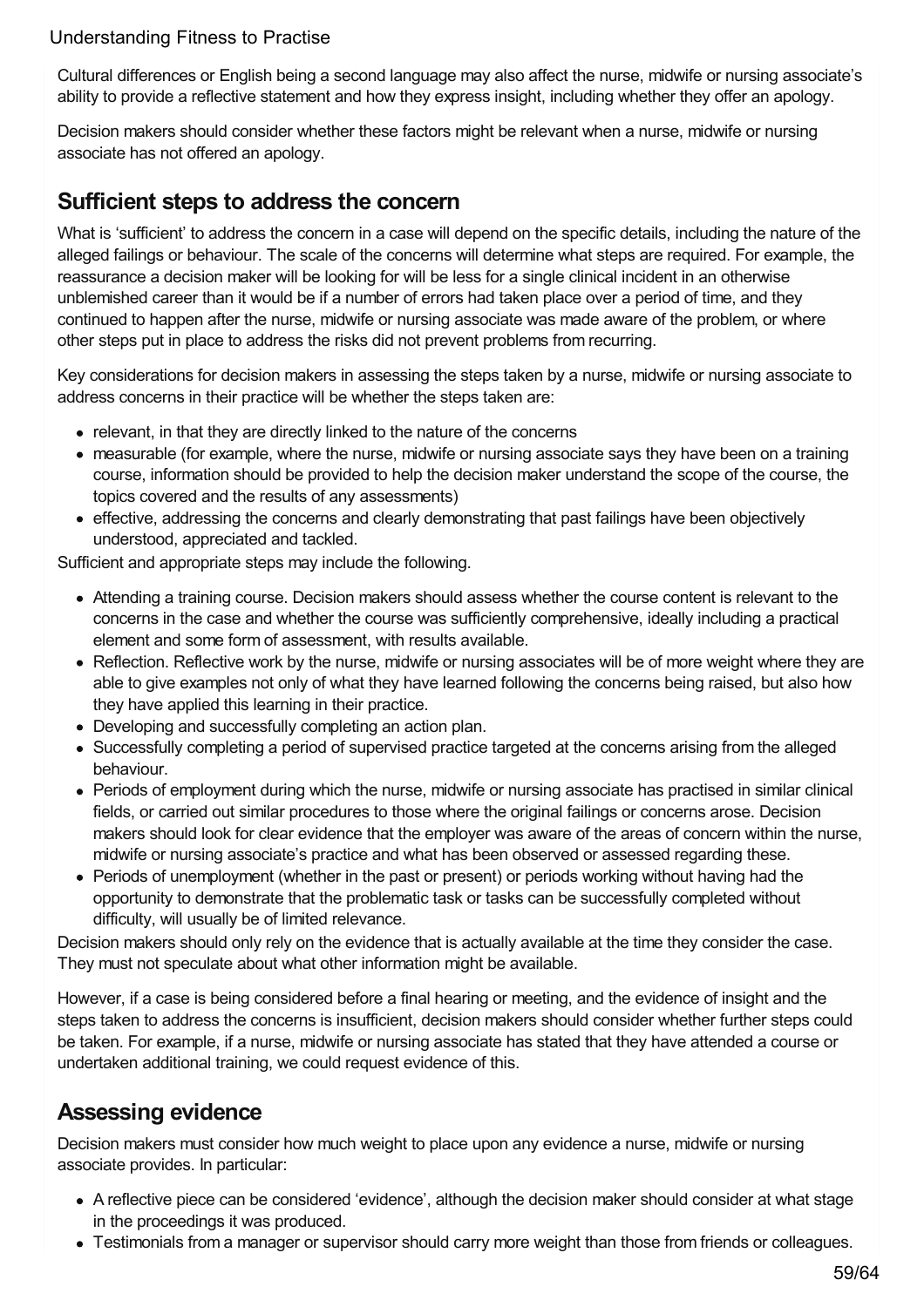Cultural differences or English being a second language may also affect the nurse, midwife or nursing associate's ability to provide a reflective statement and how they express insight, including whether they offer an apology.

Decision makers should consider whether these factors might be relevant when a nurse, midwife or nursing associate has not offered an apology.

## Sufficient steps to address the concern

What is 'sufficient' to address the concern in a case will depend on the specific details, including the nature of the alleged failings or behaviour. The scale of the concerns will determine what steps are required. For example, the reassurance a decision maker will be looking for will be less for a single clinical incident in an otherwise unblemished career than it would be if a number of errors had taken place over a period of time, and they continued to happen after the nurse, midwife or nursing associate was made aware of the problem, or where other steps put in place to address the risks did not prevent problems from recurring.

Key considerations for decision makers in assessing the steps taken by a nurse, midwife or nursing associate to address concerns in their practice will be whether the steps taken are:

- relevant, in that they are directly linked to the nature of the concerns
- measurable (for example, where the nurse, midwife or nursing associate says they have been on a training course, information should be provided to help the decision maker understand the scope of the course, the topics covered and the results of any assessments)
- effective, addressing the concerns and clearly demonstrating that past failings have been objectively understood, appreciated and tackled.

Sufficient and appropriate steps may include the following.

- Attending a training course. Decision makers should assess whether the course content is relevant to the concerns in the case and whether the course was sufficiently comprehensive, ideally including a practical element and some form of assessment, with results available.
- Reflection. Reflective work by the nurse, midwife or nursing associates will be of more weight where they are able to give examples not only of what they have learned following the concerns being raised, but also how they have applied this learning in their practice.
- Developing and successfully completing an action plan.
- Successfully completing a period of supervised practice targeted at the concerns arising from the alleged behaviour.
- Periods of employment during which the nurse, midwife or nursing associate has practised in similar clinical fields, or carried out similar procedures to those where the original failings or concerns arose. Decision makers should look for clear evidence that the employer was aware of the areas of concern within the nurse, midwife or nursing associate's practice and what has been observed or assessed regarding these.
- Periods of unemployment (whether in the past or present) or periods working without having had the opportunity to demonstrate that the problematic task or tasks can be successfully completed without difficulty, will usually be of limited relevance.

Decision makers should only rely on the evidence that is actually available at the time they consider the case. They must not speculate about what other information might be available.

However, if a case is being considered before a final hearing or meeting, and the evidence of insight and the steps taken to address the concerns is insufficient, decision makers should consider whether further steps could be taken. For example, if a nurse, midwife or nursing associate has stated that they have attended a course or undertaken additional training, we could request evidence of this.

## Assessing evidence

Decision makers must consider how much weight to place upon any evidence a nurse, midwife or nursing associate provides. In particular:

- A reflective piece can be considered 'evidence', although the decision maker should consider at what stage in the proceedings it was produced.
- Testimonials from a manager or supervisor should carry more weight than those from friends or colleagues.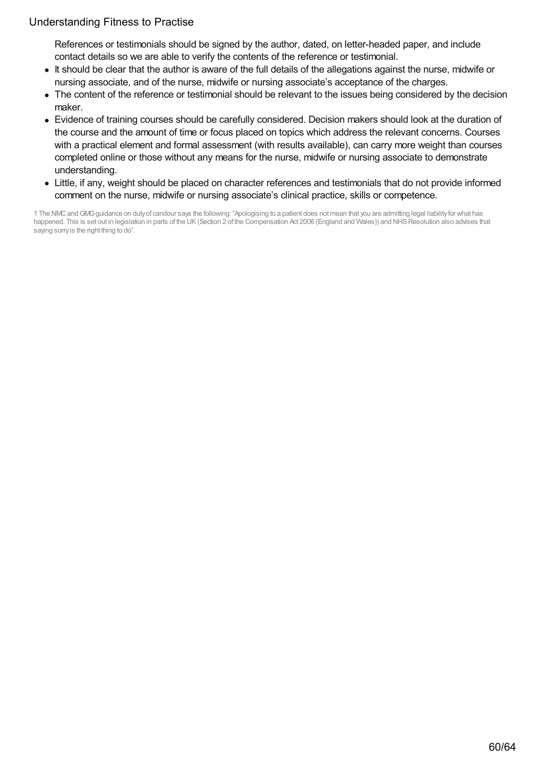References or testimonials should be signed by the author, dated, on letter-headed paper, and include contact details so we are able to verify the contents of the reference or testimonial.

- It should be clear that the author is aware of the full details of the allegations against the nurse, midwife or nursing associate, and of the nurse, midwife or nursing associate's acceptance of the charges.
- The content of the reference or testimonial should be relevant to the issues being considered by the decision maker.
- Evidence of training courses should be carefully considered. Decision makers should look at the duration of the course and the amount of time or focus placed on topics which address the relevant concerns. Courses with a practical element and formal assessment (with results available), can carry more weight than courses completed online or those without any means for the nurse, midwife or nursing associate to demonstrate understanding.
- Little, if any, weight should be placed on character references and testimonials that do not provide informed comment on the nurse, midwife or nursing associate's clinical practice, skills or competence.

1 The NMC and GMC guidance on duty of candour says the following: "Apologising to a patient does not mean that you are admitting legal liability for what has happened. This is set out in legislation in parts of the UK (Section 2 of the Compensation Act 2006 (England and Wales)) and NHS Resolution also advises that saying sorry is the right thing to do".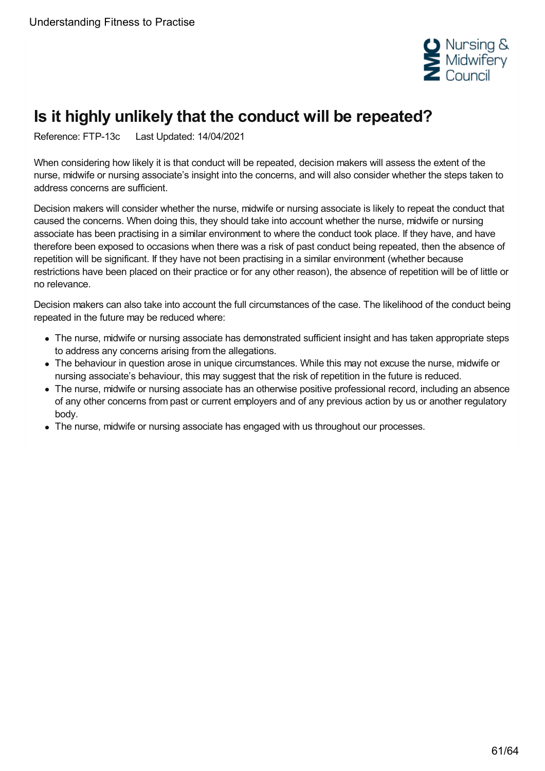# Is it highly unlikely that the conduct will be repeated?

Reference: FTP-13c Last Updated: 14/04/2021

When considering how likely it is that conduct will be repeated, decision makers will assess the extent of the nurse, midwife or nursing associate's insight into the concerns, and will also consider whether the steps taken to address concerns are sufficient.

Decision makers will consider whether the nurse, midwife or nursing associate is likely to repeat the conduct that caused the concerns. When doing this, they should take into account whether the nurse, midwife or nursing associate has been practising in a similar environment to where the conduct took place. If they have, and have therefore been exposed to occasions when there was a risk of past conduct being repeated, then the absence of repetition will be significant. If they have not been practising in a similar environment (whether because restrictions have been placed on their practice or for any other reason), the absence of repetition will be of little or no relevance.

Decision makers can also take into account the full circumstances of the case. The likelihood of the conduct being repeated in the future may be reduced where:

- The nurse, midwife or nursing associate has demonstrated sufficient insight and has taken appropriate steps to address any concerns arising from the allegations.
- The behaviour in question arose in unique circumstances. While this may not excuse the nurse, midwife or nursing associate's behaviour, this may suggest that the risk of repetition in the future is reduced.
- The nurse, midwife or nursing associate has an otherwise positive professional record, including an absence of any other concerns from past or current employers and of any previous action by us or another regulatory body.
- The nurse, midwife or nursing associate has engaged with us throughout our processes.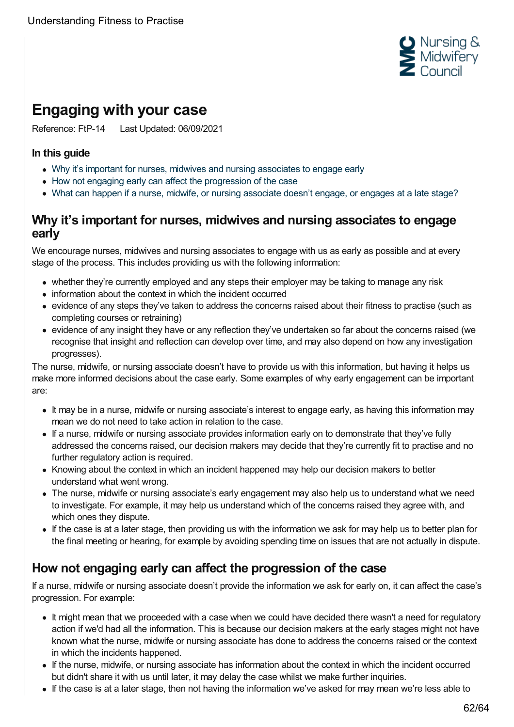# Engaging with your case

Reference: FtP-14 Last Updated: 06/09/2021

**In this guide**

- Why it's important for nurses, midwives and nursing associates to engage early
- How not engaging early can affect the progression of the case
- What can happen if a nurse, midwife, or nursing associate doesn't engage, or engages at a late stage?

## Why it's important for nurses, midwives and nursing associates to engage early

We encourage nurses, midwives and nursing associates to engage with us as early as possible and at every stage of the process. This includes providing us with the following information:

- whether they're currently employed and any steps their employer may be taking to manage any risk
- information about the context in which the incident occurred
- evidence of any steps they've taken to address the concerns raised about their fitness to practise (such as completing courses or retraining)
- evidence of any insight they have or any reflection they've undertaken so far about the concerns raised (we recognise that insight and reflection can develop over time, and may also depend on how any investigation progresses).

The nurse, midwife, or nursing associate doesn't have to provide us with this information, but having it helps us make more informed decisions about the case early. Some examples of why early engagement can be important are:

- It may be in a nurse, midwife or nursing associate's interest to engage early, as having this information may mean we do not need to take action in relation to the case.
- If a nurse, midwife or nursing associate provides information early on to demonstrate that they've fully addressed the concerns raised, our decision makers may decide that they're currently fit to practise and no further regulatory action is required.
- Knowing about the context in which an incident happened may help our decision makers to better understand what went wrong.
- The nurse, midwife or nursing associate's early engagement may also help us to understand what we need to investigate. For example, it may help us understand which of the concerns raised they agree with, and which ones they dispute.
- If the case is at a later stage, then providing us with the information we ask for may help us to better plan for the final meeting or hearing, for example by avoiding spending time on issues that are not actually in dispute.

## How not engaging early can affect the progression of the case

If a nurse, midwife or nursing associate doesn't provide the information we ask for early on, it can affect the case's progression. For example:

- It might mean that we proceeded with a case when we could have decided there wasn't a need for regulatory action if we'd had all the information. This is because our decision makers at the early stages might not have known what the nurse, midwife or nursing associate has done to address the concerns raised or the context in which the incidents happened.
- If the nurse, midwife, or nursing associate has information about the context in which the incident occurred but didn't share it with us until later, it may delay the case whilst we make further inquiries.
- If the case is at a later stage, then not having the information we've asked for may mean we're less able to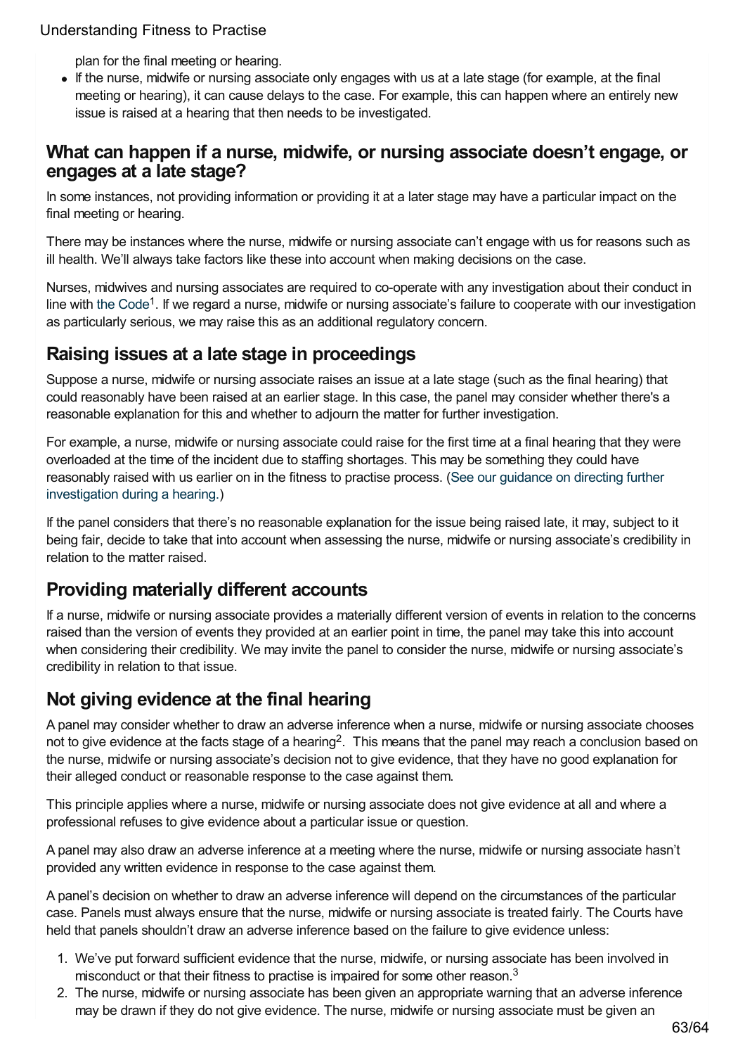plan for the final meeting or hearing.
- If the nurse, midwife or nursing associate only engages with us at a late stage (for example, at the final meeting or hearing), it can cause delays to the case. For example, this can happen where an entirely new issue is raised at a hearing that then needs to be investigated.

## What can happen if a nurse, midwife, or nursing associate doesn't engage, or engages at a late stage?

In some instances, not providing information or providing it at a later stage may have a particular impact on the final meeting or hearing.

There may be instances where the nurse, midwife or nursing associate can't engage with us for reasons such as ill health. We'll always take factors like these into account when making decisions on the case.

Nurses, midwives and nursing associates are required to co-operate with any investigation about their conduct in line with the Code[1]. If we regard a nurse, midwife or nursing associate's failure to cooperate with our investigation as particularly serious, we may raise this as an additional regulatory concern.

## Raising issues at a late stage in proceedings

Suppose a nurse, midwife or nursing associate raises an issue at a late stage (such as the final hearing) that could reasonably have been raised at an earlier stage. In this case, the panel may consider whether there's a reasonable explanation for this and whether to adjourn the matter for further investigation.

For example, a nurse, midwife or nursing associate could raise for the first time at a final hearing that they were overloaded at the time of the incident due to staffing shortages. This may be something they could have reasonably raised with us earlier on in the fitness to practise process. (See our guidance on directing further investigation during a hearing.)

If the panel considers that there's no reasonable explanation for the issue being raised late, it may, subject to it being fair, decide to take that into account when assessing the nurse, midwife or nursing associate's credibility in relation to the matter raised.

## Providing materially different accounts

If a nurse, midwife or nursing associate provides a materially different version of events in relation to the concerns raised than the version of events they provided at an earlier point in time, the panel may take this into account when considering their credibility. We may invite the panel to consider the nurse, midwife or nursing associate's credibility in relation to that issue.

## Not giving evidence at the final hearing

A panel may consider whether to draw an adverse inference when a nurse, midwife or nursing associate chooses not to give evidence at the facts stage of a hearing[2]. This means that the panel may reach a conclusion based on the nurse, midwife or nursing associate's decision not to give evidence, that they have no good explanation for their alleged conduct or reasonable response to the case against them.

This principle applies where a nurse, midwife or nursing associate does not give evidence at all and where a professional refuses to give evidence about a particular issue or question.

A panel may also draw an adverse inference at a meeting where the nurse, midwife or nursing associate hasn't provided any written evidence in response to the case against them.

A panel's decision on whether to draw an adverse inference will depend on the circumstances of the particular case. Panels must always ensure that the nurse, midwife or nursing associate is treated fairly. The Courts have held that panels shouldn't draw an adverse inference based on the failure to give evidence unless:

1. We've put forward sufficient evidence that the nurse, midwife, or nursing associate has been involved in misconduct or that their fitness to practise is impaired for some other reason.[3]
2. The nurse, midwife or nursing associate has been given an appropriate warning that an adverse inference may be drawn if they do not give evidence. The nurse, midwife or nursing associate must be given an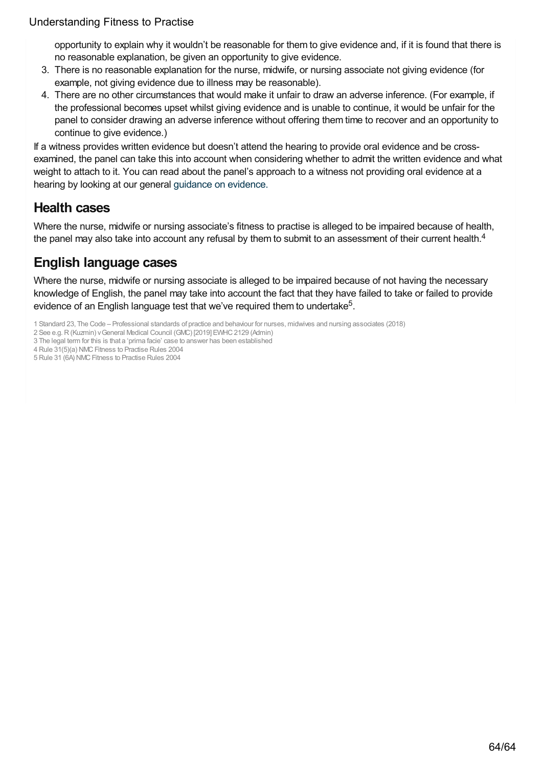opportunity to explain why it wouldn't be reasonable for them to give evidence and, if it is found that there is no reasonable explanation, be given an opportunity to give evidence.

3. There is no reasonable explanation for the nurse, midwife, or nursing associate not giving evidence (for example, not giving evidence due to illness may be reasonable).
4. There are no other circumstances that would make it unfair to draw an adverse inference. (For example, if the professional becomes upset whilst giving evidence and is unable to continue, it would be unfair for the panel to consider drawing an adverse inference without offering them time to recover and an opportunity to continue to give evidence.)

If a witness provides written evidence but doesn't attend the hearing to provide oral evidence and be cross-examined, the panel can take this into account when considering whether to admit the written evidence and what weight to attach to it. You can read about the panel's approach to a witness not providing oral evidence at a hearing by looking at our general guidance on evidence.

## Health cases

Where the nurse, midwife or nursing associate's fitness to practise is alleged to be impaired because of health, the panel may also take into account any refusal by them to submit to an assessment of their current health.[4]

## English language cases

Where the nurse, midwife or nursing associate is alleged to be impaired because of not having the necessary knowledge of English, the panel may take into account the fact that they have failed to take or failed to provide evidence of an English language test that we've required them to undertake[5].

1 Standard 23, The Code – Professional standards of practice and behaviour for nurses, midwives and nursing associates (2018)
2 See e.g. R (Kuzmin) v General Medical Council (GMC) [2019] EWHC 2129 (Admin)
3 The legal term for this is that a 'prima facie' case to answer has been established
4 Rule 31(5)(a) NMC Fitness to Practise Rules 2004
5 Rule 31 (6A) NMC Fitness to Practise Rules 2004